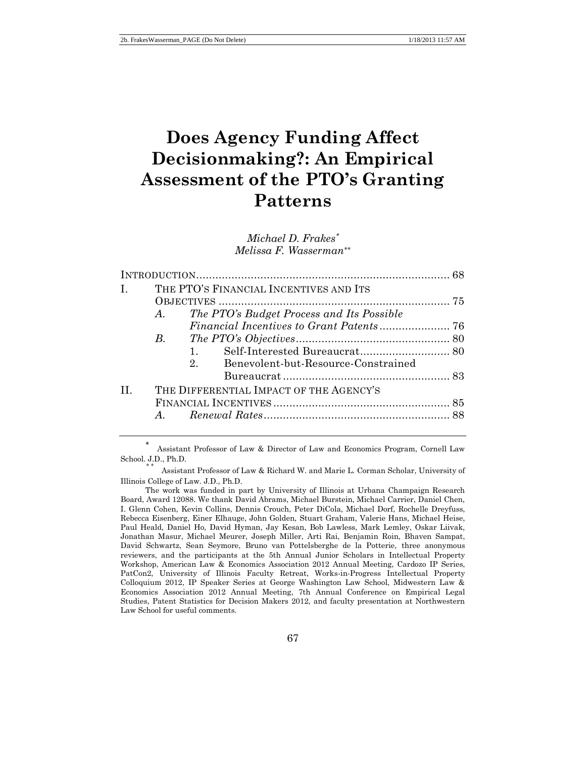# Does Agency Funding Affect Decisionmaking?: An Empirical Assessment of the PTO's Granting Patterns

*Michael D. Frakes*[*]
*Melissa F. Wasserman*[**]

| | | | | |
|---|---|---|---|---|
| INTRODUCTION | | | | 68 |
| I. | THE PTO'S FINANCIAL INCENTIVES AND ITS OBJECTIVES | | | 75 |
| | *A.* | *The PTO's Budget Process and Its Possible Financial Incentives to Grant Patents* | | 76 |
| | *B.* | *The PTO's Objectives* | | 80 |
| | | 1. | Self-Interested Bureaucrat | 80 |
| | | 2. | Benevolent-but-Resource-Constrained Bureaucrat | 83 |
| II. | THE DIFFERENTIAL IMPACT OF THE AGENCY'S FINANCIAL INCENTIVES | | | 85 |
| | *A.* | *Renewal Rates* | | 88 |

[*] Assistant Professor of Law & Director of Law and Economics Program, Cornell Law School. J.D., Ph.D.

[**] Assistant Professor of Law & Richard W. and Marie L. Corman Scholar, University of Illinois College of Law. J.D., Ph.D.

The work was funded in part by University of Illinois at Urbana Champaign Research Board, Award 12088. We thank David Abrams, Michael Burstein, Michael Carrier, Daniel Chen, I. Glenn Cohen, Kevin Collins, Dennis Crouch, Peter DiCola, Michael Dorf, Rochelle Dreyfuss, Rebecca Eisenberg, Einer Elhauge, John Golden, Stuart Graham, Valerie Hans, Michael Heise, Paul Heald, Daniel Ho, David Hyman, Jay Kesan, Bob Lawless, Mark Lemley, Oskar Liivak, Jonathan Masur, Michael Meurer, Joseph Miller, Arti Rai, Benjamin Roin, Bhaven Sampat, David Schwartz, Sean Seymore, Bruno van Pottelsberghe de la Potterie, three anonymous reviewers, and the participants at the 5th Annual Junior Scholars in Intellectual Property Workshop, American Law & Economics Association 2012 Annual Meeting, Cardozo IP Series, PatCon2, University of Illinois Faculty Retreat, Works-in-Progress Intellectual Property Colloquium 2012, IP Speaker Series at George Washington Law School, Midwestern Law & Economics Association 2012 Annual Meeting, 7th Annual Conference on Empirical Legal Studies, Patent Statistics for Decision Makers 2012, and faculty presentation at Northwestern Law School for useful comments.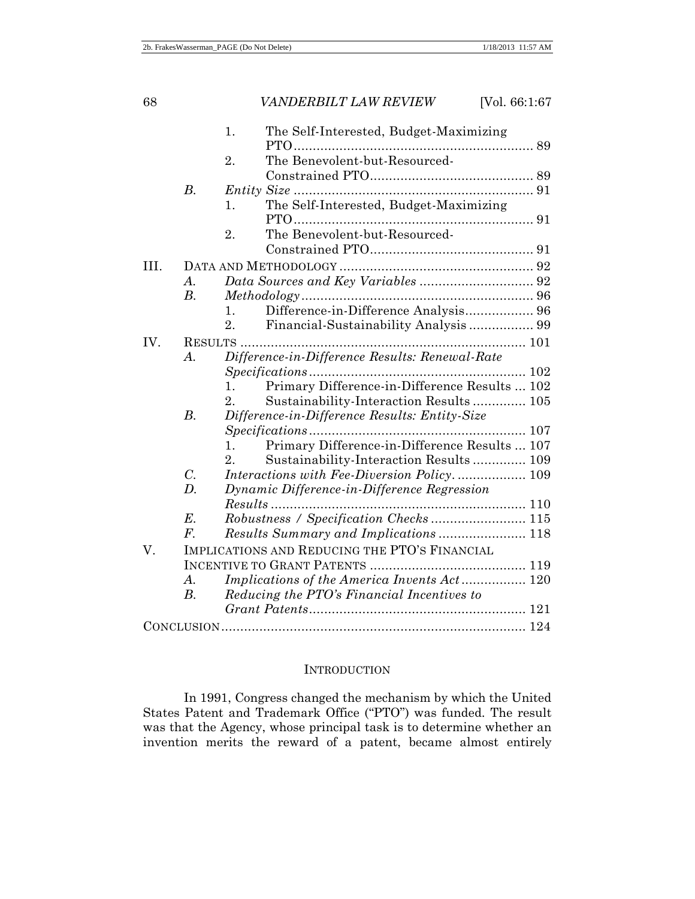1. The Self-Interested, Budget-Maximizing PTO ........ 89
2. The Benevolent-but-Resourced-Constrained PTO ........ 89

B. *Entity Size* ........ 91
1. The Self-Interested, Budget-Maximizing PTO ........ 91
2. The Benevolent-but-Resourced-Constrained PTO ........ 91

III. DATA AND METHODOLOGY ........ 92
A. *Data Sources and Key Variables* ........ 92
B. *Methodology* ........ 96
1. Difference-in-Difference Analysis ........ 96
2. Financial-Sustainability Analysis ........ 99

IV. RESULTS ........ 101
A. *Difference-in-Difference Results: Renewal-Rate Specifications* ........ 102
1. Primary Difference-in-Difference Results ........ 102
2. Sustainability-Interaction Results ........ 105

B. *Difference-in-Difference Results: Entity-Size Specifications* ........ 107
1. Primary Difference-in-Difference Results ........ 107
2. Sustainability-Interaction Results ........ 109

C. *Interactions with Fee-Diversion Policy.* ........ 109
D. *Dynamic Difference-in-Difference Regression Results* ........ 110
E. *Robustness / Specification Checks* ........ 115
F. *Results Summary and Implications* ........ 118

V. IMPLICATIONS AND REDUCING THE PTO'S FINANCIAL INCENTIVE TO GRANT PATENTS ........ 119
A. *Implications of the America Invents Act* ........ 120
B. *Reducing the PTO's Financial Incentives to Grant Patents* ........ 121

CONCLUSION ........ 124

## INTRODUCTION

In 1991, Congress changed the mechanism by which the United States Patent and Trademark Office ("PTO") was funded. The result was that the Agency, whose principal task is to determine whether an invention merits the reward of a patent, became almost entirely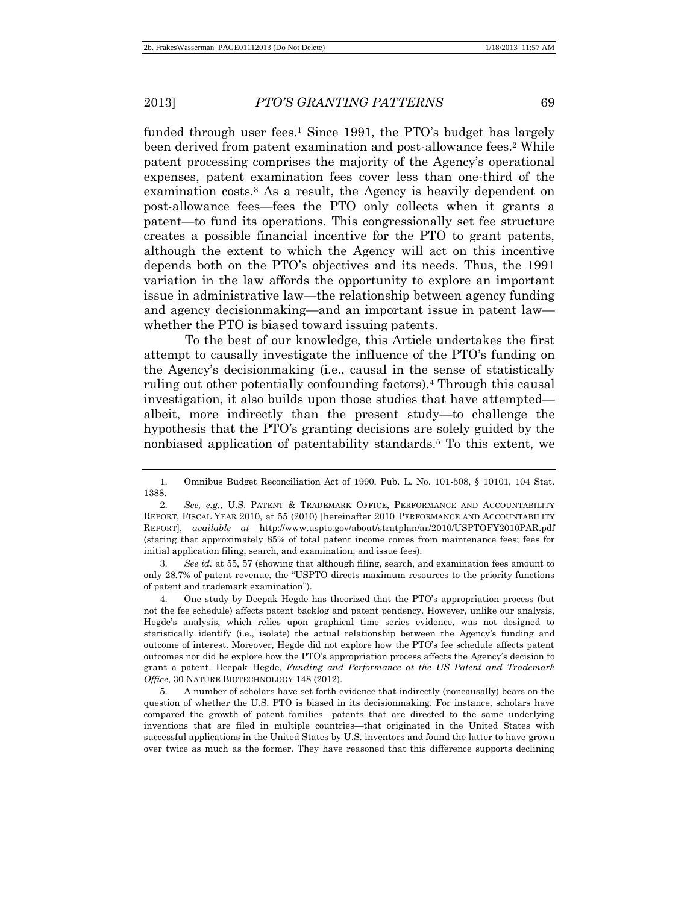funded through user fees.[1] Since 1991, the PTO's budget has largely been derived from patent examination and post-allowance fees.[2] While patent processing comprises the majority of the Agency's operational expenses, patent examination fees cover less than one-third of the examination costs.[3] As a result, the Agency is heavily dependent on post-allowance fees—fees the PTO only collects when it grants a patent—to fund its operations. This congressionally set fee structure creates a possible financial incentive for the PTO to grant patents, although the extent to which the Agency will act on this incentive depends both on the PTO's objectives and its needs. Thus, the 1991 variation in the law affords the opportunity to explore an important issue in administrative law—the relationship between agency funding and agency decisionmaking—and an important issue in patent law—whether the PTO is biased toward issuing patents.

To the best of our knowledge, this Article undertakes the first attempt to causally investigate the influence of the PTO's funding on the Agency's decisionmaking (i.e., causal in the sense of statistically ruling out other potentially confounding factors).[4] Through this causal investigation, it also builds upon those studies that have attempted—albeit, more indirectly than the present study—to challenge the hypothesis that the PTO's granting decisions are solely guided by the nonbiased application of patentability standards.[5] To this extent, we

---

1. Omnibus Budget Reconciliation Act of 1990, Pub. L. No. 101-508, § 10101, 104 Stat. 1388.

2. *See, e.g.*, U.S. PATENT & TRADEMARK OFFICE, PERFORMANCE AND ACCOUNTABILITY REPORT, FISCAL YEAR 2010, at 55 (2010) [hereinafter 2010 PERFORMANCE AND ACCOUNTABILITY REPORT], *available at* http://www.uspto.gov/about/stratplan/ar/2010/USPTOFY2010PAR.pdf (stating that approximately 85% of total patent income comes from maintenance fees; fees for initial application filing, search, and examination; and issue fees).

3. *See id.* at 55, 57 (showing that although filing, search, and examination fees amount to only 28.7% of patent revenue, the "USPTO directs maximum resources to the priority functions of patent and trademark examination").

4. One study by Deepak Hegde has theorized that the PTO's appropriation process (but not the fee schedule) affects patent backlog and patent pendency. However, unlike our analysis, Hegde's analysis, which relies upon graphical time series evidence, was not designed to statistically identify (i.e., isolate) the actual relationship between the Agency's funding and outcome of interest. Moreover, Hegde did not explore how the PTO's fee schedule affects patent outcomes nor did he explore how the PTO's appropriation process affects the Agency's decision to grant a patent. Deepak Hegde, *Funding and Performance at the US Patent and Trademark Office*, 30 NATURE BIOTECHNOLOGY 148 (2012).

5. A number of scholars have set forth evidence that indirectly (noncausally) bears on the question of whether the U.S. PTO is biased in its decisionmaking. For instance, scholars have compared the growth of patent families—patents that are directed to the same underlying inventions that are filed in multiple countries—that originated in the United States with successful applications in the United States by U.S. inventors and found the latter to have grown over twice as much as the former. They have reasoned that this difference supports declining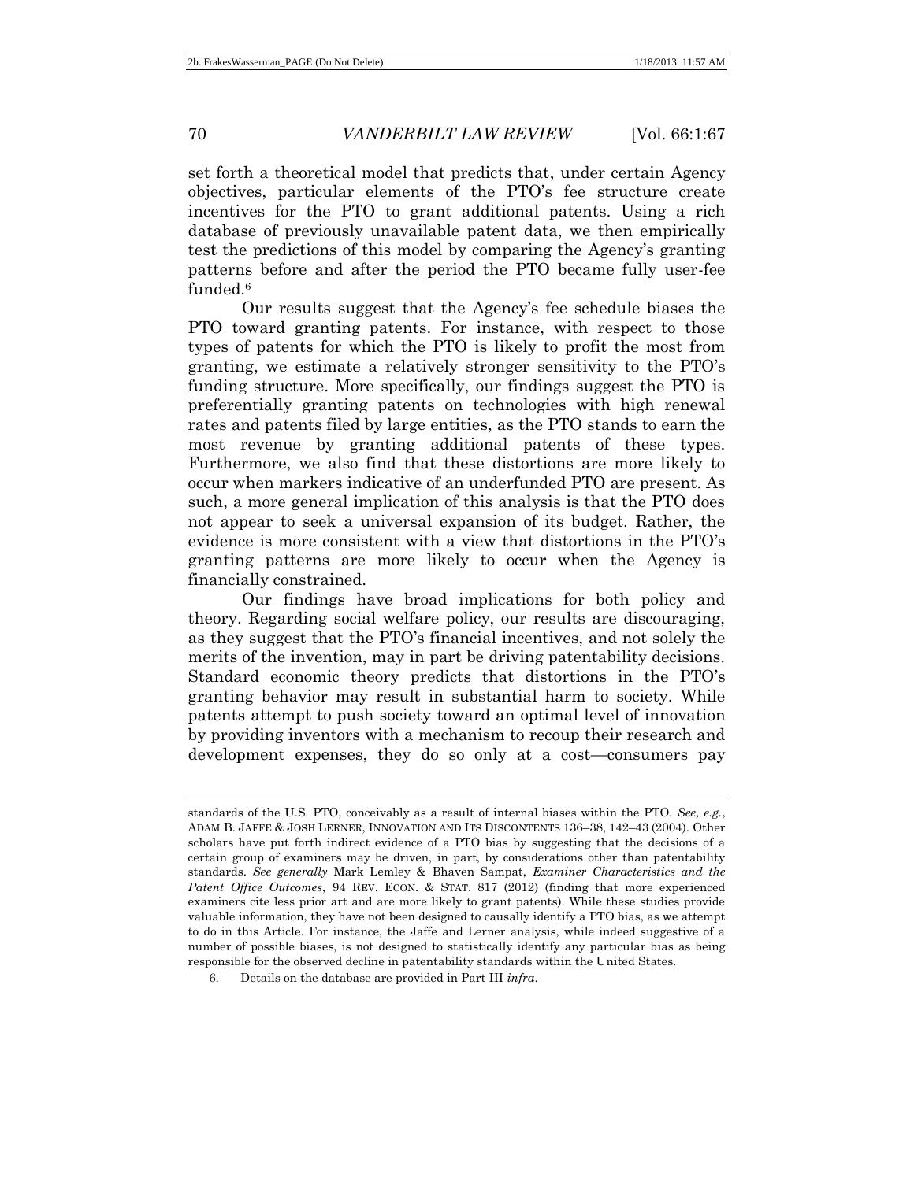set forth a theoretical model that predicts that, under certain Agency objectives, particular elements of the PTO's fee structure create incentives for the PTO to grant additional patents. Using a rich database of previously unavailable patent data, we then empirically test the predictions of this model by comparing the Agency's granting patterns before and after the period the PTO became fully user-fee funded.[6]

Our results suggest that the Agency's fee schedule biases the PTO toward granting patents. For instance, with respect to those types of patents for which the PTO is likely to profit the most from granting, we estimate a relatively stronger sensitivity to the PTO's funding structure. More specifically, our findings suggest the PTO is preferentially granting patents on technologies with high renewal rates and patents filed by large entities, as the PTO stands to earn the most revenue by granting additional patents of these types. Furthermore, we also find that these distortions are more likely to occur when markers indicative of an underfunded PTO are present. As such, a more general implication of this analysis is that the PTO does not appear to seek a universal expansion of its budget. Rather, the evidence is more consistent with a view that distortions in the PTO's granting patterns are more likely to occur when the Agency is financially constrained.

Our findings have broad implications for both policy and theory. Regarding social welfare policy, our results are discouraging, as they suggest that the PTO's financial incentives, and not solely the merits of the invention, may in part be driving patentability decisions. Standard economic theory predicts that distortions in the PTO's granting behavior may result in substantial harm to society. While patents attempt to push society toward an optimal level of innovation by providing inventors with a mechanism to recoup their research and development expenses, they do so only at a cost—consumers pay

---

standards of the U.S. PTO, conceivably as a result of internal biases within the PTO. *See, e.g.*, ADAM B. JAFFE & JOSH LERNER, INNOVATION AND ITS DISCONTENTS 136–38, 142–43 (2004). Other scholars have put forth indirect evidence of a PTO bias by suggesting that the decisions of a certain group of examiners may be driven, in part, by considerations other than patentability standards. *See generally* Mark Lemley & Bhaven Sampat, *Examiner Characteristics and the Patent Office Outcomes*, 94 REV. ECON. & STAT. 817 (2012) (finding that more experienced examiners cite less prior art and are more likely to grant patents). While these studies provide valuable information, they have not been designed to causally identify a PTO bias, as we attempt to do in this Article. For instance, the Jaffe and Lerner analysis, while indeed suggestive of a number of possible biases, is not designed to statistically identify any particular bias as being responsible for the observed decline in patentability standards within the United States.

6. Details on the database are provided in Part III *infra*.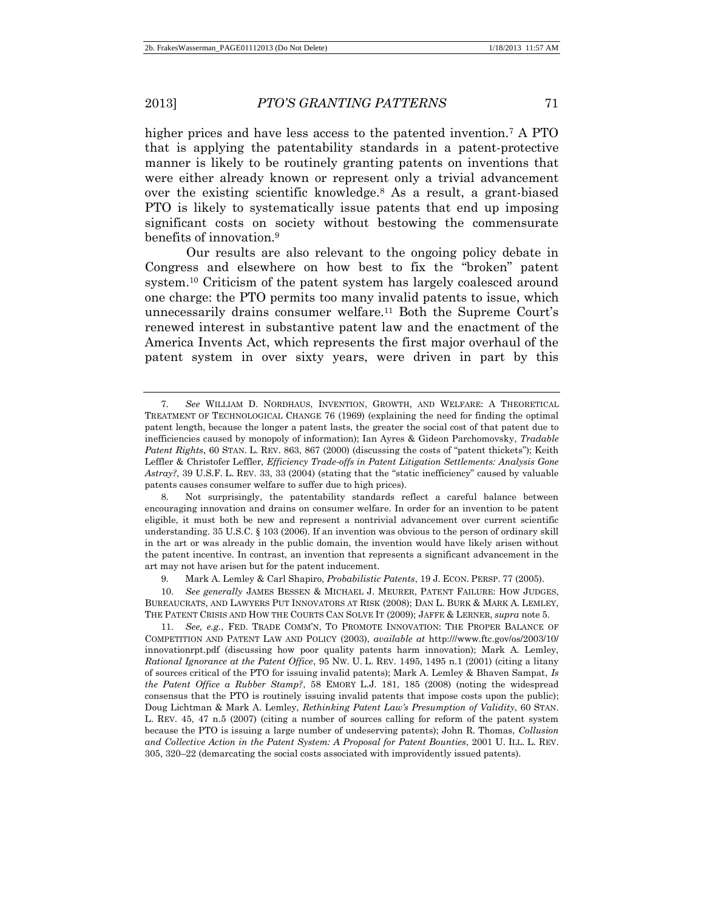higher prices and have less access to the patented invention.[7] A PTO that is applying the patentability standards in a patent-protective manner is likely to be routinely granting patents on inventions that were either already known or represent only a trivial advancement over the existing scientific knowledge.[8] As a result, a grant-biased PTO is likely to systematically issue patents that end up imposing significant costs on society without bestowing the commensurate benefits of innovation.[9]

Our results are also relevant to the ongoing policy debate in Congress and elsewhere on how best to fix the "broken" patent system.[10] Criticism of the patent system has largely coalesced around one charge: the PTO permits too many invalid patents to issue, which unnecessarily drains consumer welfare.[11] Both the Supreme Court's renewed interest in substantive patent law and the enactment of the America Invents Act, which represents the first major overhaul of the patent system in over sixty years, were driven in part by this

---

7. *See* WILLIAM D. NORDHAUS, INVENTION, GROWTH, AND WELFARE: A THEORETICAL TREATMENT OF TECHNOLOGICAL CHANGE 76 (1969) (explaining the need for finding the optimal patent length, because the longer a patent lasts, the greater the social cost of that patent due to inefficiencies caused by monopoly of information); Ian Ayres & Gideon Parchomovsky, *Tradable Patent Rights*, 60 STAN. L. REV. 863, 867 (2000) (discussing the costs of "patent thickets"); Keith Leffler & Christofer Leffler, *Efficiency Trade-offs in Patent Litigation Settlements: Analysis Gone Astray?*, 39 U.S.F. L. REV. 33, 33 (2004) (stating that the "static inefficiency" caused by valuable patents causes consumer welfare to suffer due to high prices).

8. Not surprisingly, the patentability standards reflect a careful balance between encouraging innovation and drains on consumer welfare. In order for an invention to be patent eligible, it must both be new and represent a nontrivial advancement over current scientific understanding. 35 U.S.C. § 103 (2006). If an invention was obvious to the person of ordinary skill in the art or was already in the public domain, the invention would have likely arisen without the patent incentive. In contrast, an invention that represents a significant advancement in the art may not have arisen but for the patent inducement.

9. Mark A. Lemley & Carl Shapiro, *Probabilistic Patents*, 19 J. ECON. PERSP. 77 (2005).

10. *See generally* JAMES BESSEN & MICHAEL J. MEURER, PATENT FAILURE: HOW JUDGES, BUREAUCRATS, AND LAWYERS PUT INNOVATORS AT RISK (2008); DAN L. BURK & MARK A. LEMLEY, THE PATENT CRISIS AND HOW THE COURTS CAN SOLVE IT (2009); JAFFE & LERNER, *supra* note 5.

11. *See, e.g.*, FED. TRADE COMM'N, TO PROMOTE INNOVATION: THE PROPER BALANCE OF COMPETITION AND PATENT LAW AND POLICY (2003), *available at* http:///www.ftc.gov/os/2003/10/innovationrpt.pdf (discussing how poor quality patents harm innovation); Mark A. Lemley, *Rational Ignorance at the Patent Office*, 95 NW. U. L. REV. 1495, 1495 n.1 (2001) (citing a litany of sources critical of the PTO for issuing invalid patents); Mark A. Lemley & Bhaven Sampat, *Is the Patent Office a Rubber Stamp?*, 58 EMORY L.J. 181, 185 (2008) (noting the widespread consensus that the PTO is routinely issuing invalid patents that impose costs upon the public); Doug Lichtman & Mark A. Lemley, *Rethinking Patent Law's Presumption of Validity*, 60 STAN. L. REV. 45, 47 n.5 (2007) (citing a number of sources calling for reform of the patent system because the PTO is issuing a large number of undeserving patents); John R. Thomas, *Collusion and Collective Action in the Patent System: A Proposal for Patent Bounties*, 2001 U. ILL. L. REV. 305, 320–22 (demarcating the social costs associated with improvidently issued patents).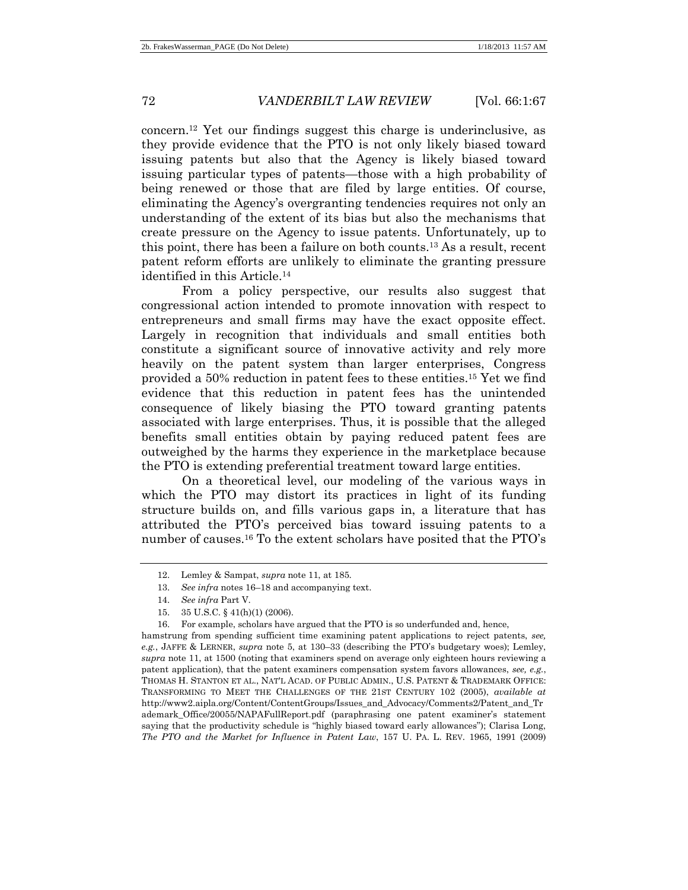concern.[12] Yet our findings suggest this charge is underinclusive, as they provide evidence that the PTO is not only likely biased toward issuing patents but also that the Agency is likely biased toward issuing particular types of patents—those with a high probability of being renewed or those that are filed by large entities. Of course, eliminating the Agency's overgranting tendencies requires not only an understanding of the extent of its bias but also the mechanisms that create pressure on the Agency to issue patents. Unfortunately, up to this point, there has been a failure on both counts.[13] As a result, recent patent reform efforts are unlikely to eliminate the granting pressure identified in this Article.[14]

From a policy perspective, our results also suggest that congressional action intended to promote innovation with respect to entrepreneurs and small firms may have the exact opposite effect. Largely in recognition that individuals and small entities both constitute a significant source of innovative activity and rely more heavily on the patent system than larger enterprises, Congress provided a 50% reduction in patent fees to these entities.[15] Yet we find evidence that this reduction in patent fees has the unintended consequence of likely biasing the PTO toward granting patents associated with large enterprises. Thus, it is possible that the alleged benefits small entities obtain by paying reduced patent fees are outweighed by the harms they experience in the marketplace because the PTO is extending preferential treatment toward large entities.

On a theoretical level, our modeling of the various ways in which the PTO may distort its practices in light of its funding structure builds on, and fills various gaps in, a literature that has attributed the PTO's perceived bias toward issuing patents to a number of causes.[16] To the extent scholars have posited that the PTO's

---

12. Lemley & Sampat, *supra* note 11, at 185.

13. *See infra* notes 16–18 and accompanying text.

14. *See infra* Part V.

15. 35 U.S.C. § 41(h)(1) (2006).

16. For example, scholars have argued that the PTO is so underfunded and, hence, hamstrung from spending sufficient time examining patent applications to reject patents, *see, e.g.*, JAFFE & LERNER, *supra* note 5, at 130–33 (describing the PTO's budgetary woes); Lemley, *supra* note 11, at 1500 (noting that examiners spend on average only eighteen hours reviewing a patent application), that the patent examiners compensation system favors allowances, *see, e.g.*, THOMAS H. STANTON ET AL., NAT'L ACAD. OF PUBLIC ADMIN., U.S. PATENT & TRADEMARK OFFICE: TRANSFORMING TO MEET THE CHALLENGES OF THE 21ST CENTURY 102 (2005), *available at* http://www2.aipla.org/Content/ContentGroups/Issues_and_Advocacy/Comments2/Patent_and_Trademark_Office/20055/NAPAFullReport.pdf (paraphrasing one patent examiner's statement saying that the productivity schedule is "highly biased toward early allowances"); Clarisa Long, *The PTO and the Market for Influence in Patent Law*, 157 U. PA. L. REV. 1965, 1991 (2009)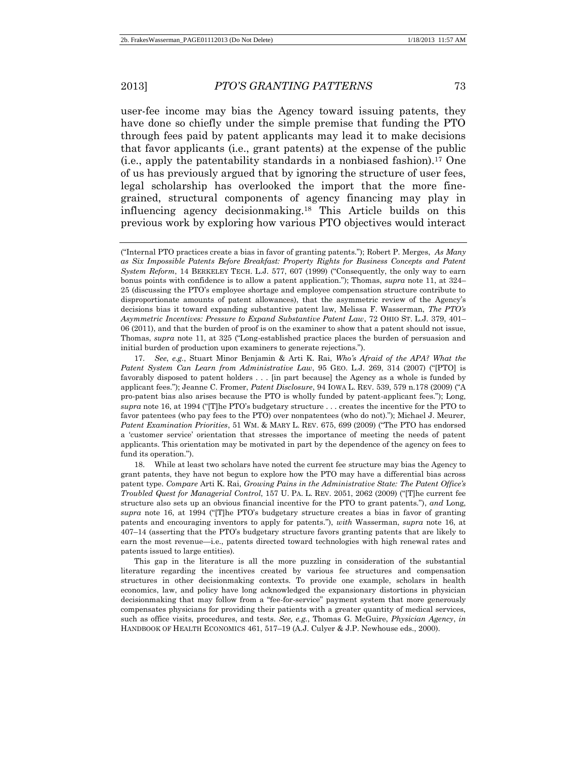user-fee income may bias the Agency toward issuing patents, they have done so chiefly under the simple premise that funding the PTO through fees paid by patent applicants may lead it to make decisions that favor applicants (i.e., grant patents) at the expense of the public (i.e., apply the patentability standards in a nonbiased fashion).[17] One of us has previously argued that by ignoring the structure of user fees, legal scholarship has overlooked the import that the more fine-grained, structural components of agency financing may play in influencing agency decisionmaking.[18] This Article builds on this previous work by exploring how various PTO objectives would interact

---

("Internal PTO practices create a bias in favor of granting patents."); Robert P. Merges, *As Many as Six Impossible Patents Before Breakfast: Property Rights for Business Concepts and Patent System Reform*, 14 BERKELEY TECH. L.J. 577, 607 (1999) ("Consequently, the only way to earn bonus points with confidence is to allow a patent application."); Thomas, *supra* note 11, at 324–25 (discussing the PTO's employee shortage and employee compensation structure contribute to disproportionate amounts of patent allowances), that the asymmetric review of the Agency's decisions bias it toward expanding substantive patent law, Melissa F. Wasserman, *The PTO's Asymmetric Incentives: Pressure to Expand Substantive Patent Law*, 72 OHIO ST. L.J. 379, 401–06 (2011), and that the burden of proof is on the examiner to show that a patent should not issue, Thomas, *supra* note 11, at 325 ("Long-established practice places the burden of persuasion and initial burden of production upon examiners to generate rejections.").

17. *See, e.g.*, Stuart Minor Benjamin & Arti K. Rai, *Who's Afraid of the APA? What the Patent System Can Learn from Administrative Law*, 95 GEO. L.J. 269, 314 (2007) ("[PTO] is favorably disposed to patent holders . . . [in part because] the Agency as a whole is funded by applicant fees."); Jeanne C. Fromer, *Patent Disclosure*, 94 IOWA L. REV. 539, 579 n.178 (2009) ("A pro-patent bias also arises because the PTO is wholly funded by patent-applicant fees."); Long, *supra* note 16, at 1994 ("[T]he PTO's budgetary structure . . . creates the incentive for the PTO to favor patentees (who pay fees to the PTO) over nonpatentees (who do not)."); Michael J. Meurer, *Patent Examination Priorities*, 51 WM. & MARY L. REV. 675, 699 (2009) ("The PTO has endorsed a 'customer service' orientation that stresses the importance of meeting the needs of patent applicants. This orientation may be motivated in part by the dependence of the agency on fees to fund its operation.").

18. While at least two scholars have noted the current fee structure may bias the Agency to grant patents, they have not begun to explore how the PTO may have a differential bias across patent type. *Compare* Arti K. Rai, *Growing Pains in the Administrative State: The Patent Office's Troubled Quest for Managerial Control*, 157 U. PA. L. REV. 2051, 2062 (2009) ("[T]he current fee structure also sets up an obvious financial incentive for the PTO to grant patents."), *and* Long, *supra* note 16, at 1994 ("[T]he PTO's budgetary structure creates a bias in favor of granting patents and encouraging inventors to apply for patents."), *with* Wasserman, *supra* note 16, at 407–14 (asserting that the PTO's budgetary structure favors granting patents that are likely to earn the most revenue—i.e., patents directed toward technologies with high renewal rates and patents issued to large entities).

This gap in the literature is all the more puzzling in consideration of the substantial literature regarding the incentives created by various fee structures and compensation structures in other decisionmaking contexts. To provide one example, scholars in health economics, law, and policy have long acknowledged the expansionary distortions in physician decisionmaking that may follow from a "fee-for-service" payment system that more generously compensates physicians for providing their patients with a greater quantity of medical services, such as office visits, procedures, and tests. *See, e.g.*, Thomas G. McGuire, *Physician Agency*, *in* HANDBOOK OF HEALTH ECONOMICS 461, 517–19 (A.J. Culyer & J.P. Newhouse eds., 2000).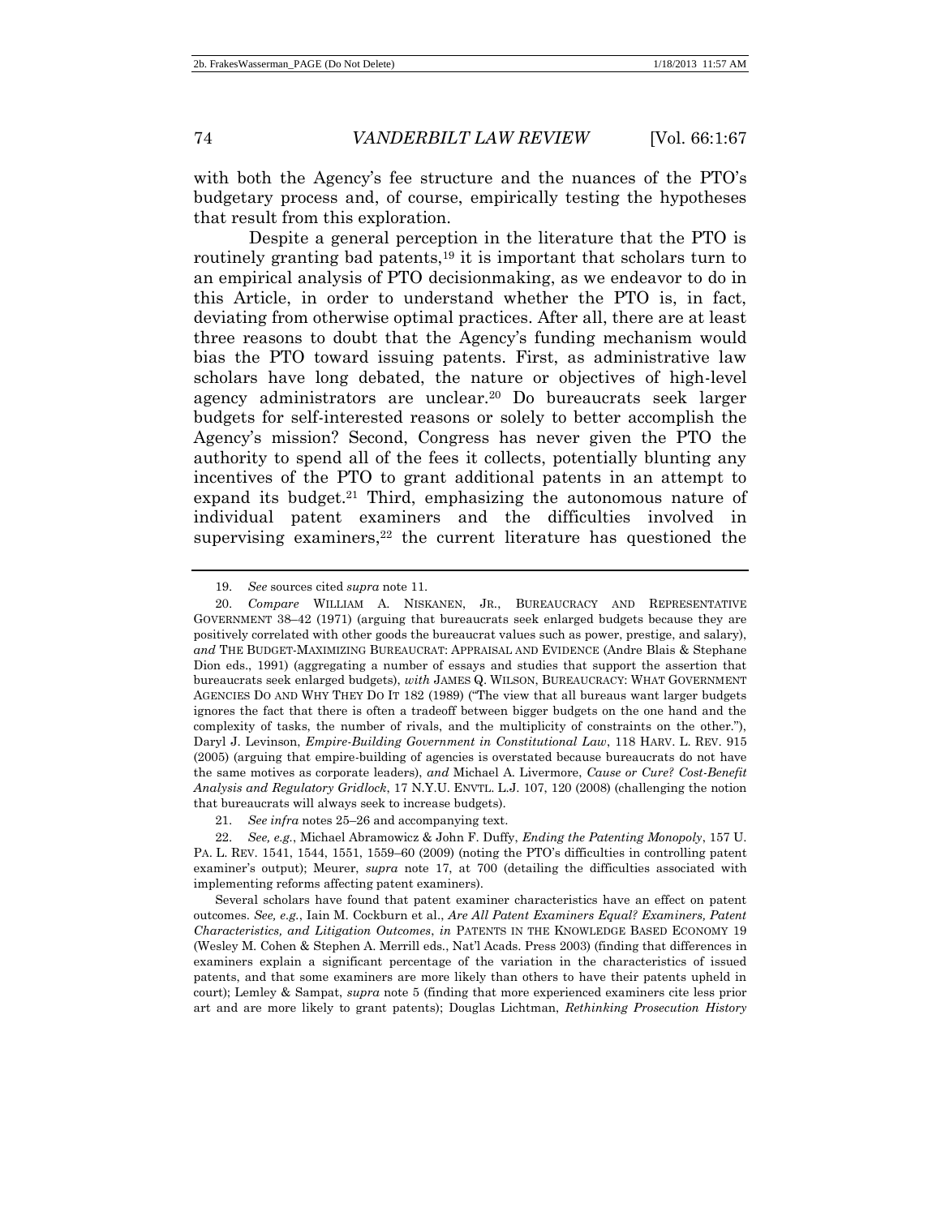with both the Agency's fee structure and the nuances of the PTO's budgetary process and, of course, empirically testing the hypotheses that result from this exploration.

Despite a general perception in the literature that the PTO is routinely granting bad patents,[19] it is important that scholars turn to an empirical analysis of PTO decisionmaking, as we endeavor to do in this Article, in order to understand whether the PTO is, in fact, deviating from otherwise optimal practices. After all, there are at least three reasons to doubt that the Agency's funding mechanism would bias the PTO toward issuing patents. First, as administrative law scholars have long debated, the nature or objectives of high-level agency administrators are unclear.[20] Do bureaucrats seek larger budgets for self-interested reasons or solely to better accomplish the Agency's mission? Second, Congress has never given the PTO the authority to spend all of the fees it collects, potentially blunting any incentives of the PTO to grant additional patents in an attempt to expand its budget.[21] Third, emphasizing the autonomous nature of individual patent examiners and the difficulties involved in supervising examiners,[22] the current literature has questioned the

---

19. *See* sources cited *supra* note 11.

20. *Compare* WILLIAM A. NISKANEN, JR., BUREAUCRACY AND REPRESENTATIVE GOVERNMENT 38–42 (1971) (arguing that bureaucrats seek enlarged budgets because they are positively correlated with other goods the bureaucrat values such as power, prestige, and salary), *and* THE BUDGET-MAXIMIZING BUREAUCRAT: APPRAISAL AND EVIDENCE (Andre Blais & Stephane Dion eds., 1991) (aggregating a number of essays and studies that support the assertion that bureaucrats seek enlarged budgets), *with* JAMES Q. WILSON, BUREAUCRACY: WHAT GOVERNMENT AGENCIES DO AND WHY THEY DO IT 182 (1989) ("The view that all bureaus want larger budgets ignores the fact that there is often a tradeoff between bigger budgets on the one hand and the complexity of tasks, the number of rivals, and the multiplicity of constraints on the other."), Daryl J. Levinson, *Empire-Building Government in Constitutional Law*, 118 HARV. L. REV. 915 (2005) (arguing that empire-building of agencies is overstated because bureaucrats do not have the same motives as corporate leaders), *and* Michael A. Livermore, *Cause or Cure? Cost-Benefit Analysis and Regulatory Gridlock*, 17 N.Y.U. ENVTL. L.J. 107, 120 (2008) (challenging the notion that bureaucrats will always seek to increase budgets).

21. *See infra* notes 25–26 and accompanying text.

22. *See, e.g.*, Michael Abramowicz & John F. Duffy, *Ending the Patenting Monopoly*, 157 U. PA. L. REV. 1541, 1544, 1551, 1559–60 (2009) (noting the PTO's difficulties in controlling patent examiner's output); Meurer, *supra* note 17, at 700 (detailing the difficulties associated with implementing reforms affecting patent examiners).

Several scholars have found that patent examiner characteristics have an effect on patent outcomes. *See, e.g.*, Iain M. Cockburn et al., *Are All Patent Examiners Equal? Examiners, Patent Characteristics, and Litigation Outcomes*, *in* PATENTS IN THE KNOWLEDGE BASED ECONOMY 19 (Wesley M. Cohen & Stephen A. Merrill eds., Nat'l Acads. Press 2003) (finding that differences in examiners explain a significant percentage of the variation in the characteristics of issued patents, and that some examiners are more likely than others to have their patents upheld in court); Lemley & Sampat, *supra* note 5 (finding that more experienced examiners cite less prior art and are more likely to grant patents); Douglas Lichtman, *Rethinking Prosecution History*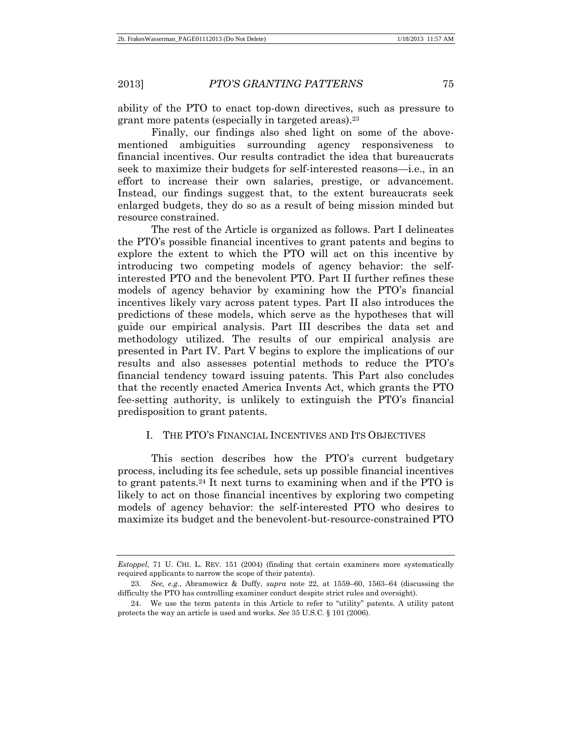ability of the PTO to enact top-down directives, such as pressure to grant more patents (especially in targeted areas).[23]

Finally, our findings also shed light on some of the above-mentioned ambiguities surrounding agency responsiveness to financial incentives. Our results contradict the idea that bureaucrats seek to maximize their budgets for self-interested reasons—i.e., in an effort to increase their own salaries, prestige, or advancement. Instead, our findings suggest that, to the extent bureaucrats seek enlarged budgets, they do so as a result of being mission minded but resource constrained.

The rest of the Article is organized as follows. Part I delineates the PTO's possible financial incentives to grant patents and begins to explore the extent to which the PTO will act on this incentive by introducing two competing models of agency behavior: the self-interested PTO and the benevolent PTO. Part II further refines these models of agency behavior by examining how the PTO's financial incentives likely vary across patent types. Part II also introduces the predictions of these models, which serve as the hypotheses that will guide our empirical analysis. Part III describes the data set and methodology utilized. The results of our empirical analysis are presented in Part IV. Part V begins to explore the implications of our results and also assesses potential methods to reduce the PTO's financial tendency toward issuing patents. This Part also concludes that the recently enacted America Invents Act, which grants the PTO fee-setting authority, is unlikely to extinguish the PTO's financial predisposition to grant patents.

## I. THE PTO'S FINANCIAL INCENTIVES AND ITS OBJECTIVES

This section describes how the PTO's current budgetary process, including its fee schedule, sets up possible financial incentives to grant patents.[24] It next turns to examining when and if the PTO is likely to act on those financial incentives by exploring two competing models of agency behavior: the self-interested PTO who desires to maximize its budget and the benevolent-but-resource-constrained PTO

---

*Estoppel*, 71 U. CHI. L. REV. 151 (2004) (finding that certain examiners more systematically required applicants to narrow the scope of their patents).

23. *See, e.g.*, Abramowicz & Duffy, *supra* note 22, at 1559–60, 1563–64 (discussing the difficulty the PTO has controlling examiner conduct despite strict rules and oversight).

24. We use the term patents in this Article to refer to "utility" patents. A utility patent protects the way an article is used and works. *See* 35 U.S.C. § 101 (2006).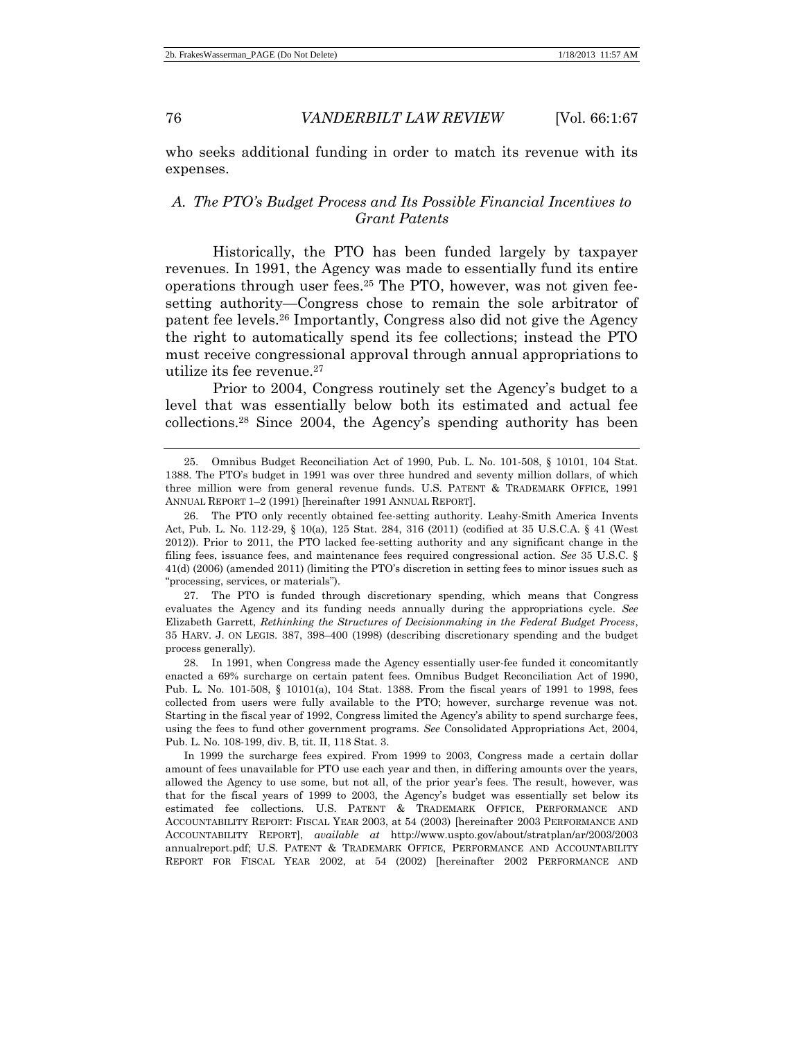who seeks additional funding in order to match its revenue with its expenses.

### *A. The PTO's Budget Process and Its Possible Financial Incentives to Grant Patents*

Historically, the PTO has been funded largely by taxpayer revenues. In 1991, the Agency was made to essentially fund its entire operations through user fees.[25] The PTO, however, was not given fee-setting authority—Congress chose to remain the sole arbitrator of patent fee levels.[26] Importantly, Congress also did not give the Agency the right to automatically spend its fee collections; instead the PTO must receive congressional approval through annual appropriations to utilize its fee revenue.[27]

Prior to 2004, Congress routinely set the Agency's budget to a level that was essentially below both its estimated and actual fee collections.[28] Since 2004, the Agency's spending authority has been

---

25. Omnibus Budget Reconciliation Act of 1990, Pub. L. No. 101-508, § 10101, 104 Stat. 1388. The PTO's budget in 1991 was over three hundred and seventy million dollars, of which three million were from general revenue funds. U.S. PATENT & TRADEMARK OFFICE, 1991 ANNUAL REPORT 1–2 (1991) [hereinafter 1991 ANNUAL REPORT].

26. The PTO only recently obtained fee-setting authority. Leahy-Smith America Invents Act, Pub. L. No. 112-29, § 10(a), 125 Stat. 284, 316 (2011) (codified at 35 U.S.C.A. § 41 (West 2012)). Prior to 2011, the PTO lacked fee-setting authority and any significant change in the filing fees, issuance fees, and maintenance fees required congressional action. *See* 35 U.S.C. § 41(d) (2006) (amended 2011) (limiting the PTO's discretion in setting fees to minor issues such as "processing, services, or materials").

27. The PTO is funded through discretionary spending, which means that Congress evaluates the Agency and its funding needs annually during the appropriations cycle. *See* Elizabeth Garrett, *Rethinking the Structures of Decisionmaking in the Federal Budget Process*, 35 HARV. J. ON LEGIS. 387, 398–400 (1998) (describing discretionary spending and the budget process generally).

28. In 1991, when Congress made the Agency essentially user-fee funded it concomitantly enacted a 69% surcharge on certain patent fees. Omnibus Budget Reconciliation Act of 1990, Pub. L. No. 101-508, § 10101(a), 104 Stat. 1388. From the fiscal years of 1991 to 1998, fees collected from users were fully available to the PTO; however, surcharge revenue was not. Starting in the fiscal year of 1992, Congress limited the Agency's ability to spend surcharge fees, using the fees to fund other government programs. *See* Consolidated Appropriations Act, 2004, Pub. L. No. 108-199, div. B, tit. II, 118 Stat. 3.

In 1999 the surcharge fees expired. From 1999 to 2003, Congress made a certain dollar amount of fees unavailable for PTO use each year and then, in differing amounts over the years, allowed the Agency to use some, but not all, of the prior year's fees. The result, however, was that for the fiscal years of 1999 to 2003, the Agency's budget was essentially set below its estimated fee collections. U.S. PATENT & TRADEMARK OFFICE, PERFORMANCE AND ACCOUNTABILITY REPORT: FISCAL YEAR 2003, at 54 (2003) [hereinafter 2003 PERFORMANCE AND ACCOUNTABILITY REPORT], *available at* http://www.uspto.gov/about/stratplan/ar/2003/2003annualreport.pdf; U.S. PATENT & TRADEMARK OFFICE, PERFORMANCE AND ACCOUNTABILITY REPORT FOR FISCAL YEAR 2002, at 54 (2002) [hereinafter 2002 PERFORMANCE AND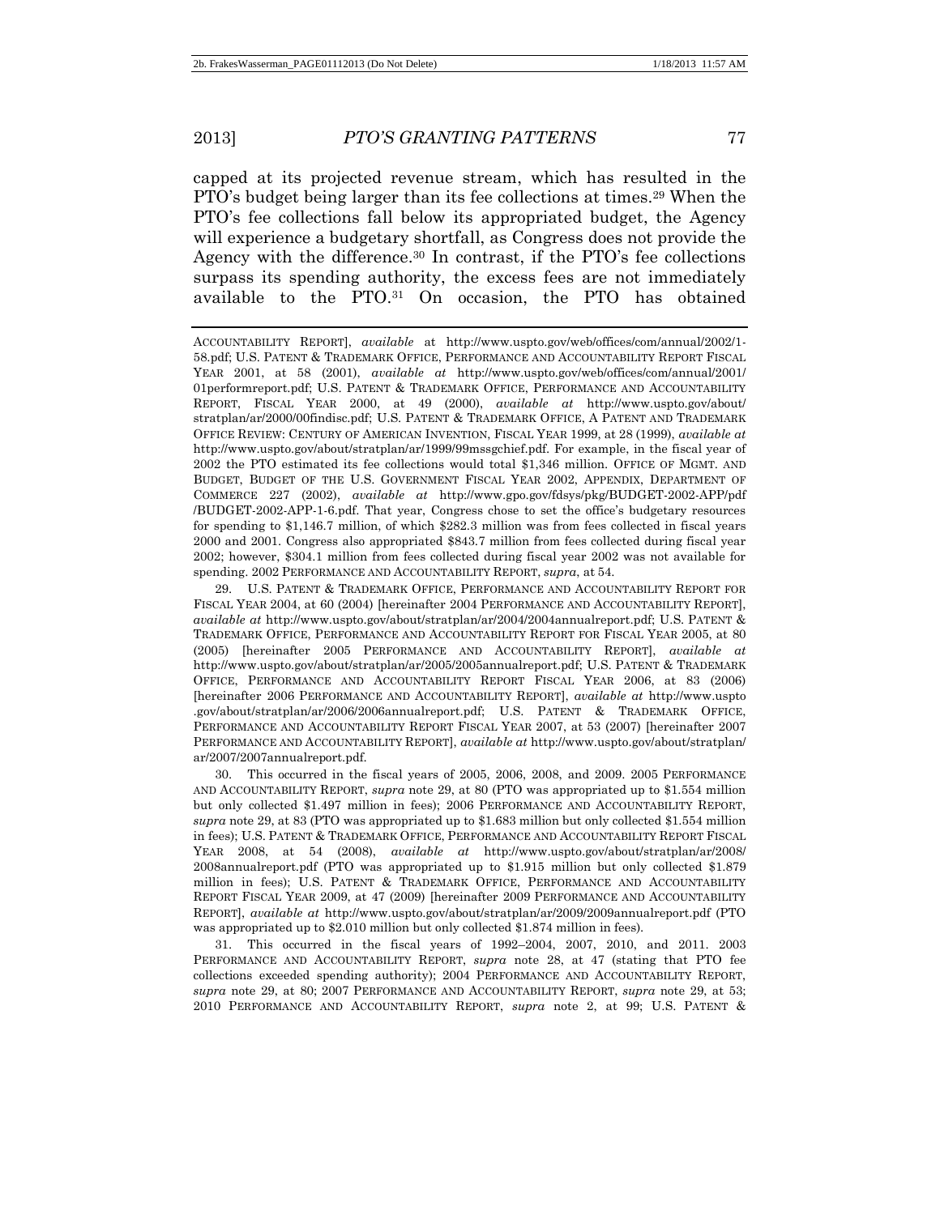capped at its projected revenue stream, which has resulted in the PTO's budget being larger than its fee collections at times.[29] When the PTO's fee collections fall below its appropriated budget, the Agency will experience a budgetary shortfall, as Congress does not provide the Agency with the difference.[30] In contrast, if the PTO's fee collections surpass its spending authority, the excess fees are not immediately available to the PTO.[31] On occasion, the PTO has obtained

ACCOUNTABILITY REPORT], *available* at http://www.uspto.gov/web/offices/com/annual/2002/1-58.pdf; U.S. PATENT & TRADEMARK OFFICE, PERFORMANCE AND ACCOUNTABILITY REPORT FISCAL YEAR 2001, at 58 (2001), *available at* http://www.uspto.gov/web/offices/com/annual/2001/01performreport.pdf; U.S. PATENT & TRADEMARK OFFICE, PERFORMANCE AND ACCOUNTABILITY REPORT, FISCAL YEAR 2000, at 49 (2000), *available at* http://www.uspto.gov/about/stratplan/ar/2000/00findisc.pdf; U.S. PATENT & TRADEMARK OFFICE, A PATENT AND TRADEMARK OFFICE REVIEW: CENTURY OF AMERICAN INVENTION, FISCAL YEAR 1999, at 28 (1999), *available at* http://www.uspto.gov/about/stratplan/ar/1999/99mssgchief.pdf. For example, in the fiscal year of 2002 the PTO estimated its fee collections would total $1,346 million. OFFICE OF MGMT. AND BUDGET, BUDGET OF THE U.S. GOVERNMENT FISCAL YEAR 2002, APPENDIX, DEPARTMENT OF COMMERCE 227 (2002), *available at* http://www.gpo.gov/fdsys/pkg/BUDGET-2002-APP/pdf/BUDGET-2002-APP-1-6.pdf. That year, Congress chose to set the office's budgetary resources for spending to $1,146.7 million, of which $282.3 million was from fees collected in fiscal years 2000 and 2001. Congress also appropriated $843.7 million from fees collected during fiscal year 2002; however, $304.1 million from fees collected during fiscal year 2002 was not available for spending. 2002 PERFORMANCE AND ACCOUNTABILITY REPORT, *supra*, at 54.

29. U.S. PATENT & TRADEMARK OFFICE, PERFORMANCE AND ACCOUNTABILITY REPORT FOR FISCAL YEAR 2004, at 60 (2004) [hereinafter 2004 PERFORMANCE AND ACCOUNTABILITY REPORT], *available at* http://www.uspto.gov/about/stratplan/ar/2004/2004annualreport.pdf; U.S. PATENT & TRADEMARK OFFICE, PERFORMANCE AND ACCOUNTABILITY REPORT FOR FISCAL YEAR 2005, at 80 (2005) [hereinafter 2005 PERFORMANCE AND ACCOUNTABILITY REPORT], *available at* http://www.uspto.gov/about/stratplan/ar/2005/2005annualreport.pdf; U.S. PATENT & TRADEMARK OFFICE, PERFORMANCE AND ACCOUNTABILITY REPORT FISCAL YEAR 2006, at 83 (2006) [hereinafter 2006 PERFORMANCE AND ACCOUNTABILITY REPORT], *available at* http://www.uspto.gov/about/stratplan/ar/2006/2006annualreport.pdf; U.S. PATENT & TRADEMARK OFFICE, PERFORMANCE AND ACCOUNTABILITY REPORT FISCAL YEAR 2007, at 53 (2007) [hereinafter 2007 PERFORMANCE AND ACCOUNTABILITY REPORT], *available at* http://www.uspto.gov/about/stratplan/ar/2007/2007annualreport.pdf.

30. This occurred in the fiscal years of 2005, 2006, 2008, and 2009. 2005 PERFORMANCE AND ACCOUNTABILITY REPORT, *supra* note 29, at 80 (PTO was appropriated up to $1.554 million but only collected $1.497 million in fees); 2006 PERFORMANCE AND ACCOUNTABILITY REPORT, *supra* note 29, at 83 (PTO was appropriated up to $1.683 million but only collected $1.554 million in fees); U.S. PATENT & TRADEMARK OFFICE, PERFORMANCE AND ACCOUNTABILITY REPORT FISCAL YEAR 2008, at 54 (2008), *available at* http://www.uspto.gov/about/stratplan/ar/2008/2008annualreport.pdf (PTO was appropriated up to $1.915 million but only collected $1.879 million in fees); U.S. PATENT & TRADEMARK OFFICE, PERFORMANCE AND ACCOUNTABILITY REPORT FISCAL YEAR 2009, at 47 (2009) [hereinafter 2009 PERFORMANCE AND ACCOUNTABILITY REPORT], *available at* http://www.uspto.gov/about/stratplan/ar/2009/2009annualreport.pdf (PTO was appropriated up to $2.010 million but only collected $1.874 million in fees).

31. This occurred in the fiscal years of 1992–2004, 2007, 2010, and 2011. 2003 PERFORMANCE AND ACCOUNTABILITY REPORT, *supra* note 28, at 47 (stating that PTO fee collections exceeded spending authority); 2004 PERFORMANCE AND ACCOUNTABILITY REPORT, *supra* note 29, at 80; 2007 PERFORMANCE AND ACCOUNTABILITY REPORT, *supra* note 29, at 53; 2010 PERFORMANCE AND ACCOUNTABILITY REPORT, *supra* note 2, at 99; U.S. PATENT &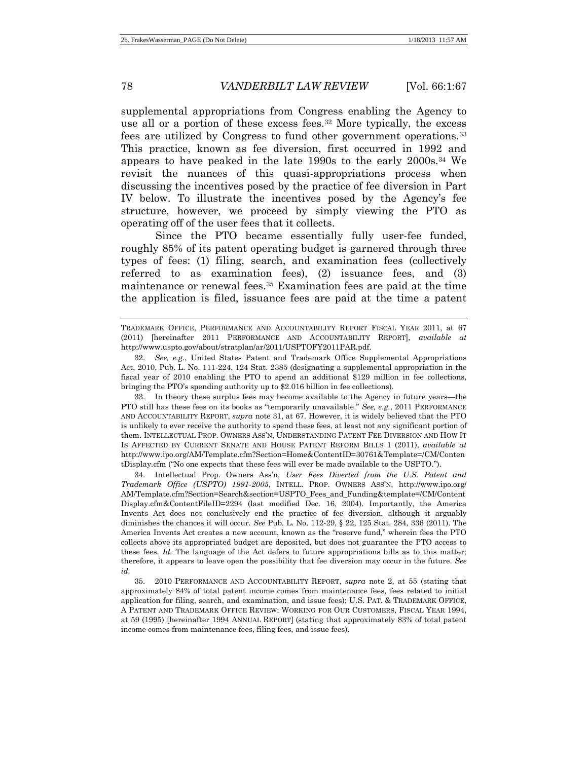supplemental appropriations from Congress enabling the Agency to use all or a portion of these excess fees.[32] More typically, the excess fees are utilized by Congress to fund other government operations.[33] This practice, known as fee diversion, first occurred in 1992 and appears to have peaked in the late 1990s to the early 2000s.[34] We revisit the nuances of this quasi-appropriations process when discussing the incentives posed by the practice of fee diversion in Part IV below. To illustrate the incentives posed by the Agency's fee structure, however, we proceed by simply viewing the PTO as operating off of the user fees that it collects.

Since the PTO became essentially fully user-fee funded, roughly 85% of its patent operating budget is garnered through three types of fees: (1) filing, search, and examination fees (collectively referred to as examination fees), (2) issuance fees, and (3) maintenance or renewal fees.[35] Examination fees are paid at the time the application is filed, issuance fees are paid at the time a patent

---

TRADEMARK OFFICE, PERFORMANCE AND ACCOUNTABILITY REPORT FISCAL YEAR 2011, at 67 (2011) [hereinafter 2011 PERFORMANCE AND ACCOUNTABILITY REPORT], *available at* http://www.uspto.gov/about/stratplan/ar/2011/USPTOFY2011PAR.pdf.

32. *See, e.g.*, United States Patent and Trademark Office Supplemental Appropriations Act, 2010, Pub. L. No. 111-224, 124 Stat. 2385 (designating a supplemental appropriation in the fiscal year of 2010 enabling the PTO to spend an additional $129 million in fee collections, bringing the PTO's spending authority up to $2.016 billion in fee collections).

33. In theory these surplus fees may become available to the Agency in future years—the PTO still has these fees on its books as "temporarily unavailable." *See, e.g.*, 2011 PERFORMANCE AND ACCOUNTABILITY REPORT, *supra* note 31, at 67. However, it is widely believed that the PTO is unlikely to ever receive the authority to spend these fees, at least not any significant portion of them. INTELLECTUAL PROP. OWNERS ASS'N, UNDERSTANDING PATENT FEE DIVERSION AND HOW IT IS AFFECTED BY CURRENT SENATE AND HOUSE PATENT REFORM BILLS 1 (2011), *available at* http://www.ipo.org/AM/Template.cfm?Section=Home&ContentID=30761&Template=/CM/ContentDisplay.cfm ("No one expects that these fees will ever be made available to the USPTO.").

34. Intellectual Prop. Owners Ass'n, *User Fees Diverted from the U.S. Patent and Trademark Office (USPTO) 1991-2005*, INTELL. PROP. OWNERS ASS'N, http://www.ipo.org/AM/Template.cfm?Section=Search&section=USPTO_Fees_and_Funding&template=/CM/ContentDisplay.cfm&ContentFileID=2294 (last modified Dec. 16, 2004). Importantly, the America Invents Act does not conclusively end the practice of fee diversion, although it arguably diminishes the chances it will occur. *See* Pub. L. No. 112-29, § 22, 125 Stat. 284, 336 (2011). The America Invents Act creates a new account, known as the "reserve fund," wherein fees the PTO collects above its appropriated budget are deposited, but does not guarantee the PTO access to these fees. *Id.* The language of the Act defers to future appropriations bills as to this matter; therefore, it appears to leave open the possibility that fee diversion may occur in the future. *See id.*

35. 2010 PERFORMANCE AND ACCOUNTABILITY REPORT, *supra* note 2, at 55 (stating that approximately 84% of total patent income comes from maintenance fees, fees related to initial application for filing, search, and examination, and issue fees); U.S. PAT. & TRADEMARK OFFICE, A PATENT AND TRADEMARK OFFICE REVIEW: WORKING FOR OUR CUSTOMERS, FISCAL YEAR 1994, at 59 (1995) [hereinafter 1994 ANNUAL REPORT] (stating that approximately 83% of total patent income comes from maintenance fees, filing fees, and issue fees).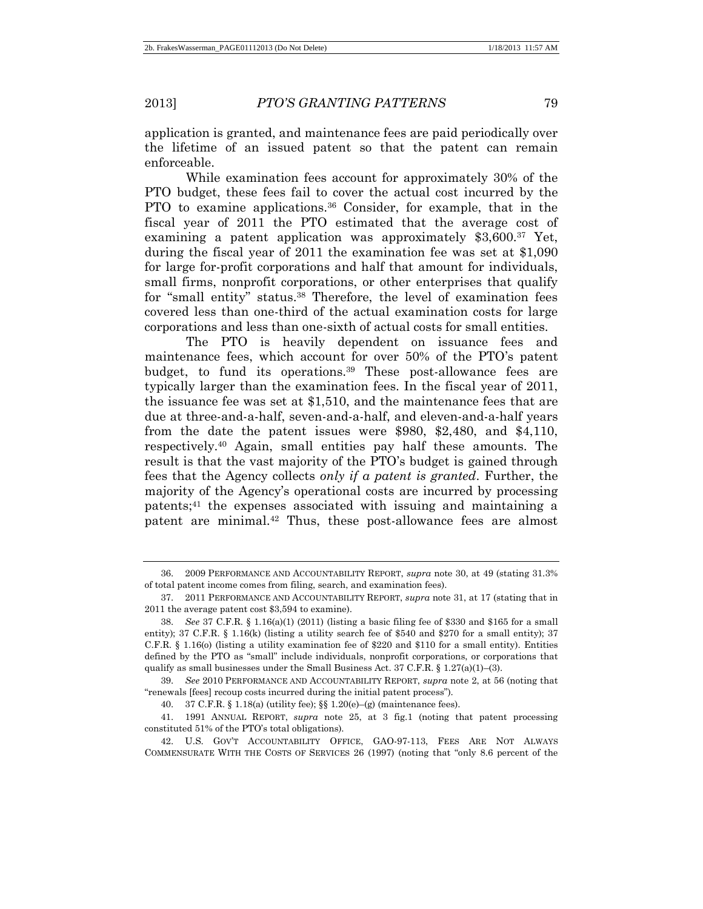application is granted, and maintenance fees are paid periodically over the lifetime of an issued patent so that the patent can remain enforceable.

While examination fees account for approximately 30% of the PTO budget, these fees fail to cover the actual cost incurred by the PTO to examine applications.[36] Consider, for example, that in the fiscal year of 2011 the PTO estimated that the average cost of examining a patent application was approximately $3,600.[37] Yet, during the fiscal year of 2011 the examination fee was set at $1,090 for large for-profit corporations and half that amount for individuals, small firms, nonprofit corporations, or other enterprises that qualify for "small entity" status.[38] Therefore, the level of examination fees covered less than one-third of the actual examination costs for large corporations and less than one-sixth of actual costs for small entities.

The PTO is heavily dependent on issuance fees and maintenance fees, which account for over 50% of the PTO's patent budget, to fund its operations.[39] These post-allowance fees are typically larger than the examination fees. In the fiscal year of 2011, the issuance fee was set at $1,510, and the maintenance fees that are due at three-and-a-half, seven-and-a-half, and eleven-and-a-half years from the date the patent issues were $980, $2,480, and $4,110, respectively.[40] Again, small entities pay half these amounts. The result is that the vast majority of the PTO's budget is gained through fees that the Agency collects *only if a patent is granted*. Further, the majority of the Agency's operational costs are incurred by processing patents;[41] the expenses associated with issuing and maintaining a patent are minimal.[42] Thus, these post-allowance fees are almost

---

36. 2009 PERFORMANCE AND ACCOUNTABILITY REPORT, *supra* note 30, at 49 (stating 31.3% of total patent income comes from filing, search, and examination fees).

37. 2011 PERFORMANCE AND ACCOUNTABILITY REPORT, *supra* note 31, at 17 (stating that in 2011 the average patent cost $3,594 to examine).

38. *See* 37 C.F.R. § 1.16(a)(1) (2011) (listing a basic filing fee of $330 and $165 for a small entity); 37 C.F.R. § 1.16(k) (listing a utility search fee of $540 and $270 for a small entity); 37 C.F.R. § 1.16(o) (listing a utility examination fee of $220 and $110 for a small entity). Entities defined by the PTO as "small" include individuals, nonprofit corporations, or corporations that qualify as small businesses under the Small Business Act. 37 C.F.R. § 1.27(a)(1)–(3).

39. *See* 2010 PERFORMANCE AND ACCOUNTABILITY REPORT, *supra* note 2, at 56 (noting that "renewals [fees] recoup costs incurred during the initial patent process").

40. 37 C.F.R. § 1.18(a) (utility fee); §§ 1.20(e)–(g) (maintenance fees).

41. 1991 ANNUAL REPORT, *supra* note 25, at 3 fig.1 (noting that patent processing constituted 51% of the PTO's total obligations).

42. U.S. GOV'T ACCOUNTABILITY OFFICE, GAO-97-113, FEES ARE NOT ALWAYS COMMENSURATE WITH THE COSTS OF SERVICES 26 (1997) (noting that "only 8.6 percent of the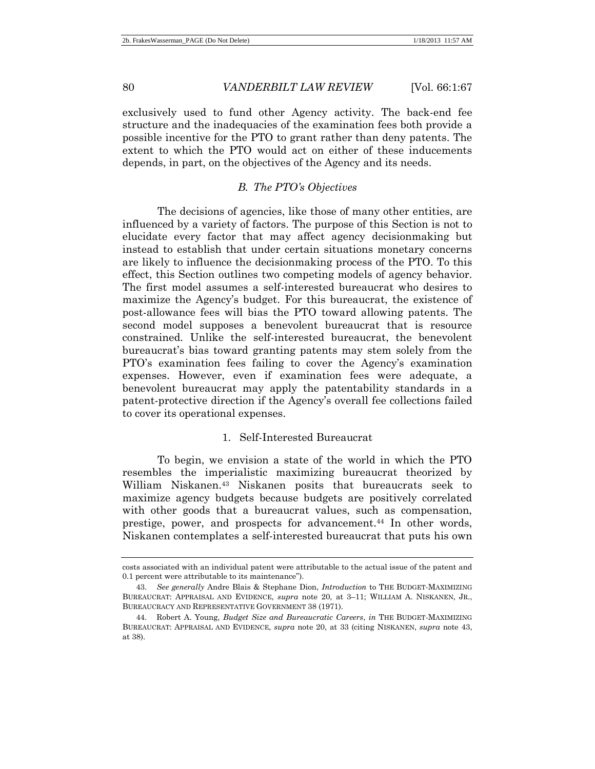exclusively used to fund other Agency activity. The back-end fee structure and the inadequacies of the examination fees both provide a possible incentive for the PTO to grant rather than deny patents. The extent to which the PTO would act on either of these inducements depends, in part, on the objectives of the Agency and its needs.

### *B. The PTO's Objectives*

The decisions of agencies, like those of many other entities, are influenced by a variety of factors. The purpose of this Section is not to elucidate every factor that may affect agency decisionmaking but instead to establish that under certain situations monetary concerns are likely to influence the decisionmaking process of the PTO. To this effect, this Section outlines two competing models of agency behavior. The first model assumes a self-interested bureaucrat who desires to maximize the Agency's budget. For this bureaucrat, the existence of post-allowance fees will bias the PTO toward allowing patents. The second model supposes a benevolent bureaucrat that is resource constrained. Unlike the self-interested bureaucrat, the benevolent bureaucrat's bias toward granting patents may stem solely from the PTO's examination fees failing to cover the Agency's examination expenses. However, even if examination fees were adequate, a benevolent bureaucrat may apply the patentability standards in a patent-protective direction if the Agency's overall fee collections failed to cover its operational expenses.

#### 1. Self-Interested Bureaucrat

To begin, we envision a state of the world in which the PTO resembles the imperialistic maximizing bureaucrat theorized by William Niskanen.[43] Niskanen posits that bureaucrats seek to maximize agency budgets because budgets are positively correlated with other goods that a bureaucrat values, such as compensation, prestige, power, and prospects for advancement.[44] In other words, Niskanen contemplates a self-interested bureaucrat that puts his own

---

costs associated with an individual patent were attributable to the actual issue of the patent and 0.1 percent were attributable to its maintenance").

43. *See generally* Andre Blais & Stephane Dion, *Introduction* to THE BUDGET-MAXIMIZING BUREAUCRAT: APPRAISAL AND EVIDENCE, *supra* note 20, at 3–11; WILLIAM A. NISKANEN, JR., BUREAUCRACY AND REPRESENTATIVE GOVERNMENT 38 (1971).

44. Robert A. Young, *Budget Size and Bureaucratic Careers*, *in* THE BUDGET-MAXIMIZING BUREAUCRAT: APPRAISAL AND EVIDENCE, *supra* note 20, at 33 (citing NISKANEN, *supra* note 43, at 38).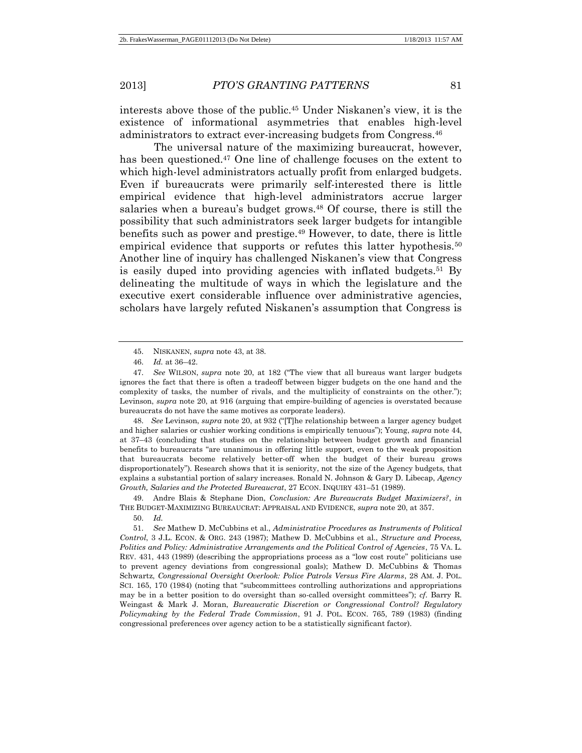interests above those of the public.[45] Under Niskanen's view, it is the existence of informational asymmetries that enables high-level administrators to extract ever-increasing budgets from Congress.[46]

The universal nature of the maximizing bureaucrat, however, has been questioned.[47] One line of challenge focuses on the extent to which high-level administrators actually profit from enlarged budgets. Even if bureaucrats were primarily self-interested there is little empirical evidence that high-level administrators accrue larger salaries when a bureau's budget grows.[48] Of course, there is still the possibility that such administrators seek larger budgets for intangible benefits such as power and prestige.[49] However, to date, there is little empirical evidence that supports or refutes this latter hypothesis.[50] Another line of inquiry has challenged Niskanen's view that Congress is easily duped into providing agencies with inflated budgets.[51] By delineating the multitude of ways in which the legislature and the executive exert considerable influence over administrative agencies, scholars have largely refuted Niskanen's assumption that Congress is

---

45. NISKANEN, *supra* note 43, at 38.

46. *Id.* at 36–42.

47. *See* WILSON, *supra* note 20, at 182 ("The view that all bureaus want larger budgets ignores the fact that there is often a tradeoff between bigger budgets on the one hand and the complexity of tasks, the number of rivals, and the multiplicity of constraints on the other."); Levinson, *supra* note 20, at 916 (arguing that empire-building of agencies is overstated because bureaucrats do not have the same motives as corporate leaders).

48. *See* Levinson, *supra* note 20, at 932 ("[T]he relationship between a larger agency budget and higher salaries or cushier working conditions is empirically tenuous"); Young, *supra* note 44, at 37–43 (concluding that studies on the relationship between budget growth and financial benefits to bureaucrats "are unanimous in offering little support, even to the weak proposition that bureaucrats become relatively better-off when the budget of their bureau grows disproportionately"). Research shows that it is seniority, not the size of the Agency budgets, that explains a substantial portion of salary increases. Ronald N. Johnson & Gary D. Libecap, *Agency Growth, Salaries and the Protected Bureaucrat*, 27 ECON. INQUIRY 431–51 (1989).

49. Andre Blais & Stephane Dion, *Conclusion: Are Bureaucrats Budget Maximizers?*, *in* THE BUDGET-MAXIMIZING BUREAUCRAT: APPRAISAL AND EVIDENCE, *supra* note 20, at 357.

50. *Id.*

51. *See* Mathew D. McCubbins et al., *Administrative Procedures as Instruments of Political Control*, 3 J.L. ECON. & ORG. 243 (1987); Mathew D. McCubbins et al., *Structure and Process, Politics and Policy: Administrative Arrangements and the Political Control of Agencies*, 75 VA. L. REV. 431, 443 (1989) (describing the appropriations process as a "low cost route" politicians use to prevent agency deviations from congressional goals); Mathew D. McCubbins & Thomas Schwartz, *Congressional Oversight Overlook: Police Patrols Versus Fire Alarms*, 28 AM. J. POL. SCI. 165, 170 (1984) (noting that "subcommittees controlling authorizations and appropriations may be in a better position to do oversight than so-called oversight committees"); *cf.* Barry R. Weingast & Mark J. Moran, *Bureaucratic Discretion or Congressional Control? Regulatory Policymaking by the Federal Trade Commission*, 91 J. POL. ECON. 765, 789 (1983) (finding congressional preferences over agency action to be a statistically significant factor).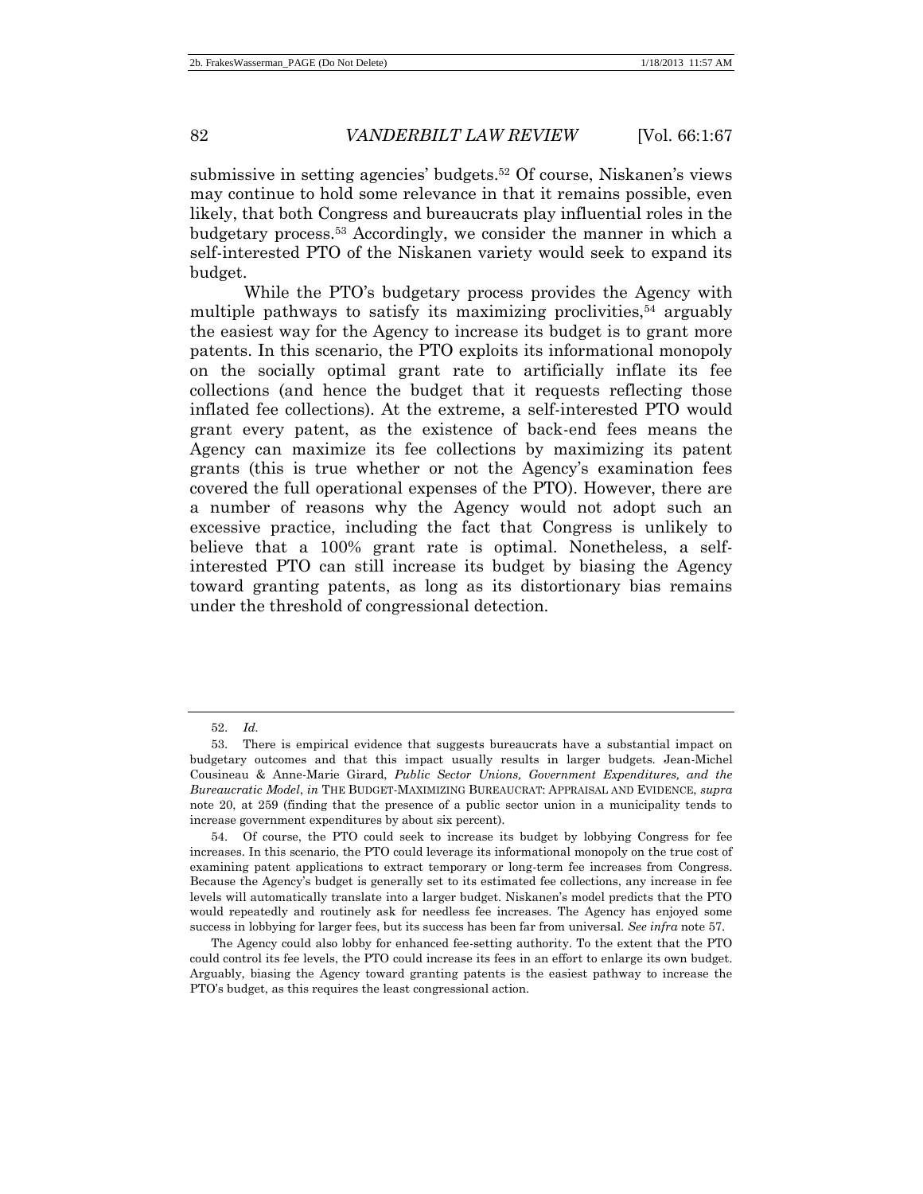submissive in setting agencies' budgets.[52] Of course, Niskanen's views may continue to hold some relevance in that it remains possible, even likely, that both Congress and bureaucrats play influential roles in the budgetary process.[53] Accordingly, we consider the manner in which a self-interested PTO of the Niskanen variety would seek to expand its budget.

While the PTO's budgetary process provides the Agency with multiple pathways to satisfy its maximizing proclivities,[54] arguably the easiest way for the Agency to increase its budget is to grant more patents. In this scenario, the PTO exploits its informational monopoly on the socially optimal grant rate to artificially inflate its fee collections (and hence the budget that it requests reflecting those inflated fee collections). At the extreme, a self-interested PTO would grant every patent, as the existence of back-end fees means the Agency can maximize its fee collections by maximizing its patent grants (this is true whether or not the Agency's examination fees covered the full operational expenses of the PTO). However, there are a number of reasons why the Agency would not adopt such an excessive practice, including the fact that Congress is unlikely to believe that a 100% grant rate is optimal. Nonetheless, a self-interested PTO can still increase its budget by biasing the Agency toward granting patents, as long as its distortionary bias remains under the threshold of congressional detection.

---

52. *Id.*

53. There is empirical evidence that suggests bureaucrats have a substantial impact on budgetary outcomes and that this impact usually results in larger budgets. Jean-Michel Cousineau & Anne-Marie Girard, *Public Sector Unions, Government Expenditures, and the Bureaucratic Model*, *in* THE BUDGET-MAXIMIZING BUREAUCRAT: APPRAISAL AND EVIDENCE, *supra* note 20, at 259 (finding that the presence of a public sector union in a municipality tends to increase government expenditures by about six percent).

54. Of course, the PTO could seek to increase its budget by lobbying Congress for fee increases. In this scenario, the PTO could leverage its informational monopoly on the true cost of examining patent applications to extract temporary or long-term fee increases from Congress. Because the Agency's budget is generally set to its estimated fee collections, any increase in fee levels will automatically translate into a larger budget. Niskanen's model predicts that the PTO would repeatedly and routinely ask for needless fee increases. The Agency has enjoyed some success in lobbying for larger fees, but its success has been far from universal. *See infra* note 57.

The Agency could also lobby for enhanced fee-setting authority. To the extent that the PTO could control its fee levels, the PTO could increase its fees in an effort to enlarge its own budget. Arguably, biasing the Agency toward granting patents is the easiest pathway to increase the PTO's budget, as this requires the least congressional action.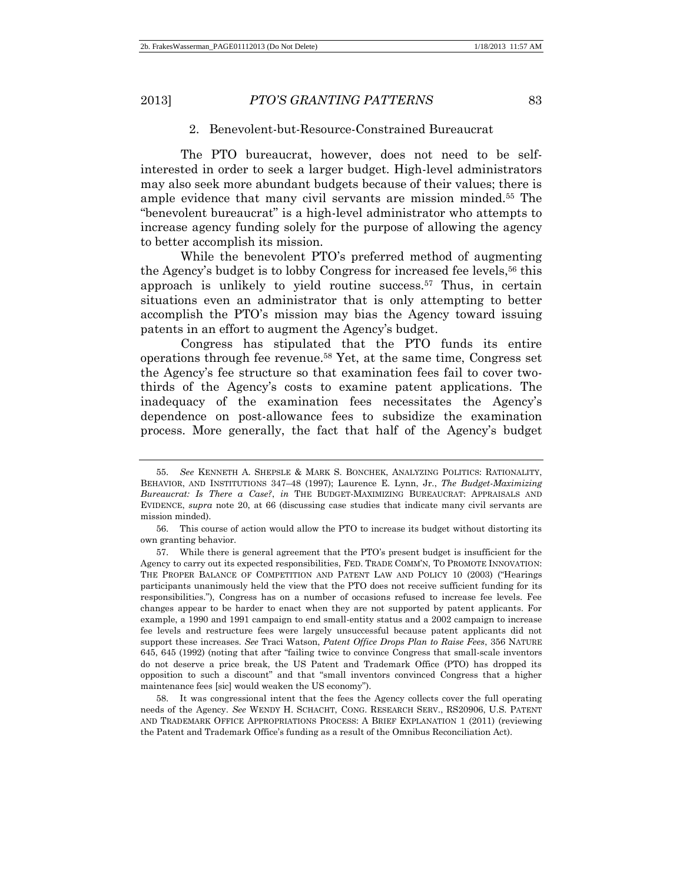### 2. Benevolent-but-Resource-Constrained Bureaucrat

The PTO bureaucrat, however, does not need to be self-interested in order to seek a larger budget. High-level administrators may also seek more abundant budgets because of their values; there is ample evidence that many civil servants are mission minded.[55] The "benevolent bureaucrat" is a high-level administrator who attempts to increase agency funding solely for the purpose of allowing the agency to better accomplish its mission.

While the benevolent PTO's preferred method of augmenting the Agency's budget is to lobby Congress for increased fee levels,[56] this approach is unlikely to yield routine success.[57] Thus, in certain situations even an administrator that is only attempting to better accomplish the PTO's mission may bias the Agency toward issuing patents in an effort to augment the Agency's budget.

Congress has stipulated that the PTO funds its entire operations through fee revenue.[58] Yet, at the same time, Congress set the Agency's fee structure so that examination fees fail to cover two-thirds of the Agency's costs to examine patent applications. The inadequacy of the examination fees necessitates the Agency's dependence on post-allowance fees to subsidize the examination process. More generally, the fact that half of the Agency's budget

---

55. *See* KENNETH A. SHEPSLE & MARK S. BONCHEK, ANALYZING POLITICS: RATIONALITY, BEHAVIOR, AND INSTITUTIONS 347–48 (1997); Laurence E. Lynn, Jr., *The Budget-Maximizing Bureaucrat: Is There a Case?*, *in* THE BUDGET-MAXIMIZING BUREAUCRAT: APPRAISALS AND EVIDENCE, *supra* note 20, at 66 (discussing case studies that indicate many civil servants are mission minded).

56. This course of action would allow the PTO to increase its budget without distorting its own granting behavior.

57. While there is general agreement that the PTO's present budget is insufficient for the Agency to carry out its expected responsibilities, FED. TRADE COMM'N, TO PROMOTE INNOVATION: THE PROPER BALANCE OF COMPETITION AND PATENT LAW AND POLICY 10 (2003) ("Hearings participants unanimously held the view that the PTO does not receive sufficient funding for its responsibilities."), Congress has on a number of occasions refused to increase fee levels. Fee changes appear to be harder to enact when they are not supported by patent applicants. For example, a 1990 and 1991 campaign to end small-entity status and a 2002 campaign to increase fee levels and restructure fees were largely unsuccessful because patent applicants did not support these increases. *See* Traci Watson, *Patent Office Drops Plan to Raise Fees*, 356 NATURE 645, 645 (1992) (noting that after "failing twice to convince Congress that small-scale inventors do not deserve a price break, the US Patent and Trademark Office (PTO) has dropped its opposition to such a discount" and that "small inventors convinced Congress that a higher maintenance fees [sic] would weaken the US economy").

58. It was congressional intent that the fees the Agency collects cover the full operating needs of the Agency. *See* WENDY H. SCHACHT, CONG. RESEARCH SERV., RS20906, U.S. PATENT AND TRADEMARK OFFICE APPROPRIATIONS PROCESS: A BRIEF EXPLANATION 1 (2011) (reviewing the Patent and Trademark Office's funding as a result of the Omnibus Reconciliation Act).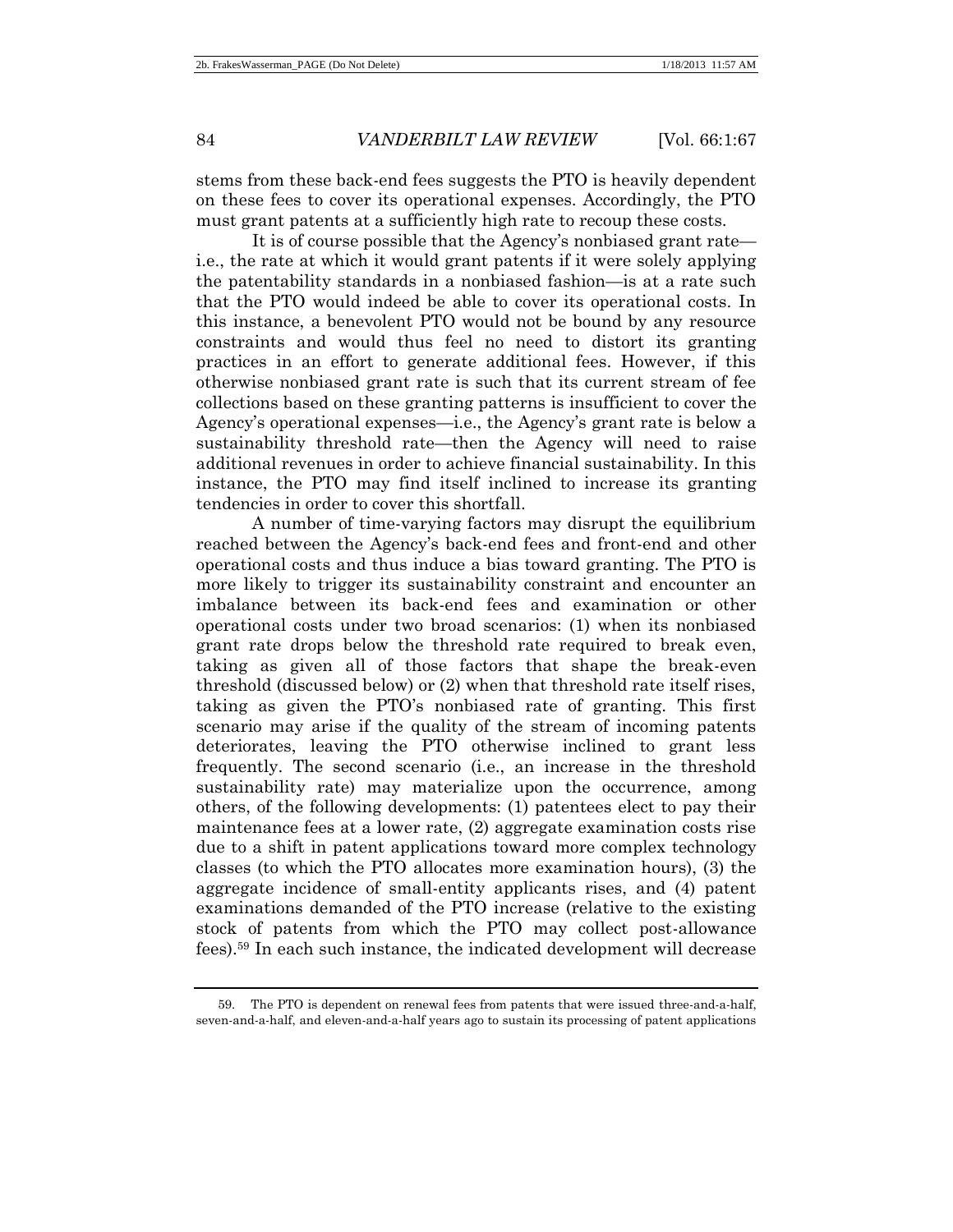stems from these back-end fees suggests the PTO is heavily dependent on these fees to cover its operational expenses. Accordingly, the PTO must grant patents at a sufficiently high rate to recoup these costs.

It is of course possible that the Agency's nonbiased grant rate—i.e., the rate at which it would grant patents if it were solely applying the patentability standards in a nonbiased fashion—is at a rate such that the PTO would indeed be able to cover its operational costs. In this instance, a benevolent PTO would not be bound by any resource constraints and would thus feel no need to distort its granting practices in an effort to generate additional fees. However, if this otherwise nonbiased grant rate is such that its current stream of fee collections based on these granting patterns is insufficient to cover the Agency's operational expenses—i.e., the Agency's grant rate is below a sustainability threshold rate—then the Agency will need to raise additional revenues in order to achieve financial sustainability. In this instance, the PTO may find itself inclined to increase its granting tendencies in order to cover this shortfall.

A number of time-varying factors may disrupt the equilibrium reached between the Agency's back-end fees and front-end and other operational costs and thus induce a bias toward granting. The PTO is more likely to trigger its sustainability constraint and encounter an imbalance between its back-end fees and examination or other operational costs under two broad scenarios: (1) when its nonbiased grant rate drops below the threshold rate required to break even, taking as given all of those factors that shape the break-even threshold (discussed below) or (2) when that threshold rate itself rises, taking as given the PTO's nonbiased rate of granting. This first scenario may arise if the quality of the stream of incoming patents deteriorates, leaving the PTO otherwise inclined to grant less frequently. The second scenario (i.e., an increase in the threshold sustainability rate) may materialize upon the occurrence, among others, of the following developments: (1) patentees elect to pay their maintenance fees at a lower rate, (2) aggregate examination costs rise due to a shift in patent applications toward more complex technology classes (to which the PTO allocates more examination hours), (3) the aggregate incidence of small-entity applicants rises, and (4) patent examinations demanded of the PTO increase (relative to the existing stock of patents from which the PTO may collect post-allowance fees).[59] In each such instance, the indicated development will decrease

59. The PTO is dependent on renewal fees from patents that were issued three-and-a-half, seven-and-a-half, and eleven-and-a-half years ago to sustain its processing of patent applications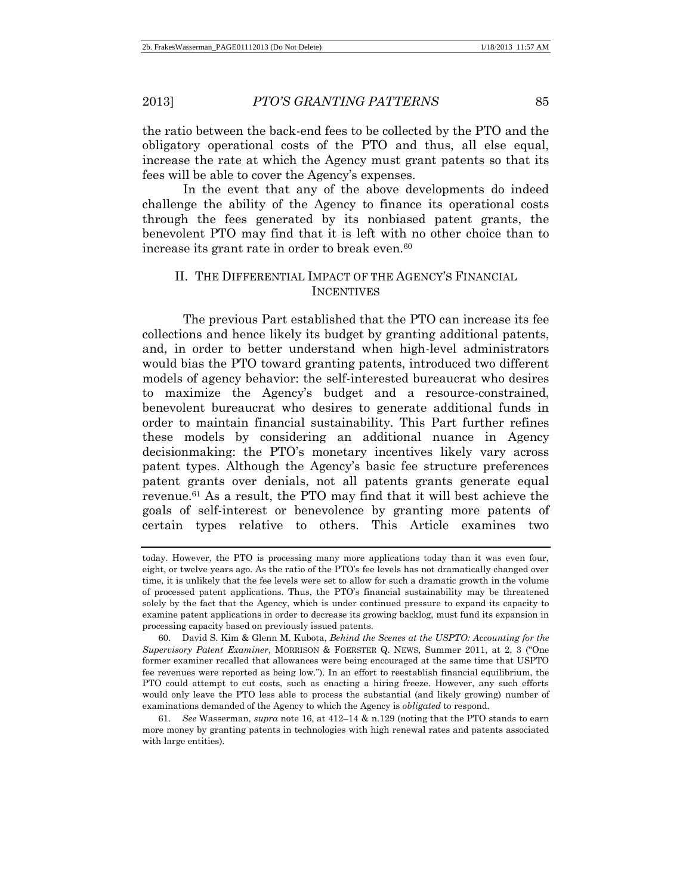the ratio between the back-end fees to be collected by the PTO and the obligatory operational costs of the PTO and thus, all else equal, increase the rate at which the Agency must grant patents so that its fees will be able to cover the Agency's expenses.

In the event that any of the above developments do indeed challenge the ability of the Agency to finance its operational costs through the fees generated by its nonbiased patent grants, the benevolent PTO may find that it is left with no other choice than to increase its grant rate in order to break even.[60]

## II. THE DIFFERENTIAL IMPACT OF THE AGENCY'S FINANCIAL INCENTIVES

The previous Part established that the PTO can increase its fee collections and hence likely its budget by granting additional patents, and, in order to better understand when high-level administrators would bias the PTO toward granting patents, introduced two different models of agency behavior: the self-interested bureaucrat who desires to maximize the Agency's budget and a resource-constrained, benevolent bureaucrat who desires to generate additional funds in order to maintain financial sustainability. This Part further refines these models by considering an additional nuance in Agency decisionmaking: the PTO's monetary incentives likely vary across patent types. Although the Agency's basic fee structure preferences patent grants over denials, not all patents grants generate equal revenue.[61] As a result, the PTO may find that it will best achieve the goals of self-interest or benevolence by granting more patents of certain types relative to others. This Article examines two

---

today. However, the PTO is processing many more applications today than it was even four, eight, or twelve years ago. As the ratio of the PTO's fee levels has not dramatically changed over time, it is unlikely that the fee levels were set to allow for such a dramatic growth in the volume of processed patent applications. Thus, the PTO's financial sustainability may be threatened solely by the fact that the Agency, which is under continued pressure to expand its capacity to examine patent applications in order to decrease its growing backlog, must fund its expansion in processing capacity based on previously issued patents.

60. David S. Kim & Glenn M. Kubota, *Behind the Scenes at the USPTO: Accounting for the Supervisory Patent Examiner*, MORRISON & FOERSTER Q. NEWS, Summer 2011, at 2, 3 ("One former examiner recalled that allowances were being encouraged at the same time that USPTO fee revenues were reported as being low."). In an effort to reestablish financial equilibrium, the PTO could attempt to cut costs, such as enacting a hiring freeze. However, any such efforts would only leave the PTO less able to process the substantial (and likely growing) number of examinations demanded of the Agency to which the Agency is *obligated* to respond.

61. *See* Wasserman, *supra* note 16, at 412–14 & n.129 (noting that the PTO stands to earn more money by granting patents in technologies with high renewal rates and patents associated with large entities).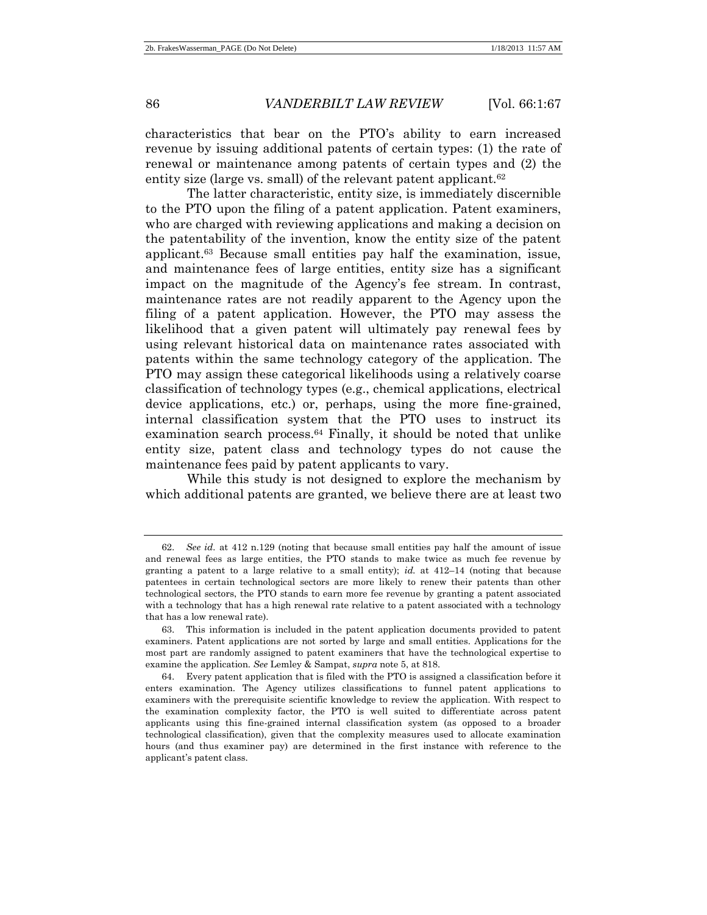characteristics that bear on the PTO's ability to earn increased revenue by issuing additional patents of certain types: (1) the rate of renewal or maintenance among patents of certain types and (2) the entity size (large vs. small) of the relevant patent applicant.[62]

The latter characteristic, entity size, is immediately discernible to the PTO upon the filing of a patent application. Patent examiners, who are charged with reviewing applications and making a decision on the patentability of the invention, know the entity size of the patent applicant.[63] Because small entities pay half the examination, issue, and maintenance fees of large entities, entity size has a significant impact on the magnitude of the Agency's fee stream. In contrast, maintenance rates are not readily apparent to the Agency upon the filing of a patent application. However, the PTO may assess the likelihood that a given patent will ultimately pay renewal fees by using relevant historical data on maintenance rates associated with patents within the same technology category of the application. The PTO may assign these categorical likelihoods using a relatively coarse classification of technology types (e.g., chemical applications, electrical device applications, etc.) or, perhaps, using the more fine-grained, internal classification system that the PTO uses to instruct its examination search process.[64] Finally, it should be noted that unlike entity size, patent class and technology types do not cause the maintenance fees paid by patent applicants to vary.

While this study is not designed to explore the mechanism by which additional patents are granted, we believe there are at least two

---

62. *See id.* at 412 n.129 (noting that because small entities pay half the amount of issue and renewal fees as large entities, the PTO stands to make twice as much fee revenue by granting a patent to a large relative to a small entity); *id.* at 412–14 (noting that because patentees in certain technological sectors are more likely to renew their patents than other technological sectors, the PTO stands to earn more fee revenue by granting a patent associated with a technology that has a high renewal rate relative to a patent associated with a technology that has a low renewal rate).

63. This information is included in the patent application documents provided to patent examiners. Patent applications are not sorted by large and small entities. Applications for the most part are randomly assigned to patent examiners that have the technological expertise to examine the application. *See* Lemley & Sampat, *supra* note 5, at 818.

64. Every patent application that is filed with the PTO is assigned a classification before it enters examination. The Agency utilizes classifications to funnel patent applications to examiners with the prerequisite scientific knowledge to review the application. With respect to the examination complexity factor, the PTO is well suited to differentiate across patent applicants using this fine-grained internal classification system (as opposed to a broader technological classification), given that the complexity measures used to allocate examination hours (and thus examiner pay) are determined in the first instance with reference to the applicant's patent class.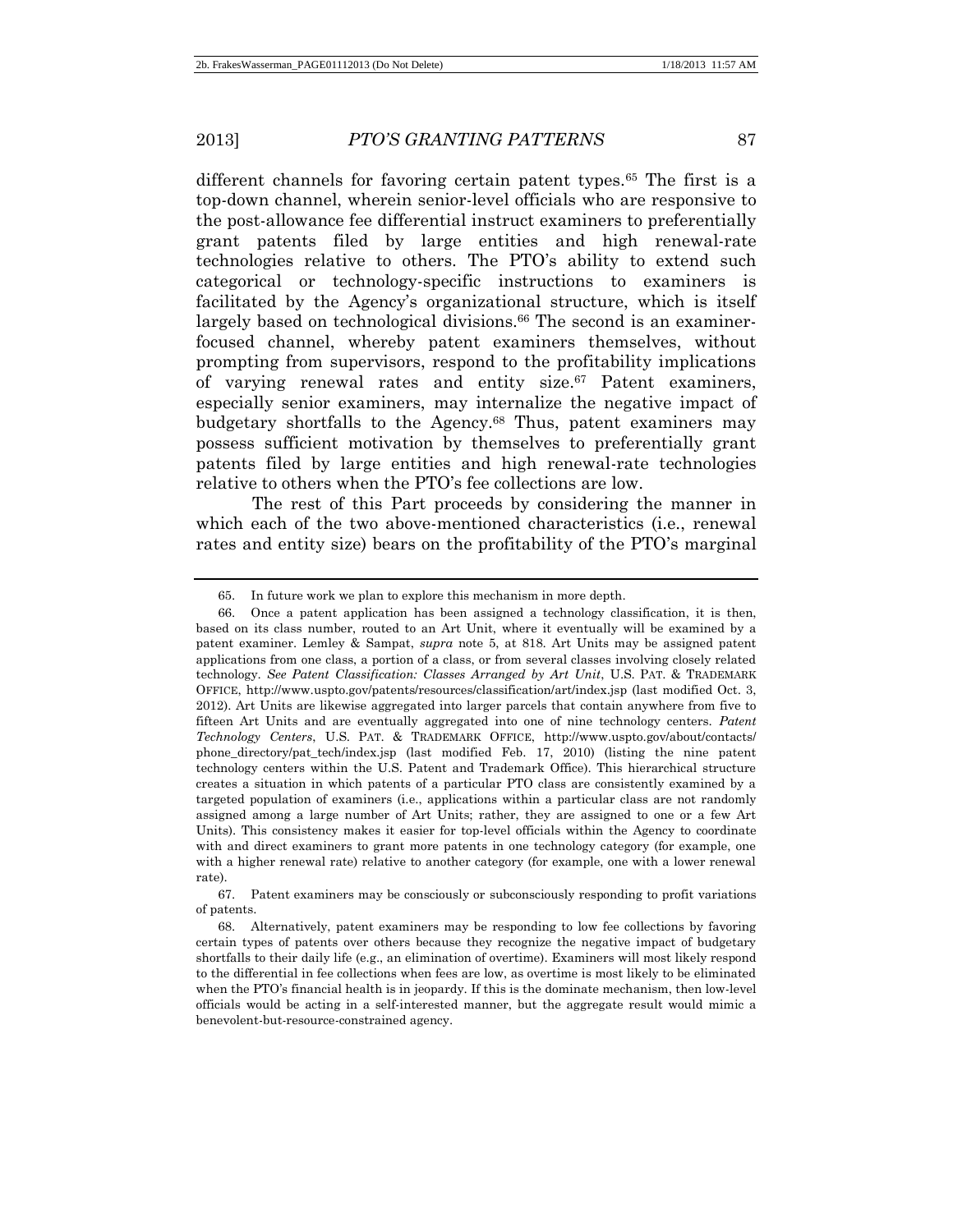different channels for favoring certain patent types.[65] The first is a top-down channel, wherein senior-level officials who are responsive to the post-allowance fee differential instruct examiners to preferentially grant patents filed by large entities and high renewal-rate technologies relative to others. The PTO's ability to extend such categorical or technology-specific instructions to examiners is facilitated by the Agency's organizational structure, which is itself largely based on technological divisions.[66] The second is an examiner-focused channel, whereby patent examiners themselves, without prompting from supervisors, respond to the profitability implications of varying renewal rates and entity size.[67] Patent examiners, especially senior examiners, may internalize the negative impact of budgetary shortfalls to the Agency.[68] Thus, patent examiners may possess sufficient motivation by themselves to preferentially grant patents filed by large entities and high renewal-rate technologies relative to others when the PTO's fee collections are low.

The rest of this Part proceeds by considering the manner in which each of the two above-mentioned characteristics (i.e., renewal rates and entity size) bears on the profitability of the PTO's marginal

---

65. In future work we plan to explore this mechanism in more depth.

66. Once a patent application has been assigned a technology classification, it is then, based on its class number, routed to an Art Unit, where it eventually will be examined by a patent examiner. Lemley & Sampat, *supra* note 5, at 818. Art Units may be assigned patent applications from one class, a portion of a class, or from several classes involving closely related technology. *See Patent Classification: Classes Arranged by Art Unit*, U.S. PAT. & TRADEMARK OFFICE, http://www.uspto.gov/patents/resources/classification/art/index.jsp (last modified Oct. 3, 2012). Art Units are likewise aggregated into larger parcels that contain anywhere from five to fifteen Art Units and are eventually aggregated into one of nine technology centers. *Patent Technology Centers*, U.S. PAT. & TRADEMARK OFFICE, http://www.uspto.gov/about/contacts/phone_directory/pat_tech/index.jsp (last modified Feb. 17, 2010) (listing the nine patent technology centers within the U.S. Patent and Trademark Office). This hierarchical structure creates a situation in which patents of a particular PTO class are consistently examined by a targeted population of examiners (i.e., applications within a particular class are not randomly assigned among a large number of Art Units; rather, they are assigned to one or a few Art Units). This consistency makes it easier for top-level officials within the Agency to coordinate with and direct examiners to grant more patents in one technology category (for example, one with a higher renewal rate) relative to another category (for example, one with a lower renewal rate).

67. Patent examiners may be consciously or subconsciously responding to profit variations of patents.

68. Alternatively, patent examiners may be responding to low fee collections by favoring certain types of patents over others because they recognize the negative impact of budgetary shortfalls to their daily life (e.g., an elimination of overtime). Examiners will most likely respond to the differential in fee collections when fees are low, as overtime is most likely to be eliminated when the PTO's financial health is in jeopardy. If this is the dominate mechanism, then low-level officials would be acting in a self-interested manner, but the aggregate result would mimic a benevolent-but-resource-constrained agency.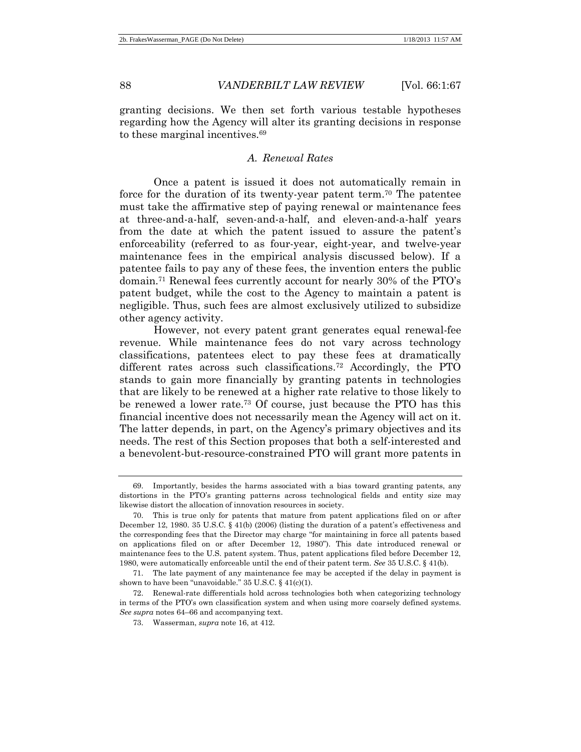granting decisions. We then set forth various testable hypotheses regarding how the Agency will alter its granting decisions in response to these marginal incentives.[69]

### *A. Renewal Rates*

Once a patent is issued it does not automatically remain in force for the duration of its twenty-year patent term.[70] The patentee must take the affirmative step of paying renewal or maintenance fees at three-and-a-half, seven-and-a-half, and eleven-and-a-half years from the date at which the patent issued to assure the patent's enforceability (referred to as four-year, eight-year, and twelve-year maintenance fees in the empirical analysis discussed below). If a patentee fails to pay any of these fees, the invention enters the public domain.[71] Renewal fees currently account for nearly 30% of the PTO's patent budget, while the cost to the Agency to maintain a patent is negligible. Thus, such fees are almost exclusively utilized to subsidize other agency activity.

However, not every patent grant generates equal renewal-fee revenue. While maintenance fees do not vary across technology classifications, patentees elect to pay these fees at dramatically different rates across such classifications.[72] Accordingly, the PTO stands to gain more financially by granting patents in technologies that are likely to be renewed at a higher rate relative to those likely to be renewed a lower rate.[73] Of course, just because the PTO has this financial incentive does not necessarily mean the Agency will act on it. The latter depends, in part, on the Agency's primary objectives and its needs. The rest of this Section proposes that both a self-interested and a benevolent-but-resource-constrained PTO will grant more patents in

---

69. Importantly, besides the harms associated with a bias toward granting patents, any distortions in the PTO's granting patterns across technological fields and entity size may likewise distort the allocation of innovation resources in society.

70. This is true only for patents that mature from patent applications filed on or after December 12, 1980. 35 U.S.C. § 41(b) (2006) (listing the duration of a patent's effectiveness and the corresponding fees that the Director may charge "for maintaining in force all patents based on applications filed on or after December 12, 1980"). This date introduced renewal or maintenance fees to the U.S. patent system. Thus, patent applications filed before December 12, 1980, were automatically enforceable until the end of their patent term. *See* 35 U.S.C. § 41(b).

71. The late payment of any maintenance fee may be accepted if the delay in payment is shown to have been "unavoidable." 35 U.S.C. § 41(c)(1).

72. Renewal-rate differentials hold across technologies both when categorizing technology in terms of the PTO's own classification system and when using more coarsely defined systems. *See supra* notes 64–66 and accompanying text.

73. Wasserman, *supra* note 16, at 412.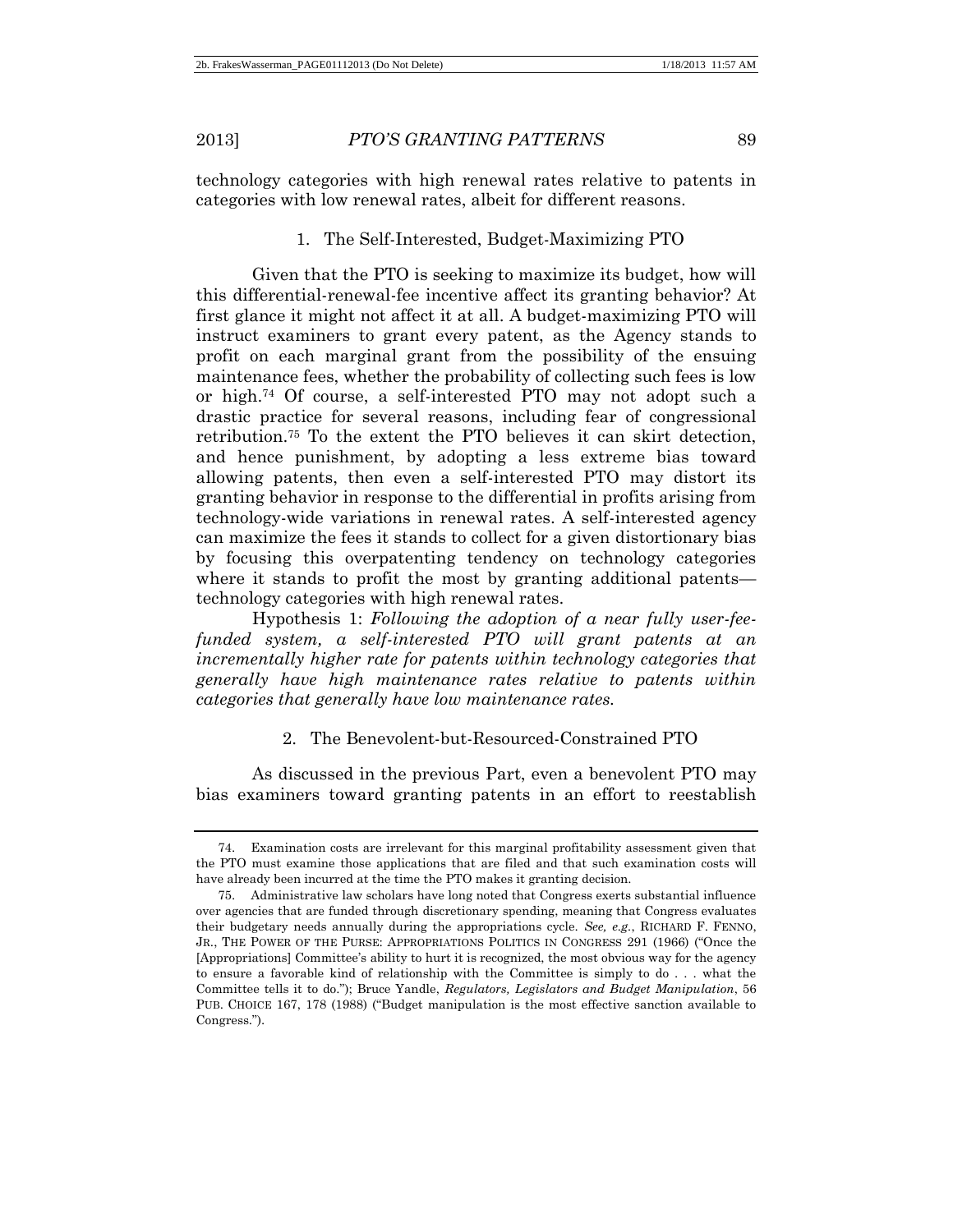technology categories with high renewal rates relative to patents in categories with low renewal rates, albeit for different reasons.

### 1. The Self-Interested, Budget-Maximizing PTO

Given that the PTO is seeking to maximize its budget, how will this differential-renewal-fee incentive affect its granting behavior? At first glance it might not affect it at all. A budget-maximizing PTO will instruct examiners to grant every patent, as the Agency stands to profit on each marginal grant from the possibility of the ensuing maintenance fees, whether the probability of collecting such fees is low or high.[74] Of course, a self-interested PTO may not adopt such a drastic practice for several reasons, including fear of congressional retribution.[75] To the extent the PTO believes it can skirt detection, and hence punishment, by adopting a less extreme bias toward allowing patents, then even a self-interested PTO may distort its granting behavior in response to the differential in profits arising from technology-wide variations in renewal rates. A self-interested agency can maximize the fees it stands to collect for a given distortionary bias by focusing this overpatenting tendency on technology categories where it stands to profit the most by granting additional patents—technology categories with high renewal rates.

Hypothesis 1: *Following the adoption of a near fully user-fee-funded system, a self-interested PTO will grant patents at an incrementally higher rate for patents within technology categories that generally have high maintenance rates relative to patents within categories that generally have low maintenance rates.*

### 2. The Benevolent-but-Resourced-Constrained PTO

As discussed in the previous Part, even a benevolent PTO may bias examiners toward granting patents in an effort to reestablish

---

74. Examination costs are irrelevant for this marginal profitability assessment given that the PTO must examine those applications that are filed and that such examination costs will have already been incurred at the time the PTO makes it granting decision.

75. Administrative law scholars have long noted that Congress exerts substantial influence over agencies that are funded through discretionary spending, meaning that Congress evaluates their budgetary needs annually during the appropriations cycle. *See, e.g.*, RICHARD F. FENNO, JR., THE POWER OF THE PURSE: APPROPRIATIONS POLITICS IN CONGRESS 291 (1966) ("Once the [Appropriations] Committee's ability to hurt it is recognized, the most obvious way for the agency to ensure a favorable kind of relationship with the Committee is simply to do . . . what the Committee tells it to do."); Bruce Yandle, *Regulators, Legislators and Budget Manipulation*, 56 PUB. CHOICE 167, 178 (1988) ("Budget manipulation is the most effective sanction available to Congress.").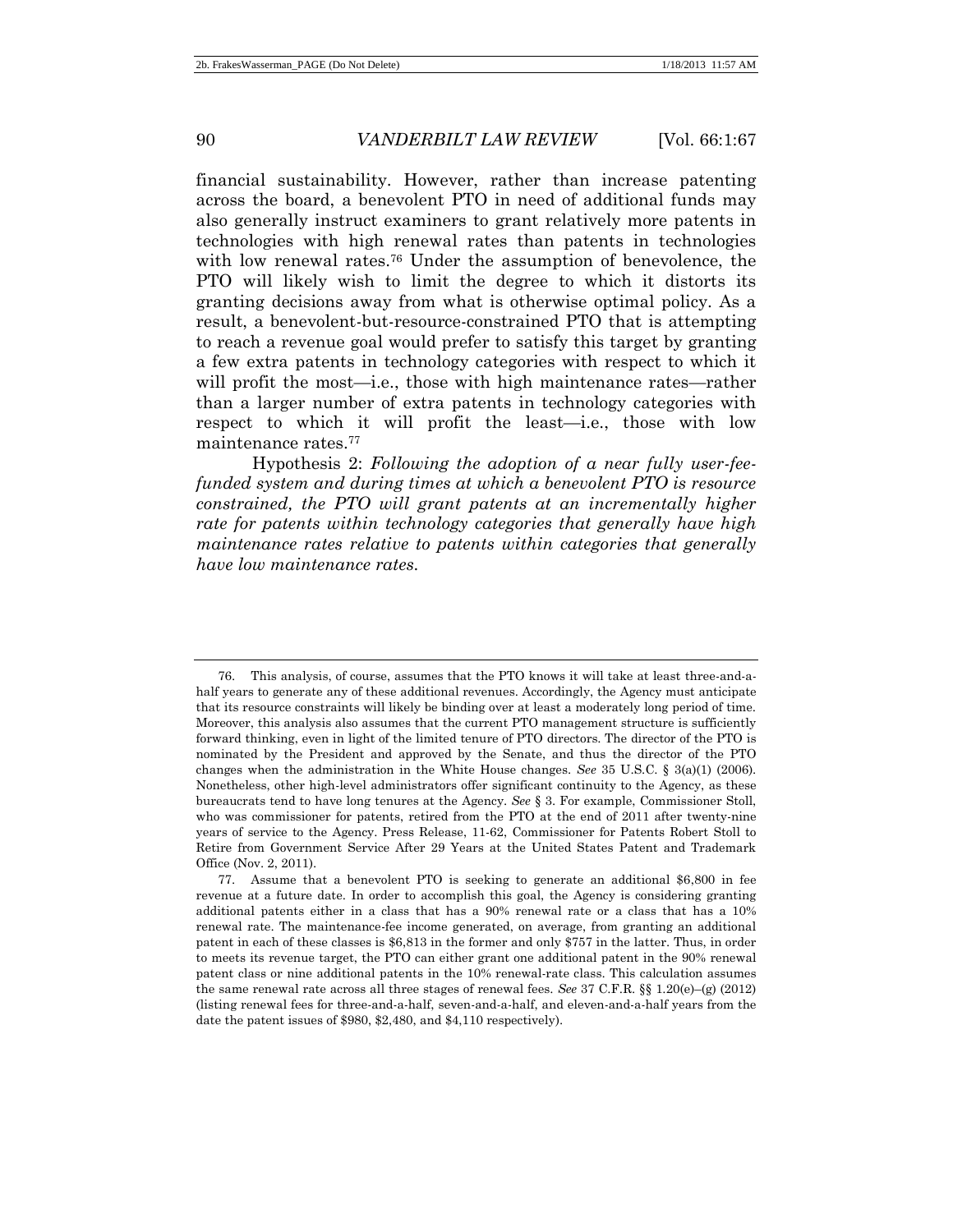financial sustainability. However, rather than increase patenting across the board, a benevolent PTO in need of additional funds may also generally instruct examiners to grant relatively more patents in technologies with high renewal rates than patents in technologies with low renewal rates.[76] Under the assumption of benevolence, the PTO will likely wish to limit the degree to which it distorts its granting decisions away from what is otherwise optimal policy. As a result, a benevolent-but-resource-constrained PTO that is attempting to reach a revenue goal would prefer to satisfy this target by granting a few extra patents in technology categories with respect to which it will profit the most—i.e., those with high maintenance rates—rather than a larger number of extra patents in technology categories with respect to which it will profit the least—i.e., those with low maintenance rates.[77]

Hypothesis 2: *Following the adoption of a near fully user-fee-funded system and during times at which a benevolent PTO is resource constrained, the PTO will grant patents at an incrementally higher rate for patents within technology categories that generally have high maintenance rates relative to patents within categories that generally have low maintenance rates.*

---

76. This analysis, of course, assumes that the PTO knows it will take at least three-and-a-half years to generate any of these additional revenues. Accordingly, the Agency must anticipate that its resource constraints will likely be binding over at least a moderately long period of time. Moreover, this analysis also assumes that the current PTO management structure is sufficiently forward thinking, even in light of the limited tenure of PTO directors. The director of the PTO is nominated by the President and approved by the Senate, and thus the director of the PTO changes when the administration in the White House changes. *See* 35 U.S.C. § 3(a)(1) (2006). Nonetheless, other high-level administrators offer significant continuity to the Agency, as these bureaucrats tend to have long tenures at the Agency. *See* § 3. For example, Commissioner Stoll, who was commissioner for patents, retired from the PTO at the end of 2011 after twenty-nine years of service to the Agency. Press Release, 11-62, Commissioner for Patents Robert Stoll to Retire from Government Service After 29 Years at the United States Patent and Trademark Office (Nov. 2, 2011).

77. Assume that a benevolent PTO is seeking to generate an additional $6,800 in fee revenue at a future date. In order to accomplish this goal, the Agency is considering granting additional patents either in a class that has a 90% renewal rate or a class that has a 10% renewal rate. The maintenance-fee income generated, on average, from granting an additional patent in each of these classes is $6,813 in the former and only $757 in the latter. Thus, in order to meets its revenue target, the PTO can either grant one additional patent in the 90% renewal patent class or nine additional patents in the 10% renewal-rate class. This calculation assumes the same renewal rate across all three stages of renewal fees. *See* 37 C.F.R. §§ 1.20(e)–(g) (2012) (listing renewal fees for three-and-a-half, seven-and-a-half, and eleven-and-a-half years from the date the patent issues of $980, $2,480, and $4,110 respectively).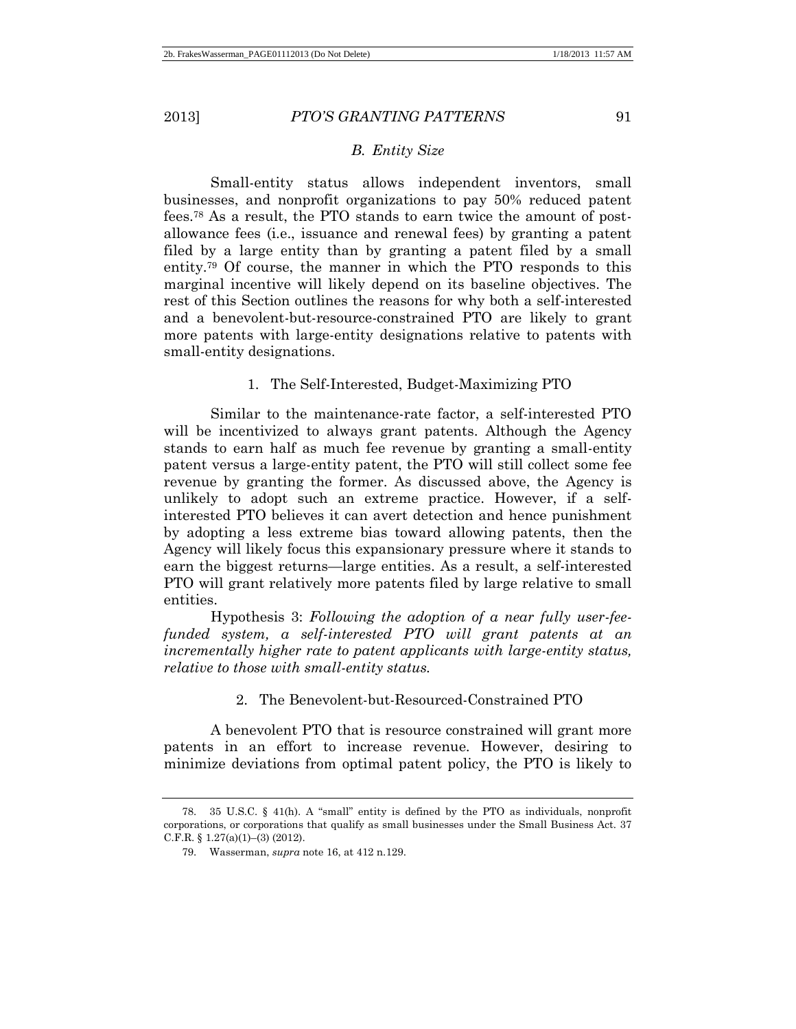### *B. Entity Size*

Small-entity status allows independent inventors, small businesses, and nonprofit organizations to pay 50% reduced patent fees.[78] As a result, the PTO stands to earn twice the amount of post-allowance fees (i.e., issuance and renewal fees) by granting a patent filed by a large entity than by granting a patent filed by a small entity.[79] Of course, the manner in which the PTO responds to this marginal incentive will likely depend on its baseline objectives. The rest of this Section outlines the reasons for why both a self-interested and a benevolent-but-resource-constrained PTO are likely to grant more patents with large-entity designations relative to patents with small-entity designations.

#### 1. The Self-Interested, Budget-Maximizing PTO

Similar to the maintenance-rate factor, a self-interested PTO will be incentivized to always grant patents. Although the Agency stands to earn half as much fee revenue by granting a small-entity patent versus a large-entity patent, the PTO will still collect some fee revenue by granting the former. As discussed above, the Agency is unlikely to adopt such an extreme practice. However, if a self-interested PTO believes it can avert detection and hence punishment by adopting a less extreme bias toward allowing patents, then the Agency will likely focus this expansionary pressure where it stands to earn the biggest returns—large entities. As a result, a self-interested PTO will grant relatively more patents filed by large relative to small entities.

Hypothesis 3: *Following the adoption of a near fully user-fee-funded system, a self-interested PTO will grant patents at an incrementally higher rate to patent applicants with large-entity status, relative to those with small-entity status.*

#### 2. The Benevolent-but-Resourced-Constrained PTO

A benevolent PTO that is resource constrained will grant more patents in an effort to increase revenue. However, desiring to minimize deviations from optimal patent policy, the PTO is likely to

---

78. 35 U.S.C. § 41(h). A "small" entity is defined by the PTO as individuals, nonprofit corporations, or corporations that qualify as small businesses under the Small Business Act. 37 C.F.R. § 1.27(a)(1)–(3) (2012).

79. Wasserman, *supra* note 16, at 412 n.129.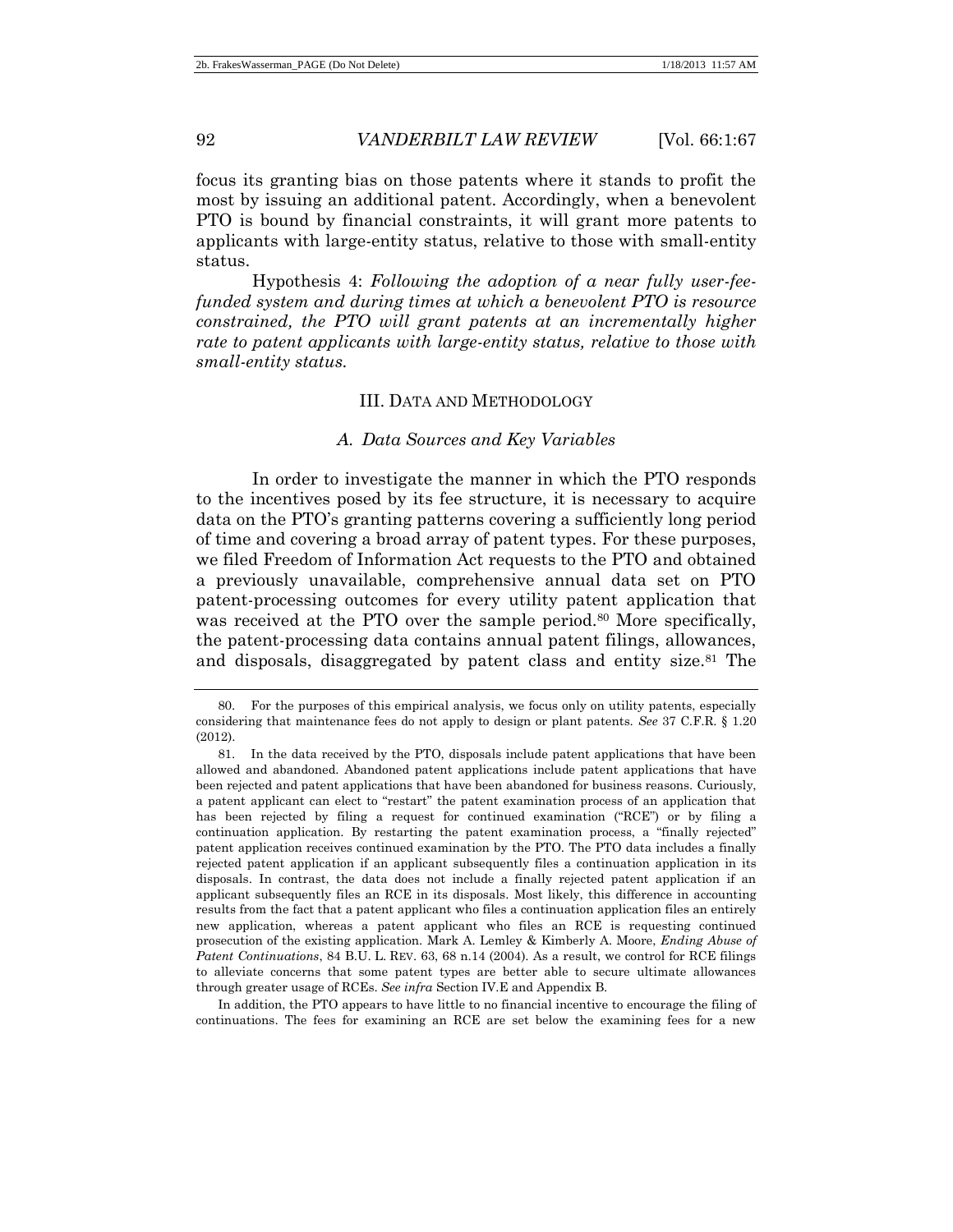focus its granting bias on those patents where it stands to profit the most by issuing an additional patent. Accordingly, when a benevolent PTO is bound by financial constraints, it will grant more patents to applicants with large-entity status, relative to those with small-entity status.

Hypothesis 4: *Following the adoption of a near fully user-fee-funded system and during times at which a benevolent PTO is resource constrained, the PTO will grant patents at an incrementally higher rate to patent applicants with large-entity status, relative to those with small-entity status.*

## III. DATA AND METHODOLOGY

### *A. Data Sources and Key Variables*

In order to investigate the manner in which the PTO responds to the incentives posed by its fee structure, it is necessary to acquire data on the PTO's granting patterns covering a sufficiently long period of time and covering a broad array of patent types. For these purposes, we filed Freedom of Information Act requests to the PTO and obtained a previously unavailable, comprehensive annual data set on PTO patent-processing outcomes for every utility patent application that was received at the PTO over the sample period.[80] More specifically, the patent-processing data contains annual patent filings, allowances, and disposals, disaggregated by patent class and entity size.[81] The

---

80. For the purposes of this empirical analysis, we focus only on utility patents, especially considering that maintenance fees do not apply to design or plant patents. *See* 37 C.F.R. § 1.20 (2012).

81. In the data received by the PTO, disposals include patent applications that have been allowed and abandoned. Abandoned patent applications include patent applications that have been rejected and patent applications that have been abandoned for business reasons. Curiously, a patent applicant can elect to "restart" the patent examination process of an application that has been rejected by filing a request for continued examination ("RCE") or by filing a continuation application. By restarting the patent examination process, a "finally rejected" patent application receives continued examination by the PTO. The PTO data includes a finally rejected patent application if an applicant subsequently files a continuation application in its disposals. In contrast, the data does not include a finally rejected patent application if an applicant subsequently files an RCE in its disposals. Most likely, this difference in accounting results from the fact that a patent applicant who files a continuation application files an entirely new application, whereas a patent applicant who files an RCE is requesting continued prosecution of the existing application. Mark A. Lemley & Kimberly A. Moore, *Ending Abuse of Patent Continuations*, 84 B.U. L. REV. 63, 68 n.14 (2004). As a result, we control for RCE filings to alleviate concerns that some patent types are better able to secure ultimate allowances through greater usage of RCEs. *See infra* Section IV.E and Appendix B.

In addition, the PTO appears to have little to no financial incentive to encourage the filing of continuations. The fees for examining an RCE are set below the examining fees for a new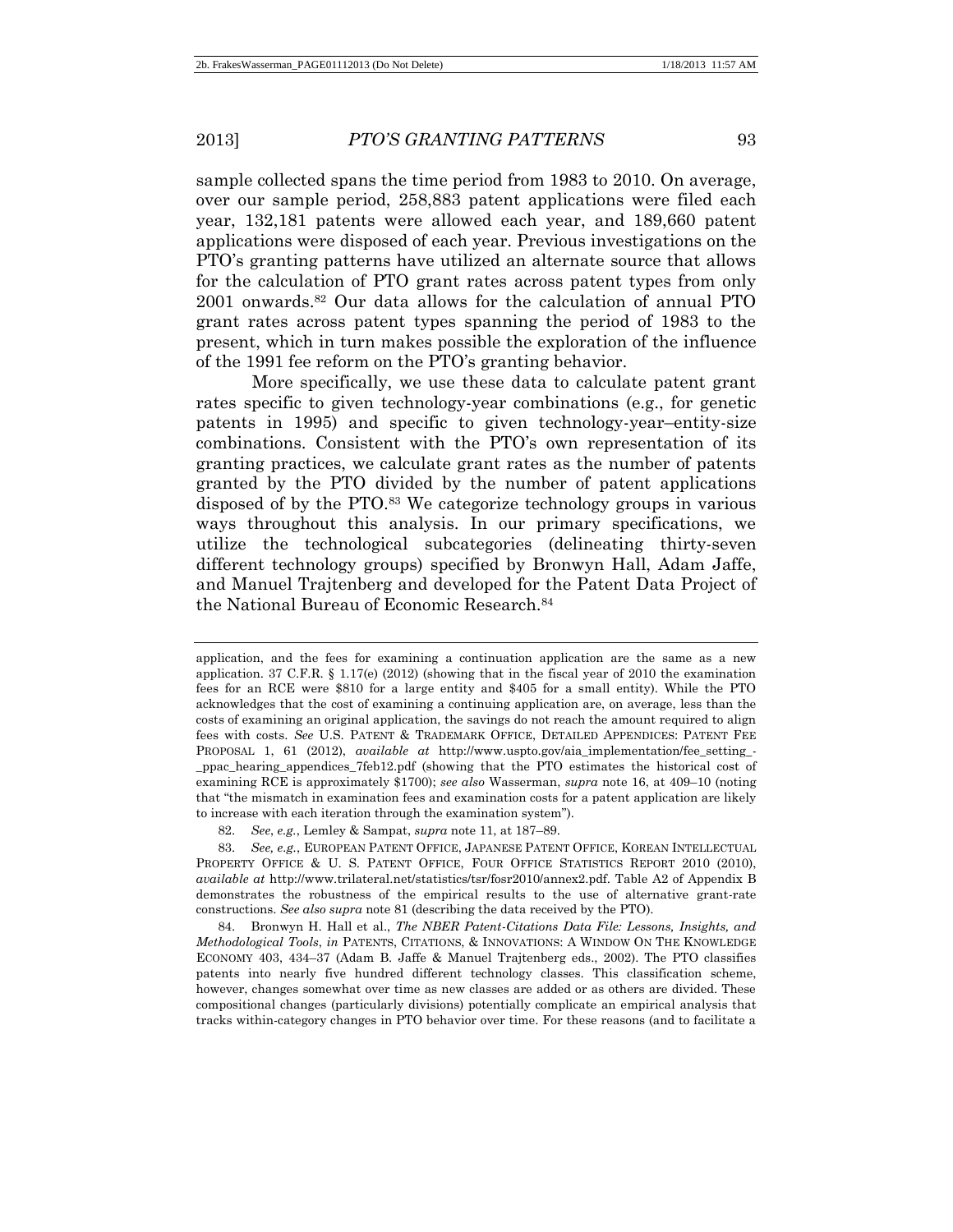sample collected spans the time period from 1983 to 2010. On average, over our sample period, 258,883 patent applications were filed each year, 132,181 patents were allowed each year, and 189,660 patent applications were disposed of each year. Previous investigations on the PTO's granting patterns have utilized an alternate source that allows for the calculation of PTO grant rates across patent types from only 2001 onwards.[82] Our data allows for the calculation of annual PTO grant rates across patent types spanning the period of 1983 to the present, which in turn makes possible the exploration of the influence of the 1991 fee reform on the PTO's granting behavior.

More specifically, we use these data to calculate patent grant rates specific to given technology-year combinations (e.g., for genetic patents in 1995) and specific to given technology-year–entity-size combinations. Consistent with the PTO's own representation of its granting practices, we calculate grant rates as the number of patents granted by the PTO divided by the number of patent applications disposed of by the PTO.[83] We categorize technology groups in various ways throughout this analysis. In our primary specifications, we utilize the technological subcategories (delineating thirty-seven different technology groups) specified by Bronwyn Hall, Adam Jaffe, and Manuel Trajtenberg and developed for the Patent Data Project of the National Bureau of Economic Research.[84]

---

application, and the fees for examining a continuation application are the same as a new application. 37 C.F.R. § 1.17(e) (2012) (showing that in the fiscal year of 2010 the examination fees for an RCE were $810 for a large entity and $405 for a small entity). While the PTO acknowledges that the cost of examining a continuing application are, on average, less than the costs of examining an original application, the savings do not reach the amount required to align fees with costs. *See* U.S. PATENT & TRADEMARK OFFICE, DETAILED APPENDICES: PATENT FEE PROPOSAL 1, 61 (2012), *available at* http://www.uspto.gov/aia_implementation/fee_setting_-_ppac_hearing_appendices_7feb12.pdf (showing that the PTO estimates the historical cost of examining RCE is approximately $1700); *see also* Wasserman, *supra* note 16, at 409–10 (noting that "the mismatch in examination fees and examination costs for a patent application are likely to increase with each iteration through the examination system").

82. *See*, *e.g.*, Lemley & Sampat, *supra* note 11, at 187–89.

83. *See, e.g.*, EUROPEAN PATENT OFFICE, JAPANESE PATENT OFFICE, KOREAN INTELLECTUAL PROPERTY OFFICE & U. S. PATENT OFFICE, FOUR OFFICE STATISTICS REPORT 2010 (2010), *available at* http://www.trilateral.net/statistics/tsr/fosr2010/annex2.pdf. Table A2 of Appendix B demonstrates the robustness of the empirical results to the use of alternative grant-rate constructions. *See also supra* note 81 (describing the data received by the PTO).

84. Bronwyn H. Hall et al., *The NBER Patent-Citations Data File: Lessons, Insights, and Methodological Tools*, *in* PATENTS, CITATIONS, & INNOVATIONS: A WINDOW ON THE KNOWLEDGE ECONOMY 403, 434–37 (Adam B. Jaffe & Manuel Trajtenberg eds., 2002). The PTO classifies patents into nearly five hundred different technology classes. This classification scheme, however, changes somewhat over time as new classes are added or as others are divided. These compositional changes (particularly divisions) potentially complicate an empirical analysis that tracks within-category changes in PTO behavior over time. For these reasons (and to facilitate a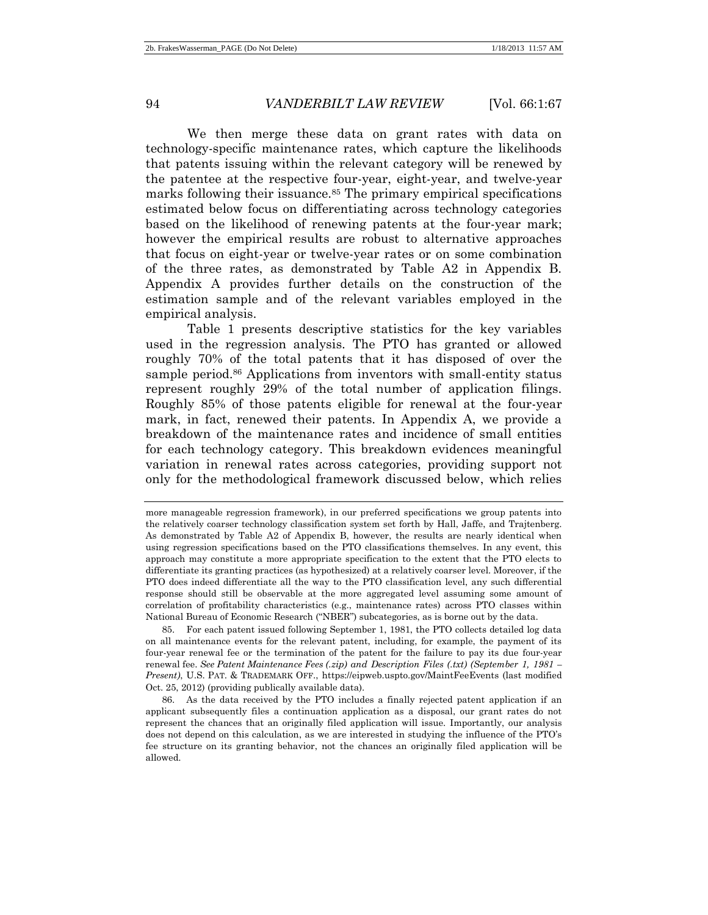We then merge these data on grant rates with data on technology-specific maintenance rates, which capture the likelihoods that patents issuing within the relevant category will be renewed by the patentee at the respective four-year, eight-year, and twelve-year marks following their issuance.[85] The primary empirical specifications estimated below focus on differentiating across technology categories based on the likelihood of renewing patents at the four-year mark; however the empirical results are robust to alternative approaches that focus on eight-year or twelve-year rates or on some combination of the three rates, as demonstrated by Table A2 in Appendix B. Appendix A provides further details on the construction of the estimation sample and of the relevant variables employed in the empirical analysis.

Table 1 presents descriptive statistics for the key variables used in the regression analysis. The PTO has granted or allowed roughly 70% of the total patents that it has disposed of over the sample period.[86] Applications from inventors with small-entity status represent roughly 29% of the total number of application filings. Roughly 85% of those patents eligible for renewal at the four-year mark, in fact, renewed their patents. In Appendix A, we provide a breakdown of the maintenance rates and incidence of small entities for each technology category. This breakdown evidences meaningful variation in renewal rates across categories, providing support not only for the methodological framework discussed below, which relies

more manageable regression framework), in our preferred specifications we group patents into the relatively coarser technology classification system set forth by Hall, Jaffe, and Trajtenberg. As demonstrated by Table A2 of Appendix B, however, the results are nearly identical when using regression specifications based on the PTO classifications themselves. In any event, this approach may constitute a more appropriate specification to the extent that the PTO elects to differentiate its granting practices (as hypothesized) at a relatively coarser level. Moreover, if the PTO does indeed differentiate all the way to the PTO classification level, any such differential response should still be observable at the more aggregated level assuming some amount of correlation of profitability characteristics (e.g., maintenance rates) across PTO classes within National Bureau of Economic Research ("NBER") subcategories, as is borne out by the data.

85. For each patent issued following September 1, 1981, the PTO collects detailed log data on all maintenance events for the relevant patent, including, for example, the payment of its four-year renewal fee or the termination of the patent for the failure to pay its due four-year renewal fee. *See Patent Maintenance Fees (.zip) and Description Files (.txt) (September 1, 1981 – Present)*, U.S. PAT. & TRADEMARK OFF., https://eipweb.uspto.gov/MaintFeeEvents (last modified Oct. 25, 2012) (providing publically available data).

86. As the data received by the PTO includes a finally rejected patent application if an applicant subsequently files a continuation application as a disposal, our grant rates do not represent the chances that an originally filed application will issue. Importantly, our analysis does not depend on this calculation, as we are interested in studying the influence of the PTO's fee structure on its granting behavior, not the chances an originally filed application will be allowed.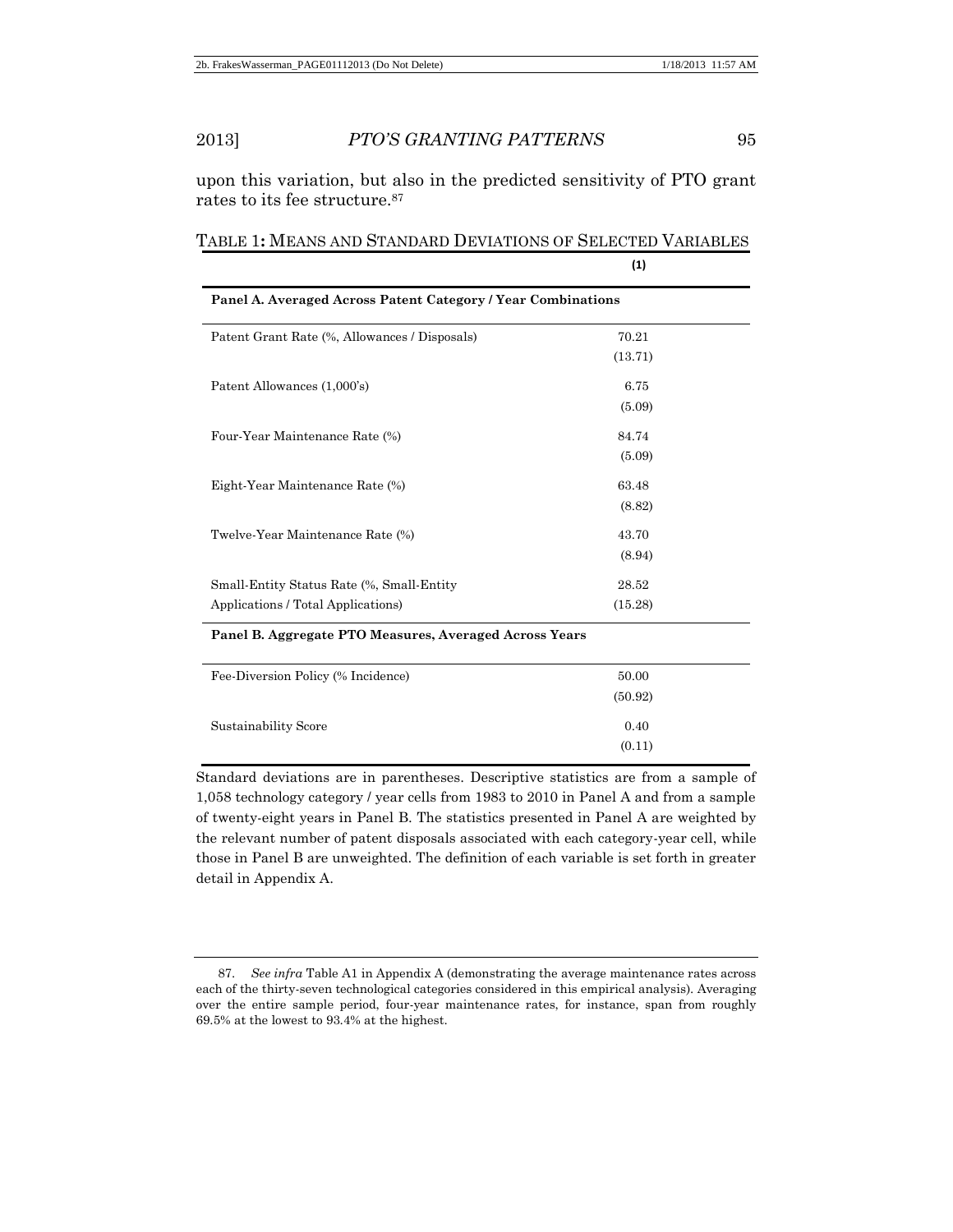upon this variation, but also in the predicted sensitivity of PTO grant rates to its fee structure.[87]

TABLE 1: MEANS AND STANDARD DEVIATIONS OF SELECTED VARIABLES

| | (1) |
|---|---|
| **Panel A. Averaged Across Patent Category / Year Combinations** | |
| Patent Grant Rate (%, Allowances / Disposals) | 70.21<br>(13.71) |
| Patent Allowances (1,000's) | 6.75<br>(5.09) |
| Four-Year Maintenance Rate (%) | 84.74<br>(5.09) |
| Eight-Year Maintenance Rate (%) | 63.48<br>(8.82) |
| Twelve-Year Maintenance Rate (%) | 43.70<br>(8.94) |
| Small-Entity Status Rate (%, Small-Entity Applications / Total Applications) | 28.52<br>(15.28) |
| **Panel B. Aggregate PTO Measures, Averaged Across Years** | |
| Fee-Diversion Policy (% Incidence) | 50.00<br>(50.92) |
| Sustainability Score | 0.40<br>(0.11) |

Standard deviations are in parentheses. Descriptive statistics are from a sample of 1,058 technology category / year cells from 1983 to 2010 in Panel A and from a sample of twenty-eight years in Panel B. The statistics presented in Panel A are weighted by the relevant number of patent disposals associated with each category-year cell, while those in Panel B are unweighted. The definition of each variable is set forth in greater detail in Appendix A.

87. *See infra* Table A1 in Appendix A (demonstrating the average maintenance rates across each of the thirty-seven technological categories considered in this empirical analysis). Averaging over the entire sample period, four-year maintenance rates, for instance, span from roughly 69.5% at the lowest to 93.4% at the highest.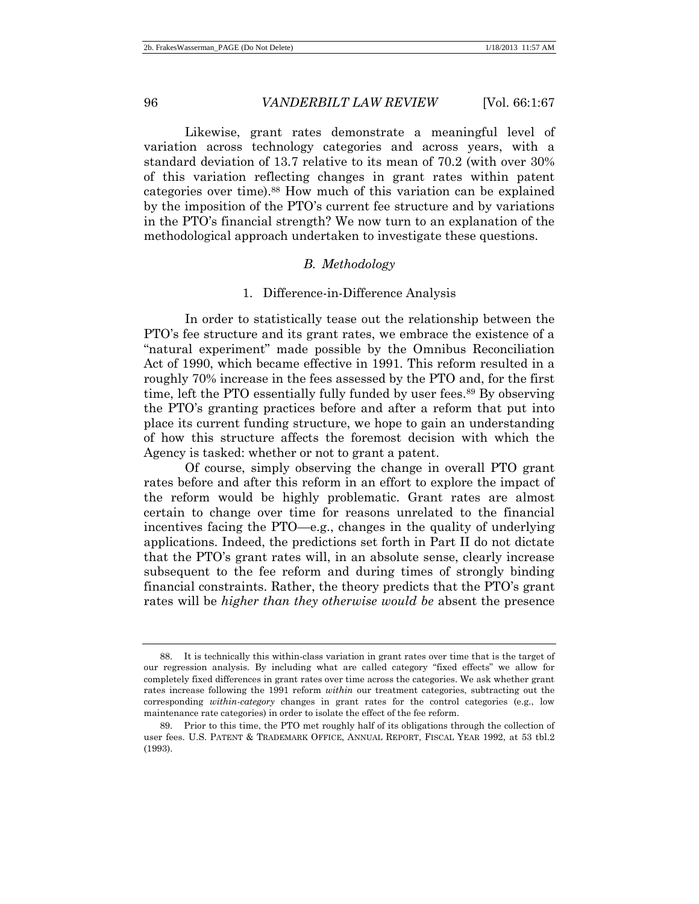Likewise, grant rates demonstrate a meaningful level of variation across technology categories and across years, with a standard deviation of 13.7 relative to its mean of 70.2 (with over 30% of this variation reflecting changes in grant rates within patent categories over time).[88] How much of this variation can be explained by the imposition of the PTO's current fee structure and by variations in the PTO's financial strength? We now turn to an explanation of the methodological approach undertaken to investigate these questions.

### *B. Methodology*

#### 1. Difference-in-Difference Analysis

In order to statistically tease out the relationship between the PTO's fee structure and its grant rates, we embrace the existence of a "natural experiment" made possible by the Omnibus Reconciliation Act of 1990, which became effective in 1991. This reform resulted in a roughly 70% increase in the fees assessed by the PTO and, for the first time, left the PTO essentially fully funded by user fees.[89] By observing the PTO's granting practices before and after a reform that put into place its current funding structure, we hope to gain an understanding of how this structure affects the foremost decision with which the Agency is tasked: whether or not to grant a patent.

Of course, simply observing the change in overall PTO grant rates before and after this reform in an effort to explore the impact of the reform would be highly problematic. Grant rates are almost certain to change over time for reasons unrelated to the financial incentives facing the PTO—e.g., changes in the quality of underlying applications. Indeed, the predictions set forth in Part II do not dictate that the PTO's grant rates will, in an absolute sense, clearly increase subsequent to the fee reform and during times of strongly binding financial constraints. Rather, the theory predicts that the PTO's grant rates will be *higher than they otherwise would be* absent the presence

---

88. It is technically this within-class variation in grant rates over time that is the target of our regression analysis. By including what are called category "fixed effects" we allow for completely fixed differences in grant rates over time across the categories. We ask whether grant rates increase following the 1991 reform *within* our treatment categories, subtracting out the corresponding *within-category* changes in grant rates for the control categories (e.g., low maintenance rate categories) in order to isolate the effect of the fee reform.

89. Prior to this time, the PTO met roughly half of its obligations through the collection of user fees. U.S. PATENT & TRADEMARK OFFICE, ANNUAL REPORT, FISCAL YEAR 1992, at 53 tbl.2 (1993).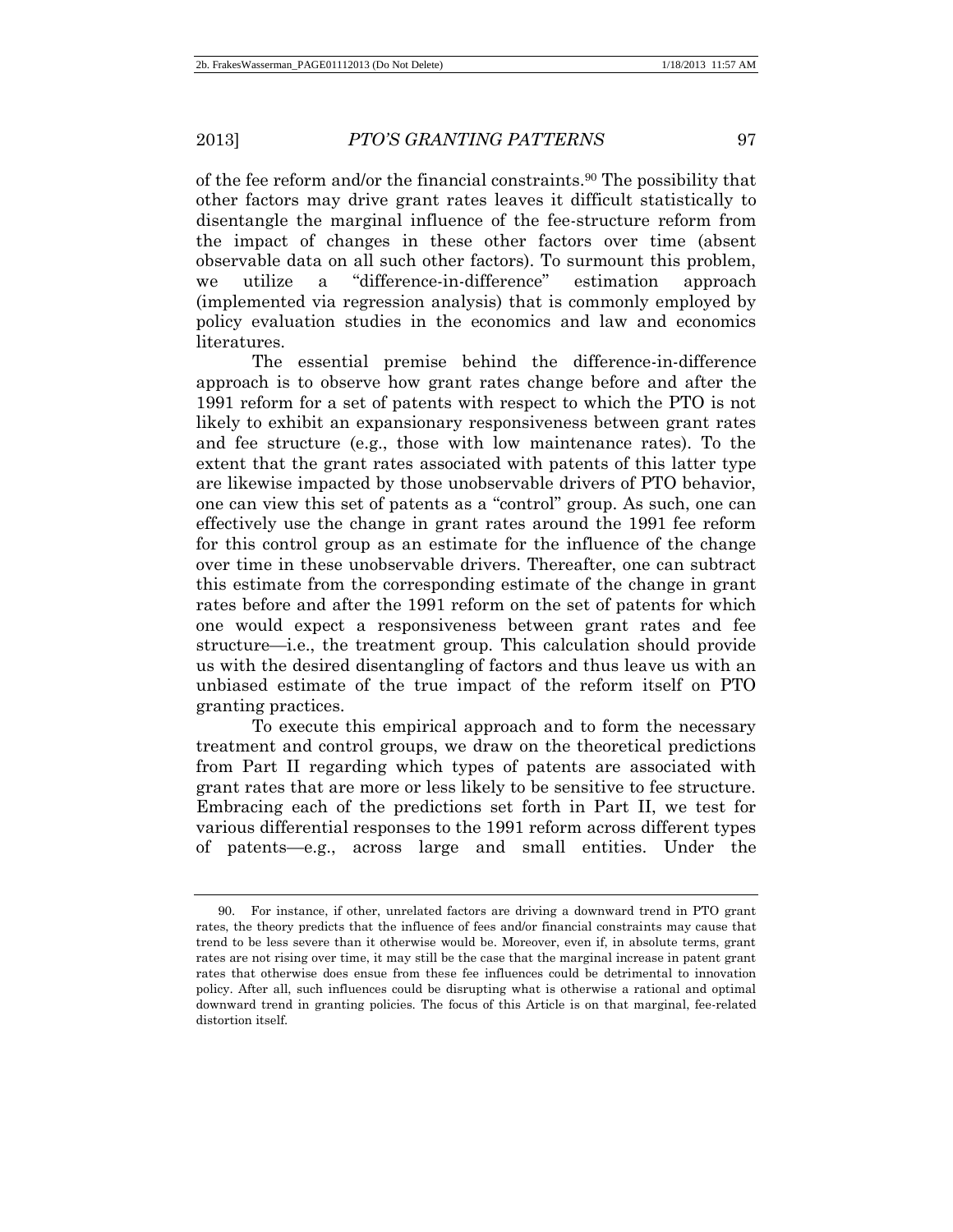of the fee reform and/or the financial constraints.[90] The possibility that other factors may drive grant rates leaves it difficult statistically to disentangle the marginal influence of the fee-structure reform from the impact of changes in these other factors over time (absent observable data on all such other factors). To surmount this problem, we utilize a "difference-in-difference" estimation approach (implemented via regression analysis) that is commonly employed by policy evaluation studies in the economics and law and economics literatures.

The essential premise behind the difference-in-difference approach is to observe how grant rates change before and after the 1991 reform for a set of patents with respect to which the PTO is not likely to exhibit an expansionary responsiveness between grant rates and fee structure (e.g., those with low maintenance rates). To the extent that the grant rates associated with patents of this latter type are likewise impacted by those unobservable drivers of PTO behavior, one can view this set of patents as a "control" group. As such, one can effectively use the change in grant rates around the 1991 fee reform for this control group as an estimate for the influence of the change over time in these unobservable drivers. Thereafter, one can subtract this estimate from the corresponding estimate of the change in grant rates before and after the 1991 reform on the set of patents for which one would expect a responsiveness between grant rates and fee structure—i.e., the treatment group. This calculation should provide us with the desired disentangling of factors and thus leave us with an unbiased estimate of the true impact of the reform itself on PTO granting practices.

To execute this empirical approach and to form the necessary treatment and control groups, we draw on the theoretical predictions from Part II regarding which types of patents are associated with grant rates that are more or less likely to be sensitive to fee structure. Embracing each of the predictions set forth in Part II, we test for various differential responses to the 1991 reform across different types of patents—e.g., across large and small entities. Under the

---

90. For instance, if other, unrelated factors are driving a downward trend in PTO grant rates, the theory predicts that the influence of fees and/or financial constraints may cause that trend to be less severe than it otherwise would be. Moreover, even if, in absolute terms, grant rates are not rising over time, it may still be the case that the marginal increase in patent grant rates that otherwise does ensue from these fee influences could be detrimental to innovation policy. After all, such influences could be disrupting what is otherwise a rational and optimal downward trend in granting policies. The focus of this Article is on that marginal, fee-related distortion itself.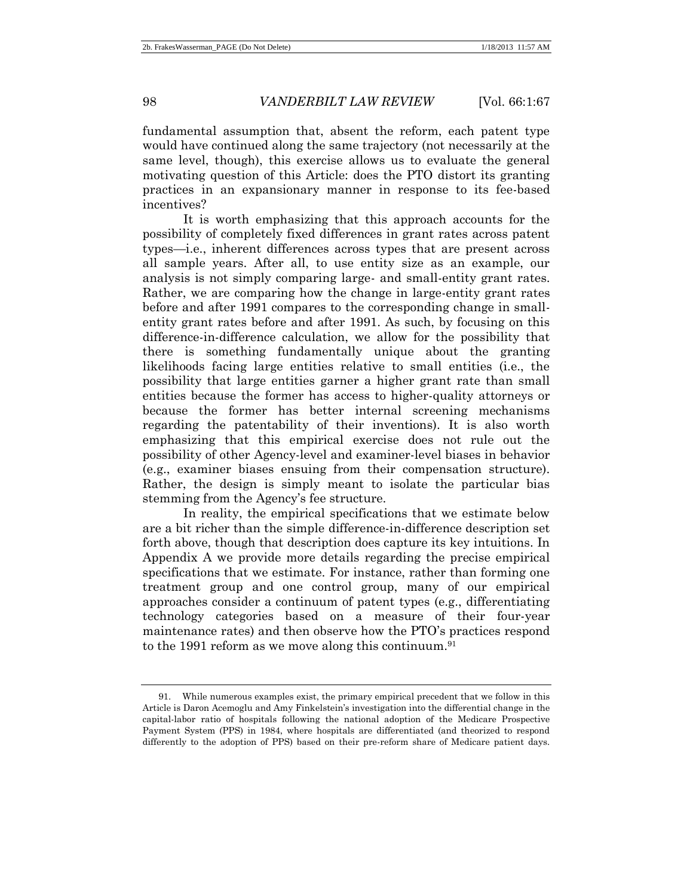fundamental assumption that, absent the reform, each patent type would have continued along the same trajectory (not necessarily at the same level, though), this exercise allows us to evaluate the general motivating question of this Article: does the PTO distort its granting practices in an expansionary manner in response to its fee-based incentives?

It is worth emphasizing that this approach accounts for the possibility of completely fixed differences in grant rates across patent types—i.e., inherent differences across types that are present across all sample years. After all, to use entity size as an example, our analysis is not simply comparing large- and small-entity grant rates. Rather, we are comparing how the change in large-entity grant rates before and after 1991 compares to the corresponding change in small-entity grant rates before and after 1991. As such, by focusing on this difference-in-difference calculation, we allow for the possibility that there is something fundamentally unique about the granting likelihoods facing large entities relative to small entities (i.e., the possibility that large entities garner a higher grant rate than small entities because the former has access to higher-quality attorneys or because the former has better internal screening mechanisms regarding the patentability of their inventions). It is also worth emphasizing that this empirical exercise does not rule out the possibility of other Agency-level and examiner-level biases in behavior (e.g., examiner biases ensuing from their compensation structure). Rather, the design is simply meant to isolate the particular bias stemming from the Agency's fee structure.

In reality, the empirical specifications that we estimate below are a bit richer than the simple difference-in-difference description set forth above, though that description does capture its key intuitions. In Appendix A we provide more details regarding the precise empirical specifications that we estimate. For instance, rather than forming one treatment group and one control group, many of our empirical approaches consider a continuum of patent types (e.g., differentiating technology categories based on a measure of their four-year maintenance rates) and then observe how the PTO's practices respond to the 1991 reform as we move along this continuum.[91]

91. While numerous examples exist, the primary empirical precedent that we follow in this Article is Daron Acemoglu and Amy Finkelstein's investigation into the differential change in the capital-labor ratio of hospitals following the national adoption of the Medicare Prospective Payment System (PPS) in 1984, where hospitals are differentiated (and theorized to respond differently to the adoption of PPS) based on their pre-reform share of Medicare patient days.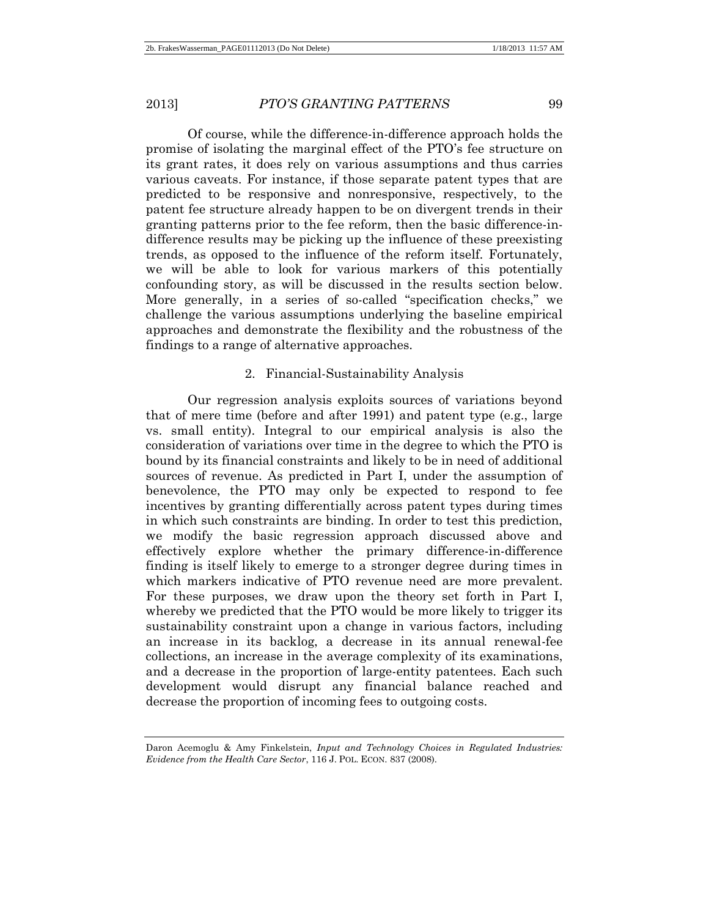Of course, while the difference-in-difference approach holds the promise of isolating the marginal effect of the PTO's fee structure on its grant rates, it does rely on various assumptions and thus carries various caveats. For instance, if those separate patent types that are predicted to be responsive and nonresponsive, respectively, to the patent fee structure already happen to be on divergent trends in their granting patterns prior to the fee reform, then the basic difference-in-difference results may be picking up the influence of these preexisting trends, as opposed to the influence of the reform itself. Fortunately, we will be able to look for various markers of this potentially confounding story, as will be discussed in the results section below. More generally, in a series of so-called "specification checks," we challenge the various assumptions underlying the baseline empirical approaches and demonstrate the flexibility and the robustness of the findings to a range of alternative approaches.

### 2. Financial-Sustainability Analysis

Our regression analysis exploits sources of variations beyond that of mere time (before and after 1991) and patent type (e.g., large vs. small entity). Integral to our empirical analysis is also the consideration of variations over time in the degree to which the PTO is bound by its financial constraints and likely to be in need of additional sources of revenue. As predicted in Part I, under the assumption of benevolence, the PTO may only be expected to respond to fee incentives by granting differentially across patent types during times in which such constraints are binding. In order to test this prediction, we modify the basic regression approach discussed above and effectively explore whether the primary difference-in-difference finding is itself likely to emerge to a stronger degree during times in which markers indicative of PTO revenue need are more prevalent. For these purposes, we draw upon the theory set forth in Part I, whereby we predicted that the PTO would be more likely to trigger its sustainability constraint upon a change in various factors, including an increase in its backlog, a decrease in its annual renewal-fee collections, an increase in the average complexity of its examinations, and a decrease in the proportion of large-entity patentees. Each such development would disrupt any financial balance reached and decrease the proportion of incoming fees to outgoing costs.

Daron Acemoglu & Amy Finkelstein, *Input and Technology Choices in Regulated Industries: Evidence from the Health Care Sector*, 116 J. POL. ECON. 837 (2008).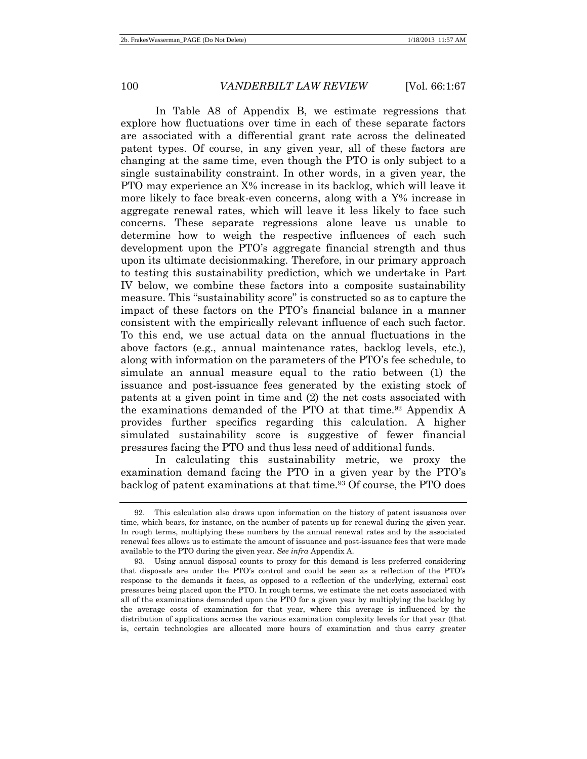In Table A8 of Appendix B, we estimate regressions that explore how fluctuations over time in each of these separate factors are associated with a differential grant rate across the delineated patent types. Of course, in any given year, all of these factors are changing at the same time, even though the PTO is only subject to a single sustainability constraint. In other words, in a given year, the PTO may experience an X% increase in its backlog, which will leave it more likely to face break-even concerns, along with a Y% increase in aggregate renewal rates, which will leave it less likely to face such concerns. These separate regressions alone leave us unable to determine how to weigh the respective influences of each such development upon the PTO's aggregate financial strength and thus upon its ultimate decisionmaking. Therefore, in our primary approach to testing this sustainability prediction, which we undertake in Part IV below, we combine these factors into a composite sustainability measure. This "sustainability score" is constructed so as to capture the impact of these factors on the PTO's financial balance in a manner consistent with the empirically relevant influence of each such factor. To this end, we use actual data on the annual fluctuations in the above factors (e.g., annual maintenance rates, backlog levels, etc.), along with information on the parameters of the PTO's fee schedule, to simulate an annual measure equal to the ratio between (1) the issuance and post-issuance fees generated by the existing stock of patents at a given point in time and (2) the net costs associated with the examinations demanded of the PTO at that time.[92] Appendix A provides further specifics regarding this calculation. A higher simulated sustainability score is suggestive of fewer financial pressures facing the PTO and thus less need of additional funds.

In calculating this sustainability metric, we proxy the examination demand facing the PTO in a given year by the PTO's backlog of patent examinations at that time.[93] Of course, the PTO does

92. This calculation also draws upon information on the history of patent issuances over time, which bears, for instance, on the number of patents up for renewal during the given year. In rough terms, multiplying these numbers by the annual renewal rates and by the associated renewal fees allows us to estimate the amount of issuance and post-issuance fees that were made available to the PTO during the given year. *See infra* Appendix A.

93. Using annual disposal counts to proxy for this demand is less preferred considering that disposals are under the PTO's control and could be seen as a reflection of the PTO's response to the demands it faces, as opposed to a reflection of the underlying, external cost pressures being placed upon the PTO. In rough terms, we estimate the net costs associated with all of the examinations demanded upon the PTO for a given year by multiplying the backlog by the average costs of examination for that year, where this average is influenced by the distribution of applications across the various examination complexity levels for that year (that is, certain technologies are allocated more hours of examination and thus carry greater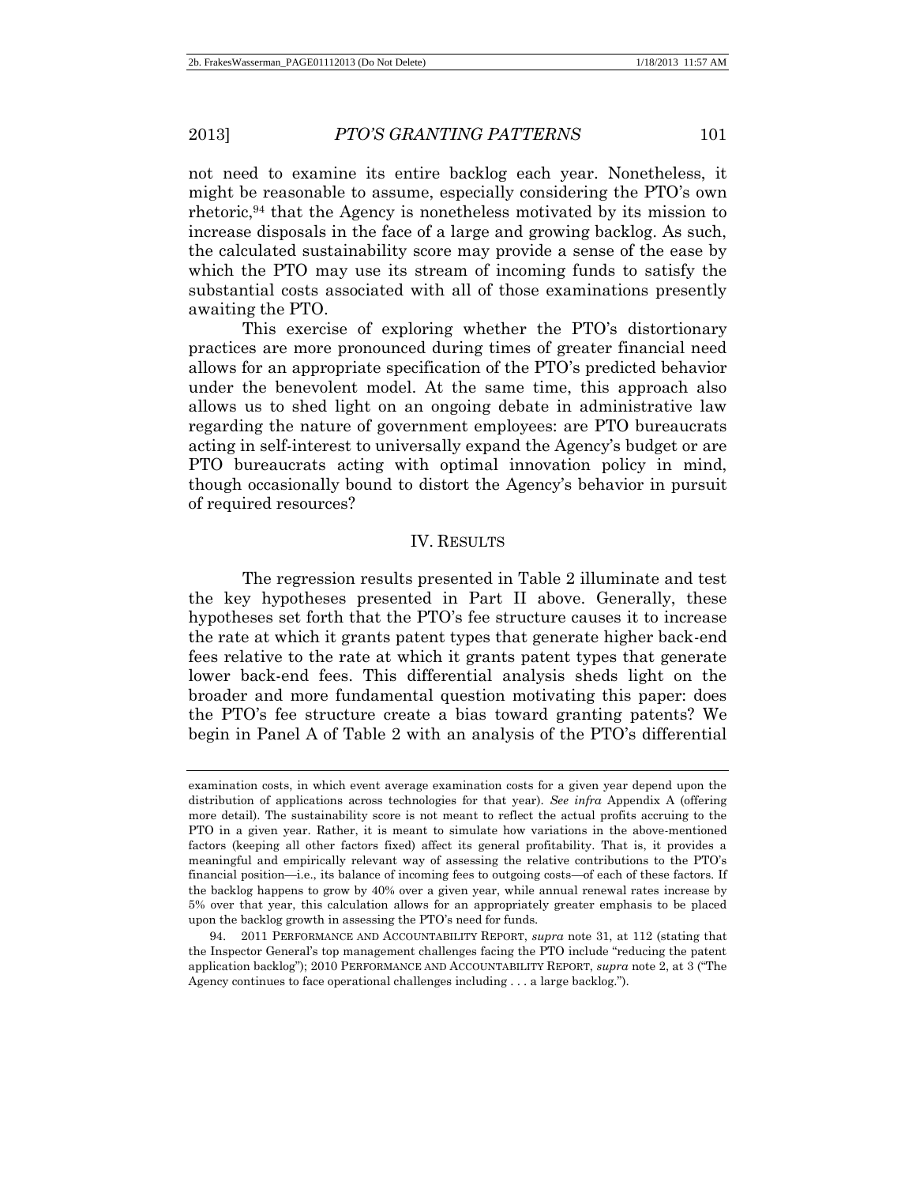not need to examine its entire backlog each year. Nonetheless, it might be reasonable to assume, especially considering the PTO's own rhetoric,[94] that the Agency is nonetheless motivated by its mission to increase disposals in the face of a large and growing backlog. As such, the calculated sustainability score may provide a sense of the ease by which the PTO may use its stream of incoming funds to satisfy the substantial costs associated with all of those examinations presently awaiting the PTO.

This exercise of exploring whether the PTO's distortionary practices are more pronounced during times of greater financial need allows for an appropriate specification of the PTO's predicted behavior under the benevolent model. At the same time, this approach also allows us to shed light on an ongoing debate in administrative law regarding the nature of government employees: are PTO bureaucrats acting in self-interest to universally expand the Agency's budget or are PTO bureaucrats acting with optimal innovation policy in mind, though occasionally bound to distort the Agency's behavior in pursuit of required resources?

## IV. RESULTS

The regression results presented in Table 2 illuminate and test the key hypotheses presented in Part II above. Generally, these hypotheses set forth that the PTO's fee structure causes it to increase the rate at which it grants patent types that generate higher back-end fees relative to the rate at which it grants patent types that generate lower back-end fees. This differential analysis sheds light on the broader and more fundamental question motivating this paper: does the PTO's fee structure create a bias toward granting patents? We begin in Panel A of Table 2 with an analysis of the PTO's differential

---

examination costs, in which event average examination costs for a given year depend upon the distribution of applications across technologies for that year). *See infra* Appendix A (offering more detail). The sustainability score is not meant to reflect the actual profits accruing to the PTO in a given year. Rather, it is meant to simulate how variations in the above-mentioned factors (keeping all other factors fixed) affect its general profitability. That is, it provides a meaningful and empirically relevant way of assessing the relative contributions to the PTO's financial position—i.e., its balance of incoming fees to outgoing costs—of each of these factors. If the backlog happens to grow by 40% over a given year, while annual renewal rates increase by 5% over that year, this calculation allows for an appropriately greater emphasis to be placed upon the backlog growth in assessing the PTO's need for funds.

94. 2011 PERFORMANCE AND ACCOUNTABILITY REPORT, *supra* note 31, at 112 (stating that the Inspector General's top management challenges facing the PTO include "reducing the patent application backlog"); 2010 PERFORMANCE AND ACCOUNTABILITY REPORT, *supra* note 2, at 3 ("The Agency continues to face operational challenges including . . . a large backlog.").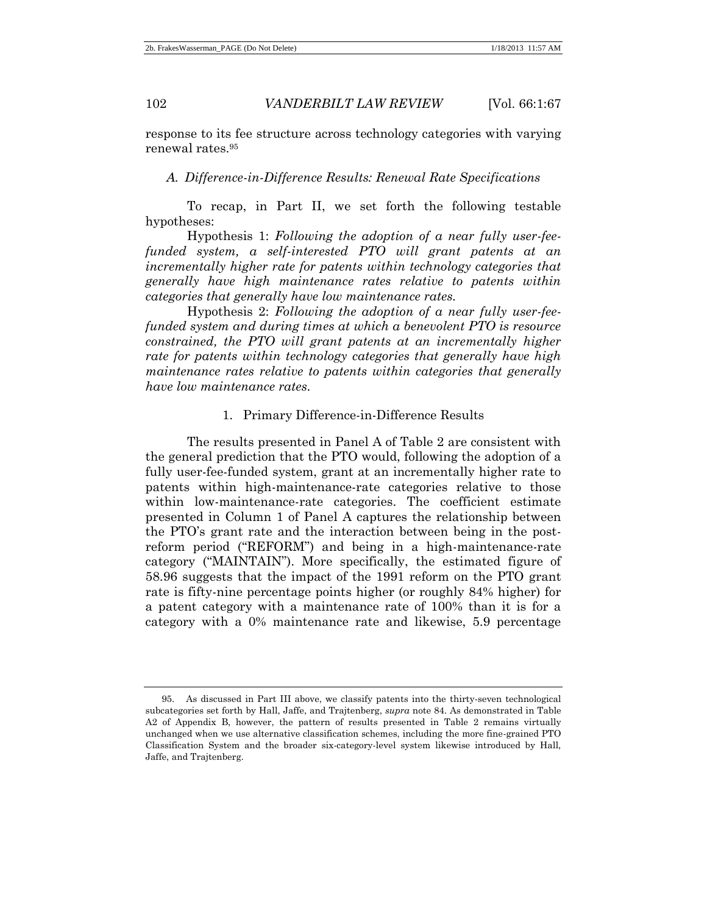response to its fee structure across technology categories with varying renewal rates.[95]

### *A. Difference-in-Difference Results: Renewal Rate Specifications*

To recap, in Part II, we set forth the following testable hypotheses:

Hypothesis 1: *Following the adoption of a near fully user-fee-funded system, a self-interested PTO will grant patents at an incrementally higher rate for patents within technology categories that generally have high maintenance rates relative to patents within categories that generally have low maintenance rates.*

Hypothesis 2: *Following the adoption of a near fully user-fee-funded system and during times at which a benevolent PTO is resource constrained, the PTO will grant patents at an incrementally higher rate for patents within technology categories that generally have high maintenance rates relative to patents within categories that generally have low maintenance rates.*

#### 1. Primary Difference-in-Difference Results

The results presented in Panel A of Table 2 are consistent with the general prediction that the PTO would, following the adoption of a fully user-fee-funded system, grant at an incrementally higher rate to patents within high-maintenance-rate categories relative to those within low-maintenance-rate categories. The coefficient estimate presented in Column 1 of Panel A captures the relationship between the PTO's grant rate and the interaction between being in the post-reform period ("REFORM") and being in a high-maintenance-rate category ("MAINTAIN"). More specifically, the estimated figure of 58.96 suggests that the impact of the 1991 reform on the PTO grant rate is fifty-nine percentage points higher (or roughly 84% higher) for a patent category with a maintenance rate of 100% than it is for a category with a 0% maintenance rate and likewise, 5.9 percentage

---

95. As discussed in Part III above, we classify patents into the thirty-seven technological subcategories set forth by Hall, Jaffe, and Trajtenberg, *supra* note 84. As demonstrated in Table A2 of Appendix B, however, the pattern of results presented in Table 2 remains virtually unchanged when we use alternative classification schemes, including the more fine-grained PTO Classification System and the broader six-category-level system likewise introduced by Hall, Jaffe, and Trajtenberg.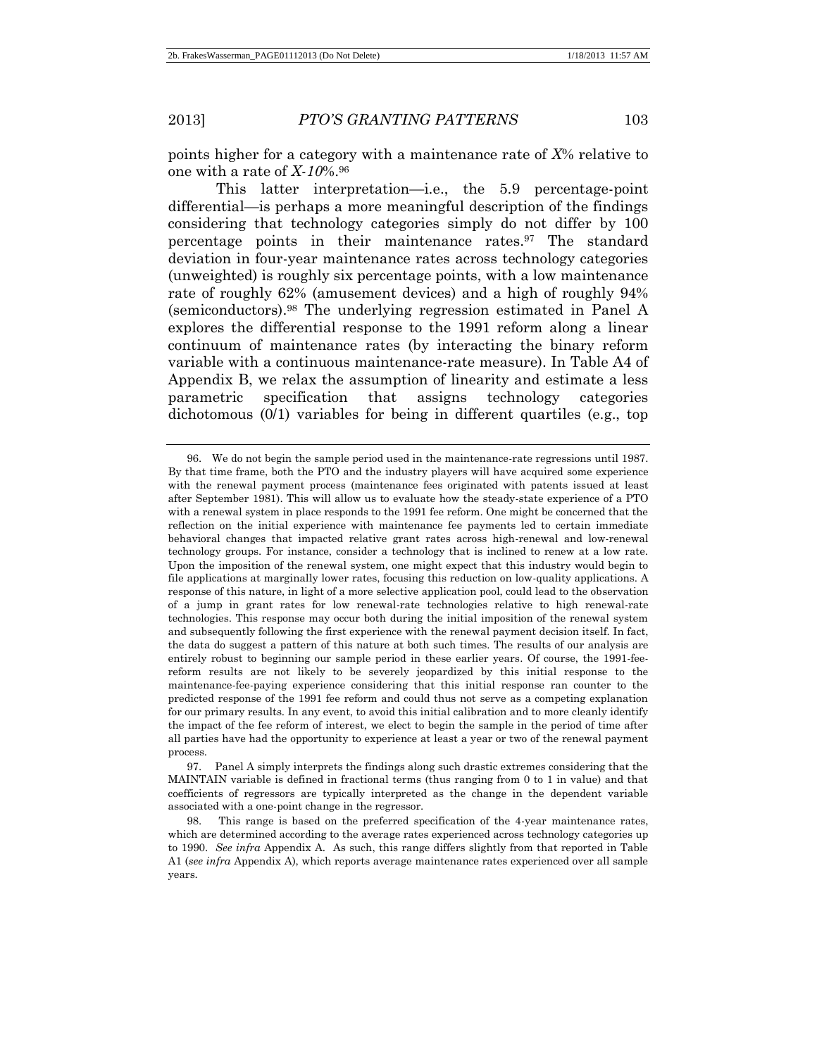points higher for a category with a maintenance rate of *X*% relative to one with a rate of *X-10*%.[96]

This latter interpretation—i.e., the 5.9 percentage-point differential—is perhaps a more meaningful description of the findings considering that technology categories simply do not differ by 100 percentage points in their maintenance rates.[97] The standard deviation in four-year maintenance rates across technology categories (unweighted) is roughly six percentage points, with a low maintenance rate of roughly 62% (amusement devices) and a high of roughly 94% (semiconductors).[98] The underlying regression estimated in Panel A explores the differential response to the 1991 reform along a linear continuum of maintenance rates (by interacting the binary reform variable with a continuous maintenance-rate measure). In Table A4 of Appendix B, we relax the assumption of linearity and estimate a less parametric specification that assigns technology categories dichotomous (0/1) variables for being in different quartiles (e.g., top

---

96. We do not begin the sample period used in the maintenance-rate regressions until 1987. By that time frame, both the PTO and the industry players will have acquired some experience with the renewal payment process (maintenance fees originated with patents issued at least after September 1981). This will allow us to evaluate how the steady-state experience of a PTO with a renewal system in place responds to the 1991 fee reform. One might be concerned that the reflection on the initial experience with maintenance fee payments led to certain immediate behavioral changes that impacted relative grant rates across high-renewal and low-renewal technology groups. For instance, consider a technology that is inclined to renew at a low rate. Upon the imposition of the renewal system, one might expect that this industry would begin to file applications at marginally lower rates, focusing this reduction on low-quality applications. A response of this nature, in light of a more selective application pool, could lead to the observation of a jump in grant rates for low renewal-rate technologies relative to high renewal-rate technologies. This response may occur both during the initial imposition of the renewal system and subsequently following the first experience with the renewal payment decision itself. In fact, the data do suggest a pattern of this nature at both such times. The results of our analysis are entirely robust to beginning our sample period in these earlier years. Of course, the 1991-fee-reform results are not likely to be severely jeopardized by this initial response to the maintenance-fee-paying experience considering that this initial response ran counter to the predicted response of the 1991 fee reform and could thus not serve as a competing explanation for our primary results. In any event, to avoid this initial calibration and to more cleanly identify the impact of the fee reform of interest, we elect to begin the sample in the period of time after all parties have had the opportunity to experience at least a year or two of the renewal payment process.

97. Panel A simply interprets the findings along such drastic extremes considering that the MAINTAIN variable is defined in fractional terms (thus ranging from 0 to 1 in value) and that coefficients of regressors are typically interpreted as the change in the dependent variable associated with a one-point change in the regressor.

98. This range is based on the preferred specification of the 4-year maintenance rates, which are determined according to the average rates experienced across technology categories up to 1990. *See infra* Appendix A. As such, this range differs slightly from that reported in Table A1 (*see infra* Appendix A), which reports average maintenance rates experienced over all sample years.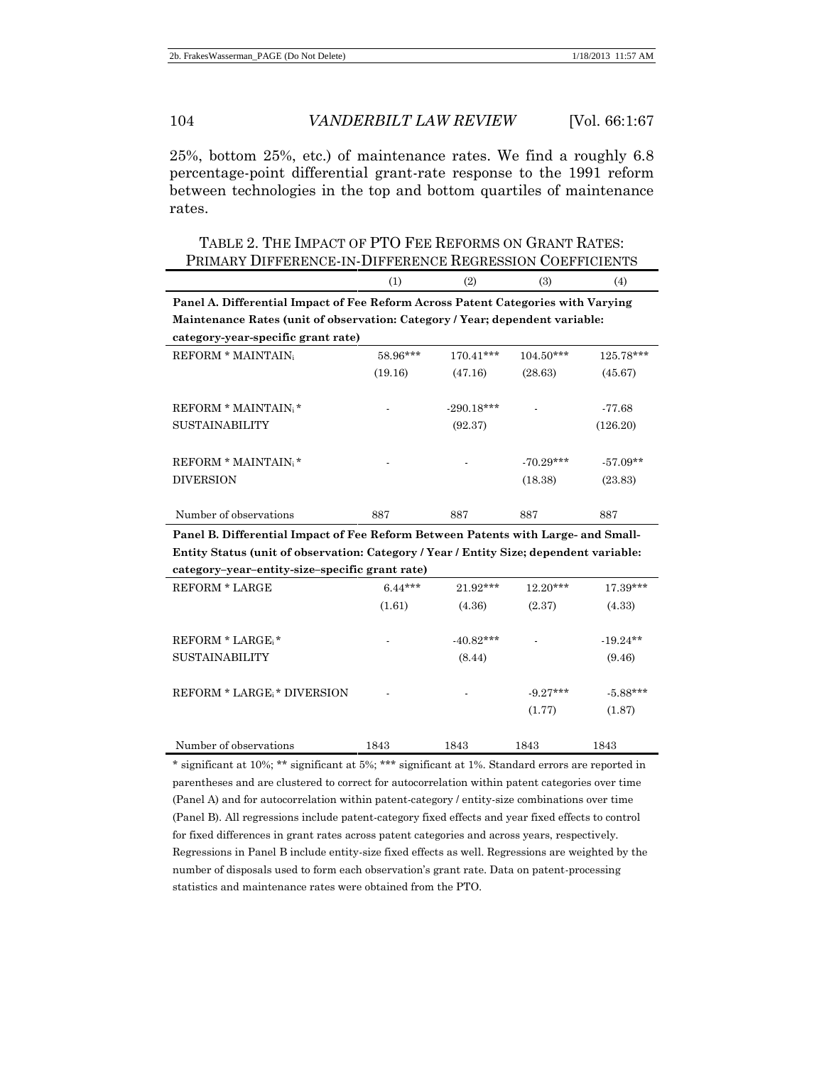25%, bottom 25%, etc.) of maintenance rates. We find a roughly 6.8 percentage-point differential grant-rate response to the 1991 reform between technologies in the top and bottom quartiles of maintenance rates.

TABLE 2. THE IMPACT OF PTO FEE REFORMS ON GRANT RATES: PRIMARY DIFFERENCE-IN-DIFFERENCE REGRESSION COEFFICIENTS

| | (1) | (2) | (3) | (4) |
|---|---|---|---|---|
| **Panel A. Differential Impact of Fee Reform Across Patent Categories with Varying Maintenance Rates (unit of observation: Category / Year; dependent variable: category-year-specific grant rate)** | | | | |
| REFORM * MAINTAIN$_i$ | 58.96*** | 170.41*** | 104.50*** | 125.78*** |
| | (19.16) | (47.16) | (28.63) | (45.67) |
| REFORM * MAINTAIN$_i$ * SUSTAINABILITY | - | -290.18*** | - | -77.68 |
| | | (92.37) | | (126.20) |
| REFORM * MAINTAIN$_i$ * DIVERSION | - | - | -70.29*** | -57.09** |
| | | | (18.38) | (23.83) |
| Number of observations | 887 | 887 | 887 | 887 |
| **Panel B. Differential Impact of Fee Reform Between Patents with Large- and Small-Entity Status (unit of observation: Category / Year / Entity Size; dependent variable: category–year–entity-size–specific grant rate)** | | | | |
| REFORM * LARGE | 6.44*** | 21.92*** | 12.20*** | 17.39*** |
| | (1.61) | (4.36) | (2.37) | (4.33) |
| REFORM * LARGE$_i$ * SUSTAINABILITY | - | -40.82*** | - | -19.24** |
| | | (8.44) | | (9.46) |
| REFORM * LARGE$_i$ * DIVERSION | - | - | -9.27*** | -5.88*** |
| | | | (1.77) | (1.87) |
| Number of observations | 1843 | 1843 | 1843 | 1843 |

* significant at 10%; ** significant at 5%; *** significant at 1%. Standard errors are reported in parentheses and are clustered to correct for autocorrelation within patent categories over time (Panel A) and for autocorrelation within patent-category / entity-size combinations over time (Panel B). All regressions include patent-category fixed effects and year fixed effects to control for fixed differences in grant rates across patent categories and across years, respectively. Regressions in Panel B include entity-size fixed effects as well. Regressions are weighted by the number of disposals used to form each observation's grant rate. Data on patent-processing statistics and maintenance rates were obtained from the PTO.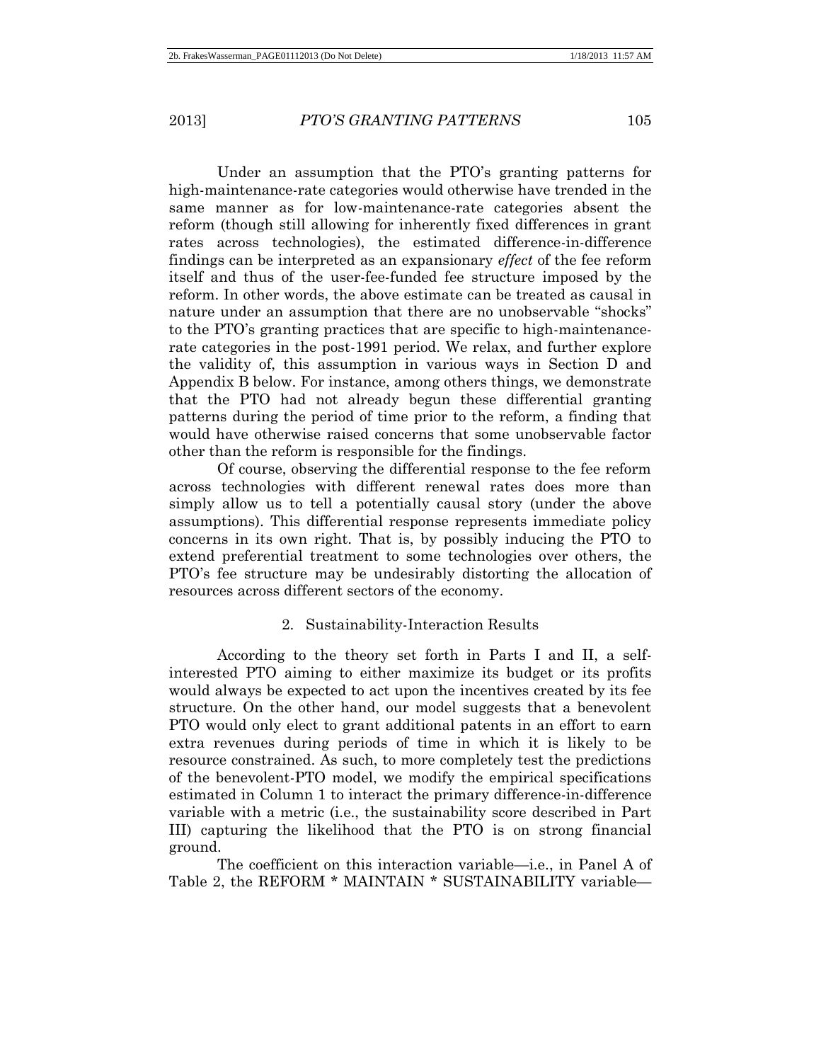Under an assumption that the PTO's granting patterns for high-maintenance-rate categories would otherwise have trended in the same manner as for low-maintenance-rate categories absent the reform (though still allowing for inherently fixed differences in grant rates across technologies), the estimated difference-in-difference findings can be interpreted as an expansionary *effect* of the fee reform itself and thus of the user-fee-funded fee structure imposed by the reform. In other words, the above estimate can be treated as causal in nature under an assumption that there are no unobservable "shocks" to the PTO's granting practices that are specific to high-maintenance-rate categories in the post-1991 period. We relax, and further explore the validity of, this assumption in various ways in Section D and Appendix B below. For instance, among others things, we demonstrate that the PTO had not already begun these differential granting patterns during the period of time prior to the reform, a finding that would have otherwise raised concerns that some unobservable factor other than the reform is responsible for the findings.

Of course, observing the differential response to the fee reform across technologies with different renewal rates does more than simply allow us to tell a potentially causal story (under the above assumptions). This differential response represents immediate policy concerns in its own right. That is, by possibly inducing the PTO to extend preferential treatment to some technologies over others, the PTO's fee structure may be undesirably distorting the allocation of resources across different sectors of the economy.

### 2. Sustainability-Interaction Results

According to the theory set forth in Parts I and II, a self-interested PTO aiming to either maximize its budget or its profits would always be expected to act upon the incentives created by its fee structure. On the other hand, our model suggests that a benevolent PTO would only elect to grant additional patents in an effort to earn extra revenues during periods of time in which it is likely to be resource constrained. As such, to more completely test the predictions of the benevolent-PTO model, we modify the empirical specifications estimated in Column 1 to interact the primary difference-in-difference variable with a metric (i.e., the sustainability score described in Part III) capturing the likelihood that the PTO is on strong financial ground.

The coefficient on this interaction variable—i.e., in Panel A of Table 2, the REFORM * MAINTAIN * SUSTAINABILITY variable—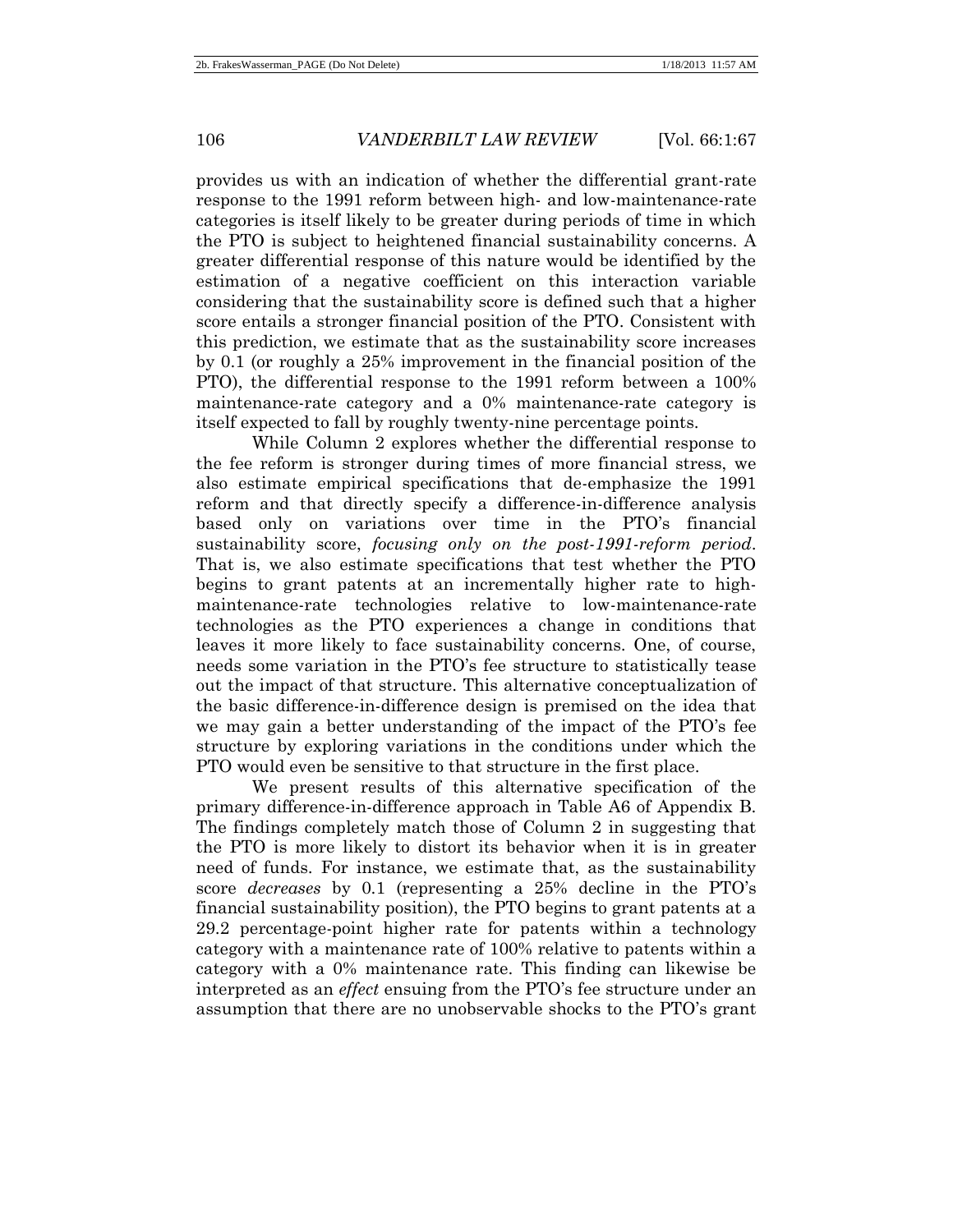provides us with an indication of whether the differential grant-rate response to the 1991 reform between high- and low-maintenance-rate categories is itself likely to be greater during periods of time in which the PTO is subject to heightened financial sustainability concerns. A greater differential response of this nature would be identified by the estimation of a negative coefficient on this interaction variable considering that the sustainability score is defined such that a higher score entails a stronger financial position of the PTO. Consistent with this prediction, we estimate that as the sustainability score increases by 0.1 (or roughly a 25% improvement in the financial position of the PTO), the differential response to the 1991 reform between a 100% maintenance-rate category and a 0% maintenance-rate category is itself expected to fall by roughly twenty-nine percentage points.

While Column 2 explores whether the differential response to the fee reform is stronger during times of more financial stress, we also estimate empirical specifications that de-emphasize the 1991 reform and that directly specify a difference-in-difference analysis based only on variations over time in the PTO's financial sustainability score, *focusing only on the post-1991-reform period*. That is, we also estimate specifications that test whether the PTO begins to grant patents at an incrementally higher rate to high-maintenance-rate technologies relative to low-maintenance-rate technologies as the PTO experiences a change in conditions that leaves it more likely to face sustainability concerns. One, of course, needs some variation in the PTO's fee structure to statistically tease out the impact of that structure. This alternative conceptualization of the basic difference-in-difference design is premised on the idea that we may gain a better understanding of the impact of the PTO's fee structure by exploring variations in the conditions under which the PTO would even be sensitive to that structure in the first place.

We present results of this alternative specification of the primary difference-in-difference approach in Table A6 of Appendix B. The findings completely match those of Column 2 in suggesting that the PTO is more likely to distort its behavior when it is in greater need of funds. For instance, we estimate that, as the sustainability score *decreases* by 0.1 (representing a 25% decline in the PTO's financial sustainability position), the PTO begins to grant patents at a 29.2 percentage-point higher rate for patents within a technology category with a maintenance rate of 100% relative to patents within a category with a 0% maintenance rate. This finding can likewise be interpreted as an *effect* ensuing from the PTO's fee structure under an assumption that there are no unobservable shocks to the PTO's grant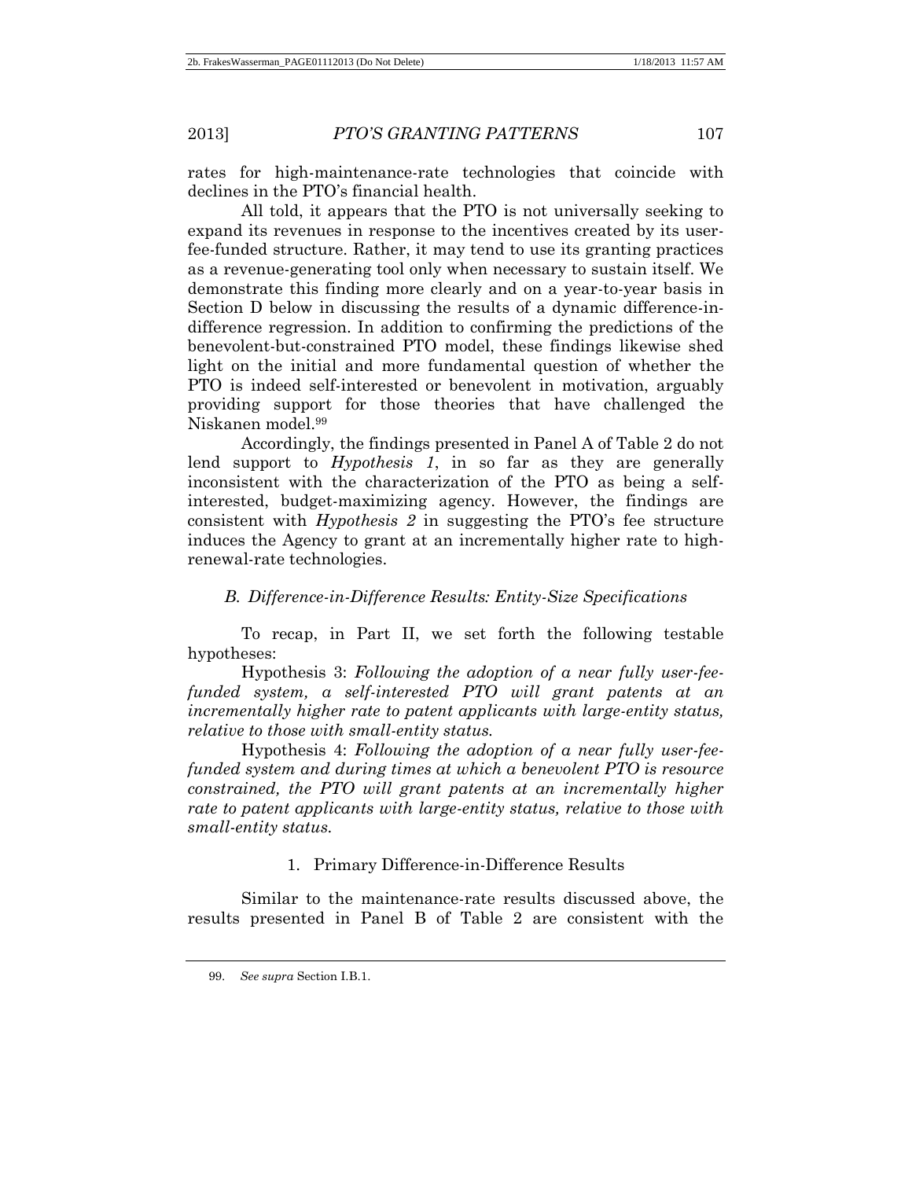rates for high-maintenance-rate technologies that coincide with declines in the PTO's financial health.

All told, it appears that the PTO is not universally seeking to expand its revenues in response to the incentives created by its user-fee-funded structure. Rather, it may tend to use its granting practices as a revenue-generating tool only when necessary to sustain itself. We demonstrate this finding more clearly and on a year-to-year basis in Section D below in discussing the results of a dynamic difference-in-difference regression. In addition to confirming the predictions of the benevolent-but-constrained PTO model, these findings likewise shed light on the initial and more fundamental question of whether the PTO is indeed self-interested or benevolent in motivation, arguably providing support for those theories that have challenged the Niskanen model.[99]

Accordingly, the findings presented in Panel A of Table 2 do not lend support to *Hypothesis 1*, in so far as they are generally inconsistent with the characterization of the PTO as being a self-interested, budget-maximizing agency. However, the findings are consistent with *Hypothesis 2* in suggesting the PTO's fee structure induces the Agency to grant at an incrementally higher rate to high-renewal-rate technologies.

### *B. Difference-in-Difference Results: Entity-Size Specifications*

To recap, in Part II, we set forth the following testable hypotheses:

Hypothesis 3: *Following the adoption of a near fully user-fee-funded system, a self-interested PTO will grant patents at an incrementally higher rate to patent applicants with large-entity status, relative to those with small-entity status.*

Hypothesis 4: *Following the adoption of a near fully user-fee-funded system and during times at which a benevolent PTO is resource constrained, the PTO will grant patents at an incrementally higher rate to patent applicants with large-entity status, relative to those with small-entity status.*

#### 1. Primary Difference-in-Difference Results

Similar to the maintenance-rate results discussed above, the results presented in Panel B of Table 2 are consistent with the

---

99. *See supra* Section I.B.1.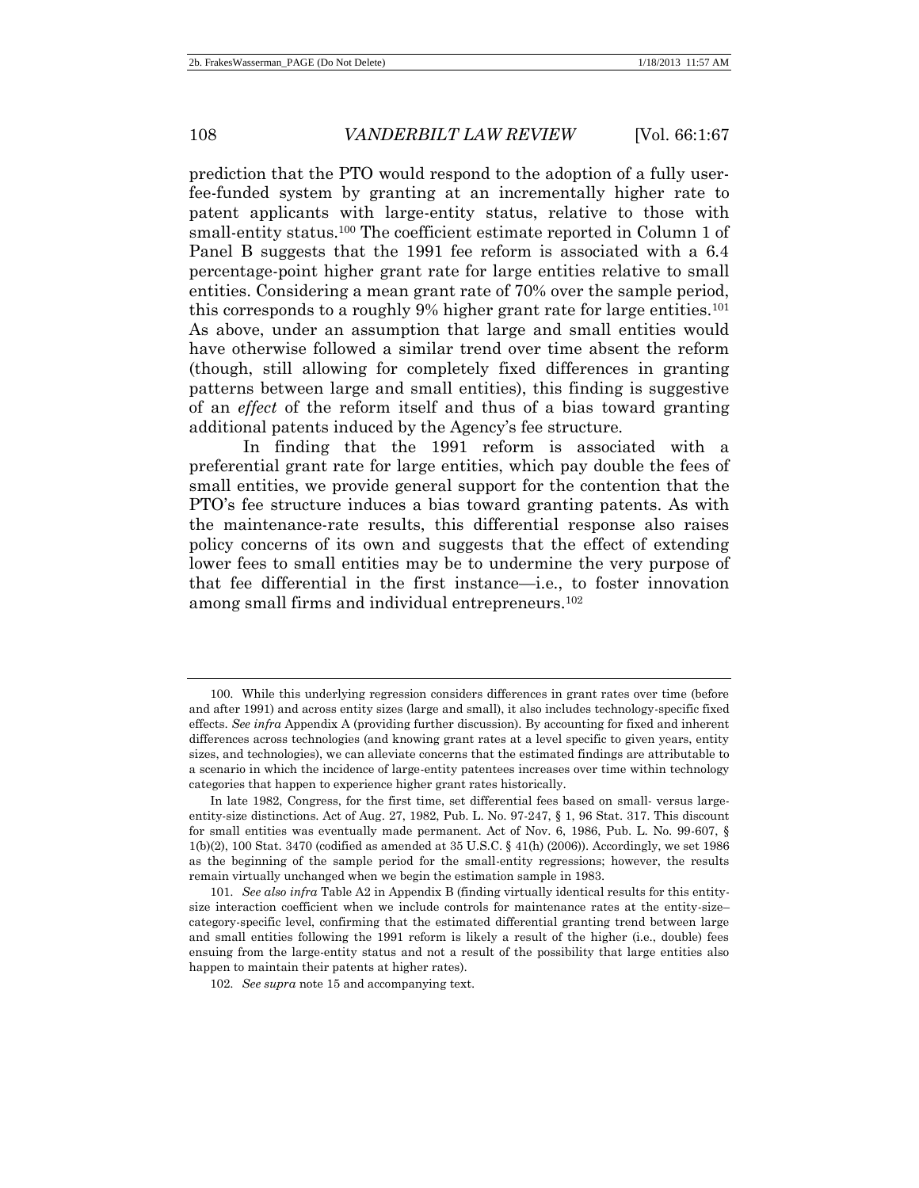prediction that the PTO would respond to the adoption of a fully user-fee-funded system by granting at an incrementally higher rate to patent applicants with large-entity status, relative to those with small-entity status.[100] The coefficient estimate reported in Column 1 of Panel B suggests that the 1991 fee reform is associated with a 6.4 percentage-point higher grant rate for large entities relative to small entities. Considering a mean grant rate of 70% over the sample period, this corresponds to a roughly 9% higher grant rate for large entities.[101] As above, under an assumption that large and small entities would have otherwise followed a similar trend over time absent the reform (though, still allowing for completely fixed differences in granting patterns between large and small entities), this finding is suggestive of an *effect* of the reform itself and thus of a bias toward granting additional patents induced by the Agency's fee structure.

In finding that the 1991 reform is associated with a preferential grant rate for large entities, which pay double the fees of small entities, we provide general support for the contention that the PTO's fee structure induces a bias toward granting patents. As with the maintenance-rate results, this differential response also raises policy concerns of its own and suggests that the effect of extending lower fees to small entities may be to undermine the very purpose of that fee differential in the first instance—i.e., to foster innovation among small firms and individual entrepreneurs.[102]

---

100. While this underlying regression considers differences in grant rates over time (before and after 1991) and across entity sizes (large and small), it also includes technology-specific fixed effects. *See infra* Appendix A (providing further discussion). By accounting for fixed and inherent differences across technologies (and knowing grant rates at a level specific to given years, entity sizes, and technologies), we can alleviate concerns that the estimated findings are attributable to a scenario in which the incidence of large-entity patentees increases over time within technology categories that happen to experience higher grant rates historically.

In late 1982, Congress, for the first time, set differential fees based on small- versus large-entity-size distinctions. Act of Aug. 27, 1982, Pub. L. No. 97-247, § 1, 96 Stat. 317. This discount for small entities was eventually made permanent. Act of Nov. 6, 1986, Pub. L. No. 99-607, § 1(b)(2), 100 Stat. 3470 (codified as amended at 35 U.S.C. § 41(h) (2006)). Accordingly, we set 1986 as the beginning of the sample period for the small-entity regressions; however, the results remain virtually unchanged when we begin the estimation sample in 1983.

101. *See also infra* Table A2 in Appendix B (finding virtually identical results for this entity-size interaction coefficient when we include controls for maintenance rates at the entity-size–category-specific level, confirming that the estimated differential granting trend between large and small entities following the 1991 reform is likely a result of the higher (i.e., double) fees ensuing from the large-entity status and not a result of the possibility that large entities also happen to maintain their patents at higher rates).

102. *See supra* note 15 and accompanying text.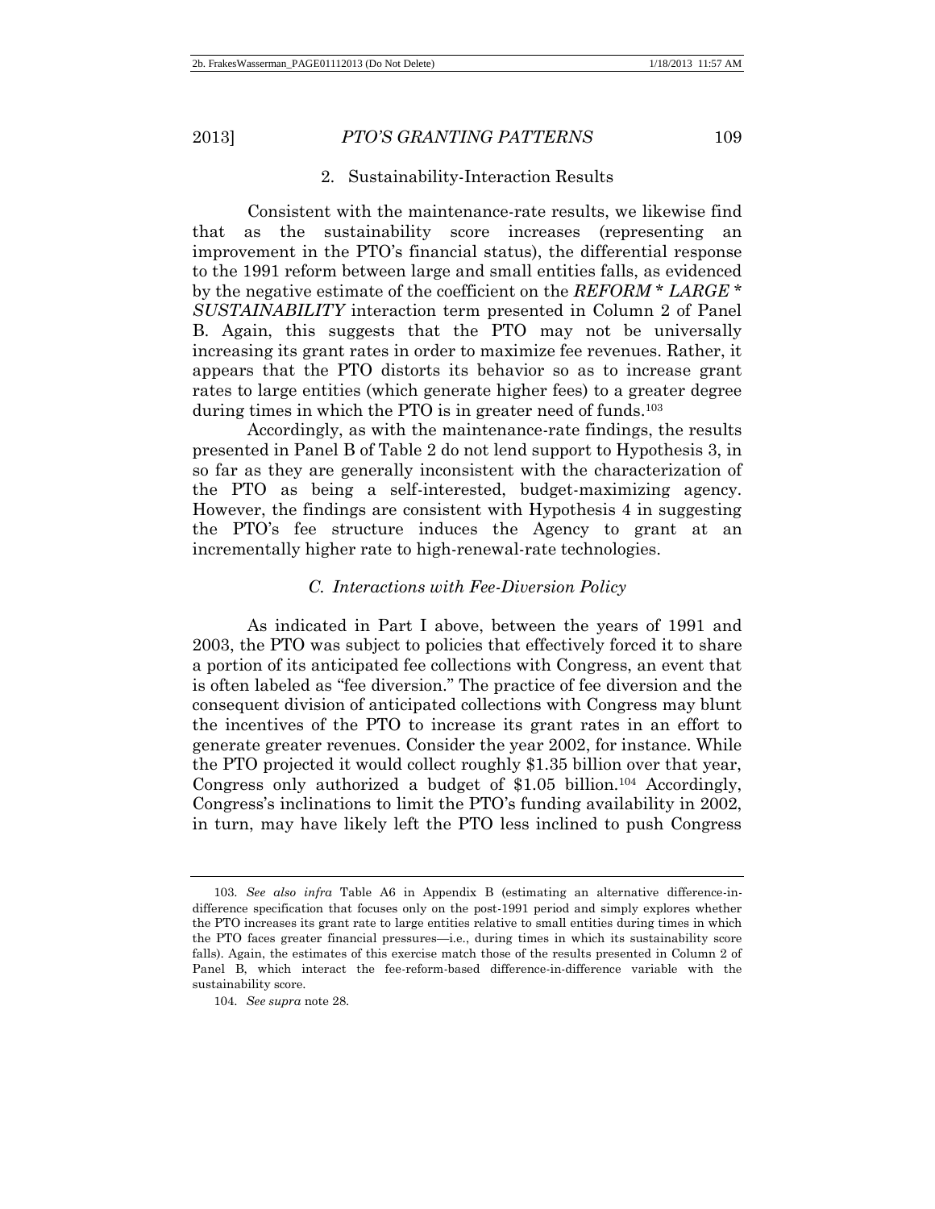### 2. Sustainability-Interaction Results

Consistent with the maintenance-rate results, we likewise find that as the sustainability score increases (representing an improvement in the PTO's financial status), the differential response to the 1991 reform between large and small entities falls, as evidenced by the negative estimate of the coefficient on the *REFORM * LARGE * SUSTAINABILITY* interaction term presented in Column 2 of Panel B. Again, this suggests that the PTO may not be universally increasing its grant rates in order to maximize fee revenues. Rather, it appears that the PTO distorts its behavior so as to increase grant rates to large entities (which generate higher fees) to a greater degree during times in which the PTO is in greater need of funds.[103]

Accordingly, as with the maintenance-rate findings, the results presented in Panel B of Table 2 do not lend support to Hypothesis 3, in so far as they are generally inconsistent with the characterization of the PTO as being a self-interested, budget-maximizing agency. However, the findings are consistent with Hypothesis 4 in suggesting the PTO's fee structure induces the Agency to grant at an incrementally higher rate to high-renewal-rate technologies.

## *C. Interactions with Fee-Diversion Policy*

As indicated in Part I above, between the years of 1991 and 2003, the PTO was subject to policies that effectively forced it to share a portion of its anticipated fee collections with Congress, an event that is often labeled as "fee diversion." The practice of fee diversion and the consequent division of anticipated collections with Congress may blunt the incentives of the PTO to increase its grant rates in an effort to generate greater revenues. Consider the year 2002, for instance. While the PTO projected it would collect roughly \$1.35 billion over that year, Congress only authorized a budget of \$1.05 billion.[104] Accordingly, Congress's inclinations to limit the PTO's funding availability in 2002, in turn, may have likely left the PTO less inclined to push Congress

---

103. *See also infra* Table A6 in Appendix B (estimating an alternative difference-in-difference specification that focuses only on the post-1991 period and simply explores whether the PTO increases its grant rate to large entities relative to small entities during times in which the PTO faces greater financial pressures—i.e., during times in which its sustainability score falls). Again, the estimates of this exercise match those of the results presented in Column 2 of Panel B, which interact the fee-reform-based difference-in-difference variable with the sustainability score.

104. *See supra* note 28.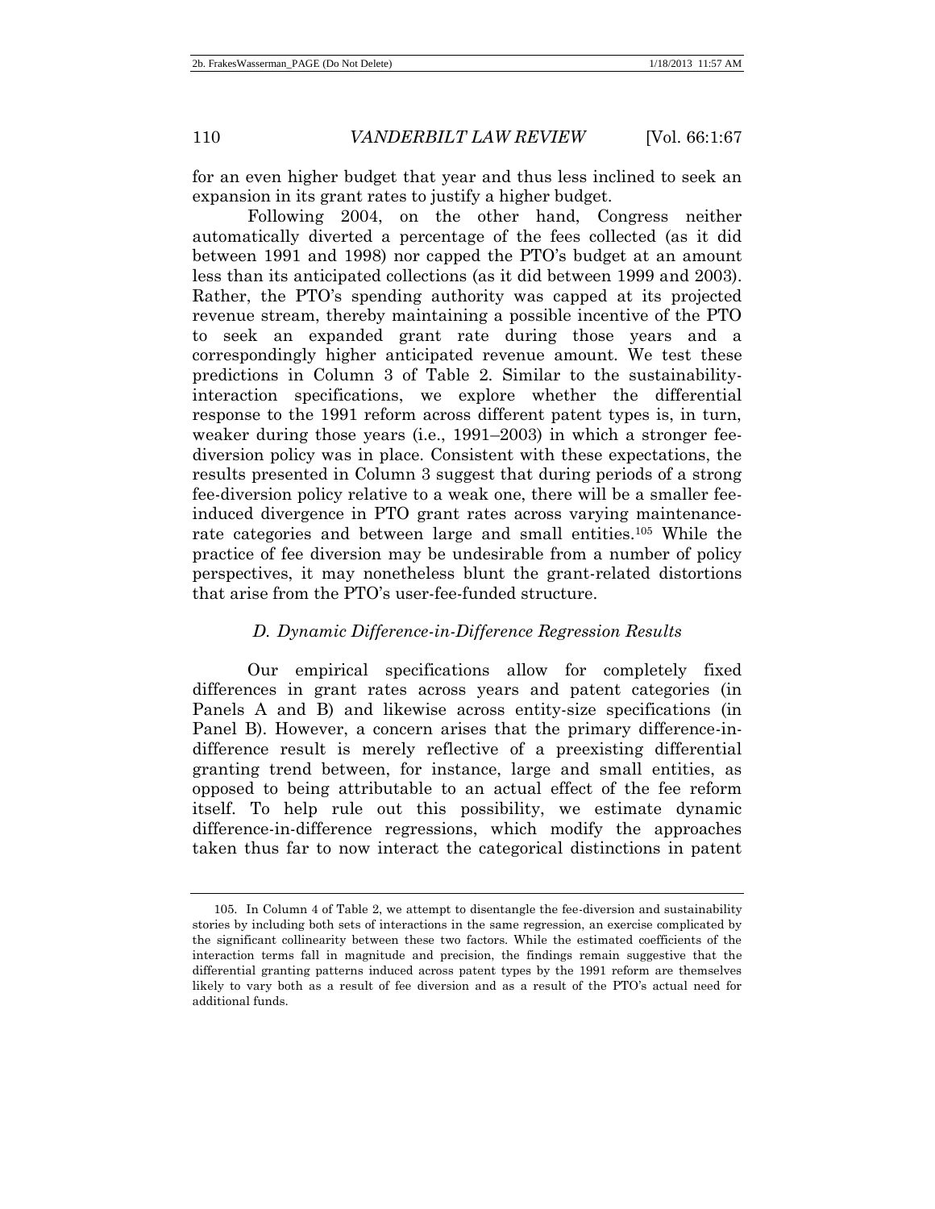for an even higher budget that year and thus less inclined to seek an expansion in its grant rates to justify a higher budget.

Following 2004, on the other hand, Congress neither automatically diverted a percentage of the fees collected (as it did between 1991 and 1998) nor capped the PTO's budget at an amount less than its anticipated collections (as it did between 1999 and 2003). Rather, the PTO's spending authority was capped at its projected revenue stream, thereby maintaining a possible incentive of the PTO to seek an expanded grant rate during those years and a correspondingly higher anticipated revenue amount. We test these predictions in Column 3 of Table 2. Similar to the sustainability-interaction specifications, we explore whether the differential response to the 1991 reform across different patent types is, in turn, weaker during those years (i.e., 1991–2003) in which a stronger fee-diversion policy was in place. Consistent with these expectations, the results presented in Column 3 suggest that during periods of a strong fee-diversion policy relative to a weak one, there will be a smaller fee-induced divergence in PTO grant rates across varying maintenance-rate categories and between large and small entities.[105] While the practice of fee diversion may be undesirable from a number of policy perspectives, it may nonetheless blunt the grant-related distortions that arise from the PTO's user-fee-funded structure.

### *D. Dynamic Difference-in-Difference Regression Results*

Our empirical specifications allow for completely fixed differences in grant rates across years and patent categories (in Panels A and B) and likewise across entity-size specifications (in Panel B). However, a concern arises that the primary difference-in-difference result is merely reflective of a preexisting differential granting trend between, for instance, large and small entities, as opposed to being attributable to an actual effect of the fee reform itself. To help rule out this possibility, we estimate dynamic difference-in-difference regressions, which modify the approaches taken thus far to now interact the categorical distinctions in patent

---

105. In Column 4 of Table 2, we attempt to disentangle the fee-diversion and sustainability stories by including both sets of interactions in the same regression, an exercise complicated by the significant collinearity between these two factors. While the estimated coefficients of the interaction terms fall in magnitude and precision, the findings remain suggestive that the differential granting patterns induced across patent types by the 1991 reform are themselves likely to vary both as a result of fee diversion and as a result of the PTO's actual need for additional funds.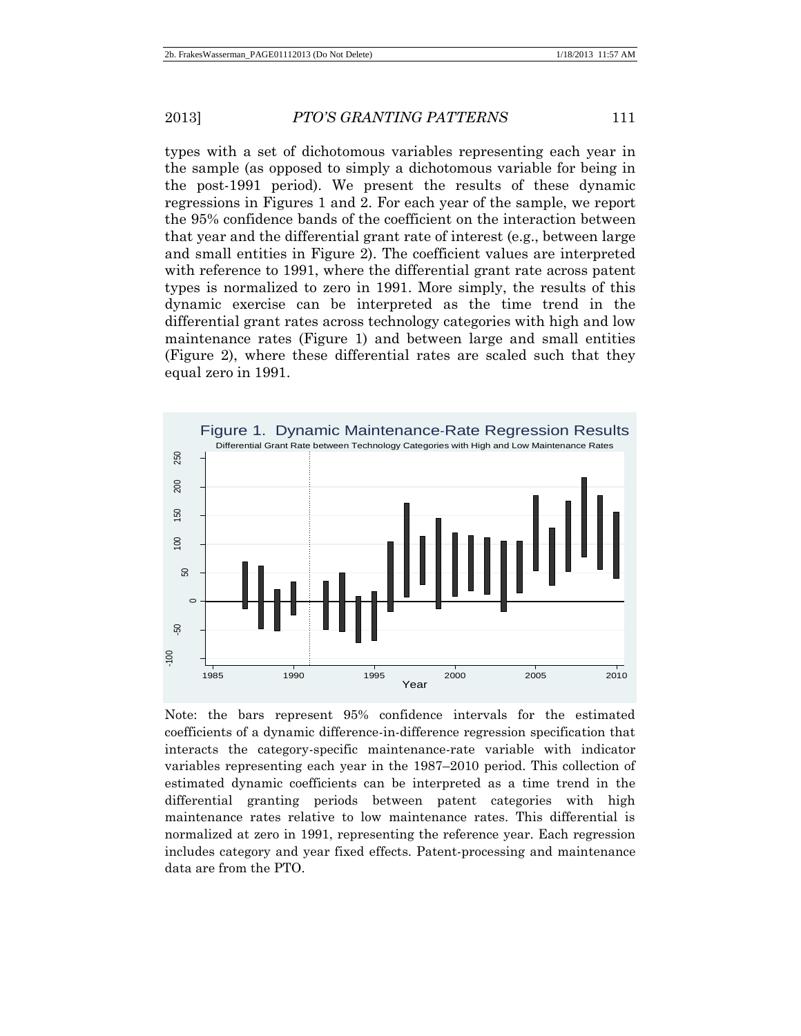types with a set of dichotomous variables representing each year in the sample (as opposed to simply a dichotomous variable for being in the post-1991 period). We present the results of these dynamic regressions in Figures 1 and 2. For each year of the sample, we report the 95% confidence bands of the coefficient on the interaction between that year and the differential grant rate of interest (e.g., between large and small entities in Figure 2). The coefficient values are interpreted with reference to 1991, where the differential grant rate across patent types is normalized to zero in 1991. More simply, the results of this dynamic exercise can be interpreted as the time trend in the differential grant rates across technology categories with high and low maintenance rates (Figure 1) and between large and small entities (Figure 2), where these differential rates are scaled such that they equal zero in 1991.

Figure 1. Dynamic Maintenance-Rate Regression Results

Differential Grant Rate between Technology Categories with High and Low Maintenance Rates

Note: the bars represent 95% confidence intervals for the estimated coefficients of a dynamic difference-in-difference regression specification that interacts the category-specific maintenance-rate variable with indicator variables representing each year in the 1987–2010 period. This collection of estimated dynamic coefficients can be interpreted as a time trend in the differential granting periods between patent categories with high maintenance rates relative to low maintenance rates. This differential is normalized at zero in 1991, representing the reference year. Each regression includes category and year fixed effects. Patent-processing and maintenance data are from the PTO.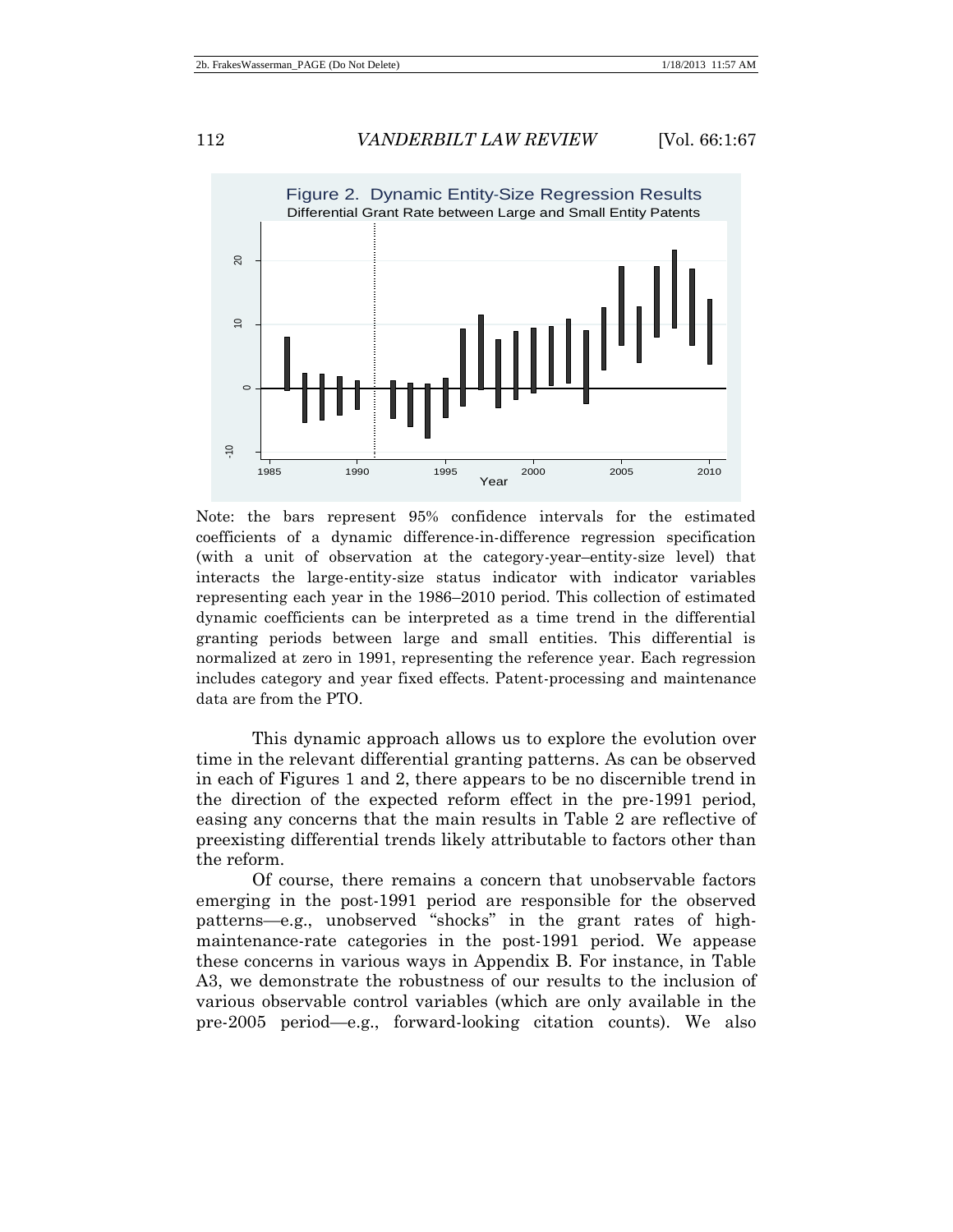Figure 2. Dynamic Entity-Size Regression Results

Differential Grant Rate between Large and Small Entity Patents

Note: the bars represent 95% confidence intervals for the estimated coefficients of a dynamic difference-in-difference regression specification (with a unit of observation at the category-year–entity-size level) that interacts the large-entity-size status indicator with indicator variables representing each year in the 1986–2010 period. This collection of estimated dynamic coefficients can be interpreted as a time trend in the differential granting periods between large and small entities. This differential is normalized at zero in 1991, representing the reference year. Each regression includes category and year fixed effects. Patent-processing and maintenance data are from the PTO.

This dynamic approach allows us to explore the evolution over time in the relevant differential granting patterns. As can be observed in each of Figures 1 and 2, there appears to be no discernible trend in the direction of the expected reform effect in the pre-1991 period, easing any concerns that the main results in Table 2 are reflective of preexisting differential trends likely attributable to factors other than the reform.

Of course, there remains a concern that unobservable factors emerging in the post-1991 period are responsible for the observed patterns—e.g., unobserved "shocks" in the grant rates of high-maintenance-rate categories in the post-1991 period. We appease these concerns in various ways in Appendix B. For instance, in Table A3, we demonstrate the robustness of our results to the inclusion of various observable control variables (which are only available in the pre-2005 period—e.g., forward-looking citation counts). We also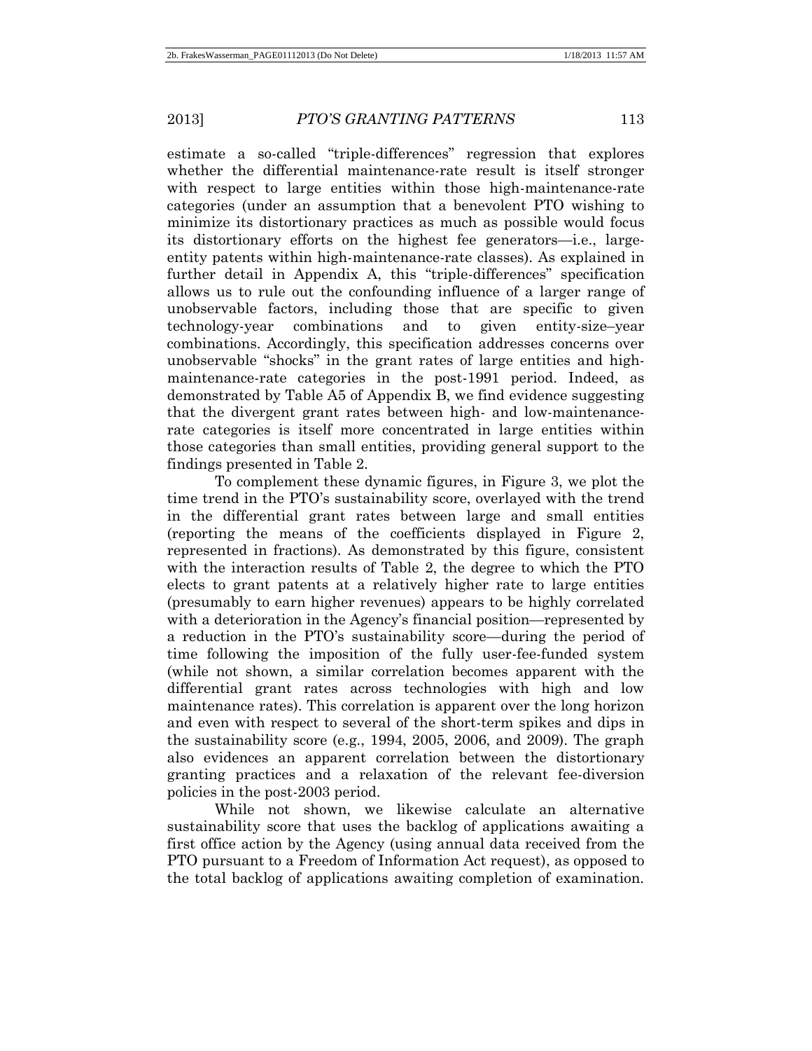estimate a so-called "triple-differences" regression that explores whether the differential maintenance-rate result is itself stronger with respect to large entities within those high-maintenance-rate categories (under an assumption that a benevolent PTO wishing to minimize its distortionary practices as much as possible would focus its distortionary efforts on the highest fee generators—i.e., large-entity patents within high-maintenance-rate classes). As explained in further detail in Appendix A, this "triple-differences" specification allows us to rule out the confounding influence of a larger range of unobservable factors, including those that are specific to given technology-year combinations and to given entity-size–year combinations. Accordingly, this specification addresses concerns over unobservable "shocks" in the grant rates of large entities and high-maintenance-rate categories in the post-1991 period. Indeed, as demonstrated by Table A5 of Appendix B, we find evidence suggesting that the divergent grant rates between high- and low-maintenance-rate categories is itself more concentrated in large entities within those categories than small entities, providing general support to the findings presented in Table 2.

To complement these dynamic figures, in Figure 3, we plot the time trend in the PTO's sustainability score, overlayed with the trend in the differential grant rates between large and small entities (reporting the means of the coefficients displayed in Figure 2, represented in fractions). As demonstrated by this figure, consistent with the interaction results of Table 2, the degree to which the PTO elects to grant patents at a relatively higher rate to large entities (presumably to earn higher revenues) appears to be highly correlated with a deterioration in the Agency's financial position—represented by a reduction in the PTO's sustainability score—during the period of time following the imposition of the fully user-fee-funded system (while not shown, a similar correlation becomes apparent with the differential grant rates across technologies with high and low maintenance rates). This correlation is apparent over the long horizon and even with respect to several of the short-term spikes and dips in the sustainability score (e.g., 1994, 2005, 2006, and 2009). The graph also evidences an apparent correlation between the distortionary granting practices and a relaxation of the relevant fee-diversion policies in the post-2003 period.

While not shown, we likewise calculate an alternative sustainability score that uses the backlog of applications awaiting a first office action by the Agency (using annual data received from the PTO pursuant to a Freedom of Information Act request), as opposed to the total backlog of applications awaiting completion of examination.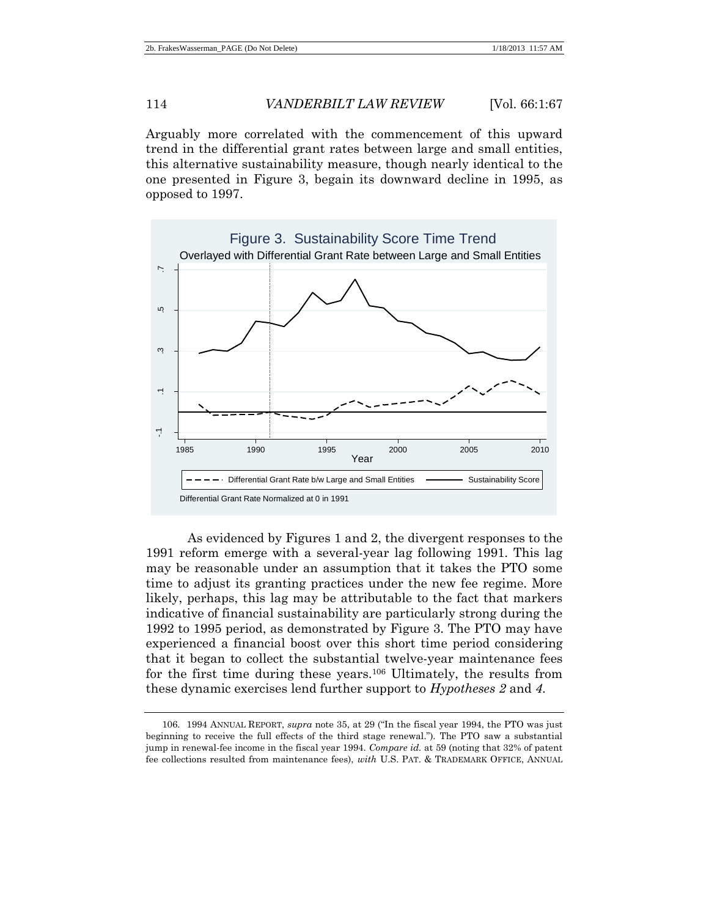Arguably more correlated with the commencement of this upward trend in the differential grant rates between large and small entities, this alternative sustainability measure, though nearly identical to the one presented in Figure 3, begain its downward decline in 1995, as opposed to 1997.

Figure 3. Sustainability Score Time Trend

Overlayed with Differential Grant Rate between Large and Small Entities

Differential Grant Rate Normalized at 0 in 1991

As evidenced by Figures 1 and 2, the divergent responses to the 1991 reform emerge with a several-year lag following 1991. This lag may be reasonable under an assumption that it takes the PTO some time to adjust its granting practices under the new fee regime. More likely, perhaps, this lag may be attributable to the fact that markers indicative of financial sustainability are particularly strong during the 1992 to 1995 period, as demonstrated by Figure 3. The PTO may have experienced a financial boost over this short time period considering that it began to collect the substantial twelve-year maintenance fees for the first time during these years.[106] Ultimately, the results from these dynamic exercises lend further support to *Hypotheses 2* and *4*.

---

106. 1994 ANNUAL REPORT, *supra* note 35, at 29 ("In the fiscal year 1994, the PTO was just beginning to receive the full effects of the third stage renewal."). The PTO saw a substantial jump in renewal-fee income in the fiscal year 1994. *Compare id.* at 59 (noting that 32% of patent fee collections resulted from maintenance fees), *with* U.S. PAT. & TRADEMARK OFFICE, ANNUAL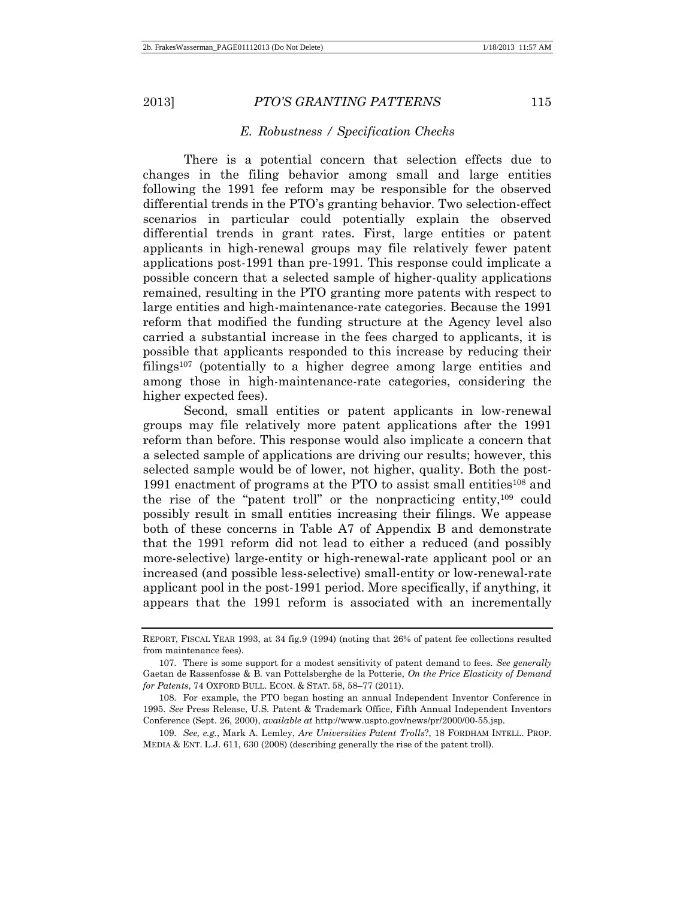### *E. Robustness / Specification Checks*

There is a potential concern that selection effects due to changes in the filing behavior among small and large entities following the 1991 fee reform may be responsible for the observed differential trends in the PTO's granting behavior. Two selection-effect scenarios in particular could potentially explain the observed differential trends in grant rates. First, large entities or patent applicants in high-renewal groups may file relatively fewer patent applications post-1991 than pre-1991. This response could implicate a possible concern that a selected sample of higher-quality applications remained, resulting in the PTO granting more patents with respect to large entities and high-maintenance-rate categories. Because the 1991 reform that modified the funding structure at the Agency level also carried a substantial increase in the fees charged to applicants, it is possible that applicants responded to this increase by reducing their filings[107] (potentially to a higher degree among large entities and among those in high-maintenance-rate categories, considering the higher expected fees).

Second, small entities or patent applicants in low-renewal groups may file relatively more patent applications after the 1991 reform than before. This response would also implicate a concern that a selected sample of applications are driving our results; however, this selected sample would be of lower, not higher, quality. Both the post-1991 enactment of programs at the PTO to assist small entities[108] and the rise of the "patent troll" or the nonpracticing entity,[109] could possibly result in small entities increasing their filings. We appease both of these concerns in Table A7 of Appendix B and demonstrate that the 1991 reform did not lead to either a reduced (and possibly more-selective) large-entity or high-renewal-rate applicant pool or an increased (and possible less-selective) small-entity or low-renewal-rate applicant pool in the post-1991 period. More specifically, if anything, it appears that the 1991 reform is associated with an incrementally

---

REPORT, FISCAL YEAR 1993, at 34 fig.9 (1994) (noting that 26% of patent fee collections resulted from maintenance fees).

107. There is some support for a modest sensitivity of patent demand to fees. *See generally* Gaetan de Rassenfosse & B. van Pottelsberghe de la Potterie, *On the Price Elasticity of Demand for Patents*, 74 OXFORD BULL. ECON. & STAT. 58, 58–77 (2011).

108. For example, the PTO began hosting an annual Independent Inventor Conference in 1995. *See* Press Release, U.S. Patent & Trademark Office, Fifth Annual Independent Inventors Conference (Sept. 26, 2000), *available at* http://www.uspto.gov/news/pr/2000/00-55.jsp.

109. *See, e.g.*, Mark A. Lemley, *Are Universities Patent Trolls*?, 18 FORDHAM INTELL. PROP. MEDIA & ENT. L.J. 611, 630 (2008) (describing generally the rise of the patent troll).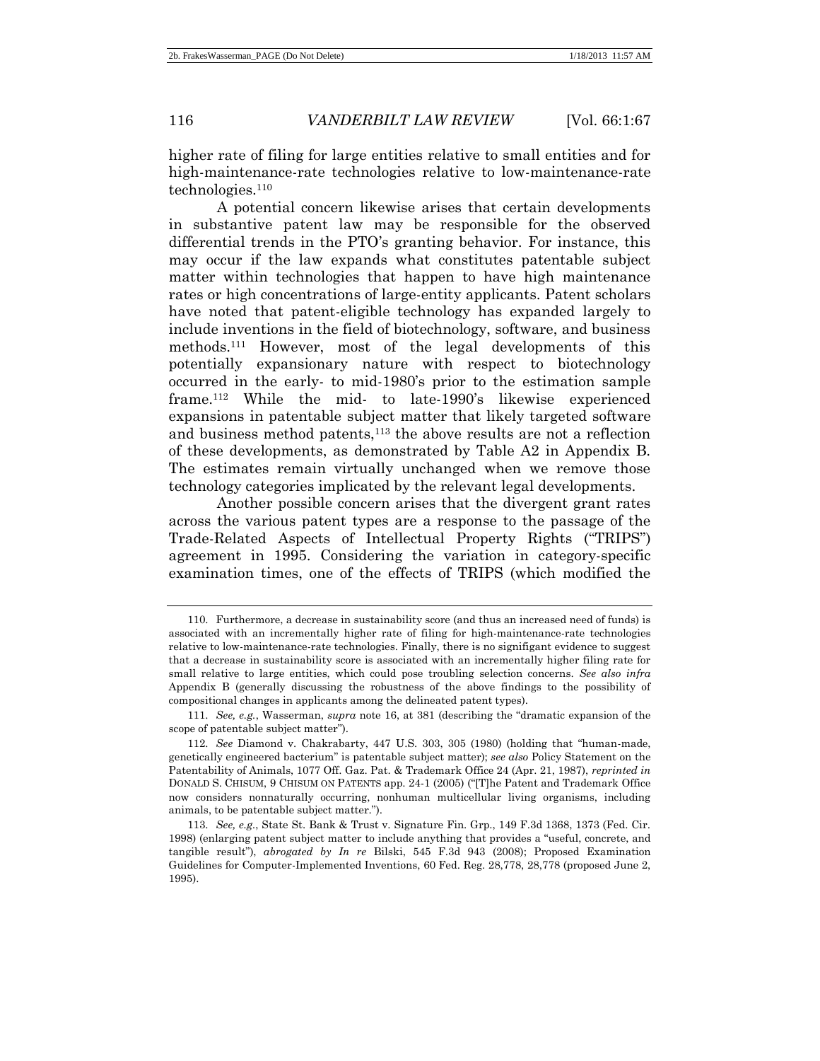higher rate of filing for large entities relative to small entities and for high-maintenance-rate technologies relative to low-maintenance-rate technologies.[110]

A potential concern likewise arises that certain developments in substantive patent law may be responsible for the observed differential trends in the PTO's granting behavior. For instance, this may occur if the law expands what constitutes patentable subject matter within technologies that happen to have high maintenance rates or high concentrations of large-entity applicants. Patent scholars have noted that patent-eligible technology has expanded largely to include inventions in the field of biotechnology, software, and business methods.[111] However, most of the legal developments of this potentially expansionary nature with respect to biotechnology occurred in the early- to mid-1980's prior to the estimation sample frame.[112] While the mid- to late-1990's likewise experienced expansions in patentable subject matter that likely targeted software and business method patents,[113] the above results are not a reflection of these developments, as demonstrated by Table A2 in Appendix B. The estimates remain virtually unchanged when we remove those technology categories implicated by the relevant legal developments.

Another possible concern arises that the divergent grant rates across the various patent types are a response to the passage of the Trade-Related Aspects of Intellectual Property Rights ("TRIPS") agreement in 1995. Considering the variation in category-specific examination times, one of the effects of TRIPS (which modified the

---

110. Furthermore, a decrease in sustainability score (and thus an increased need of funds) is associated with an incrementally higher rate of filing for high-maintenance-rate technologies relative to low-maintenance-rate technologies. Finally, there is no signifigant evidence to suggest that a decrease in sustainability score is associated with an incrementally higher filing rate for small relative to large entities, which could pose troubling selection concerns. *See also infra* Appendix B (generally discussing the robustness of the above findings to the possibility of compositional changes in applicants among the delineated patent types).

111. *See, e.g.*, Wasserman, *supra* note 16, at 381 (describing the "dramatic expansion of the scope of patentable subject matter").

112. *See* Diamond v. Chakrabarty, 447 U.S. 303, 305 (1980) (holding that "human-made, genetically engineered bacterium" is patentable subject matter); *see also* Policy Statement on the Patentability of Animals, 1077 Off. Gaz. Pat. & Trademark Office 24 (Apr. 21, 1987), *reprinted in* DONALD S. CHISUM, 9 CHISUM ON PATENTS app. 24-1 (2005) ("[T]he Patent and Trademark Office now considers nonnaturally occurring, nonhuman multicellular living organisms, including animals, to be patentable subject matter.").

113. *See, e.g.*, State St. Bank & Trust v. Signature Fin. Grp., 149 F.3d 1368, 1373 (Fed. Cir. 1998) (enlarging patent subject matter to include anything that provides a "useful, concrete, and tangible result"), *abrogated by In re* Bilski, 545 F.3d 943 (2008); Proposed Examination Guidelines for Computer-Implemented Inventions, 60 Fed. Reg. 28,778, 28,778 (proposed June 2, 1995).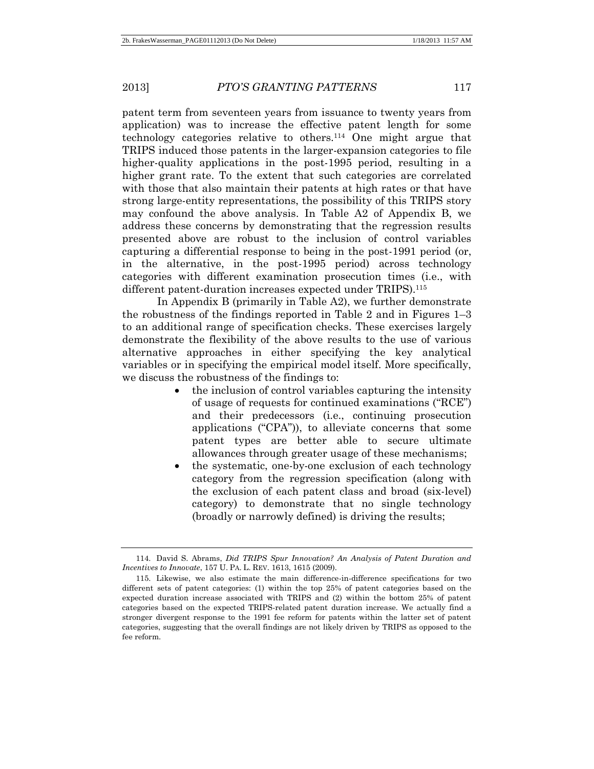patent term from seventeen years from issuance to twenty years from application) was to increase the effective patent length for some technology categories relative to others.[114] One might argue that TRIPS induced those patents in the larger-expansion categories to file higher-quality applications in the post-1995 period, resulting in a higher grant rate. To the extent that such categories are correlated with those that also maintain their patents at high rates or that have strong large-entity representations, the possibility of this TRIPS story may confound the above analysis. In Table A2 of Appendix B, we address these concerns by demonstrating that the regression results presented above are robust to the inclusion of control variables capturing a differential response to being in the post-1991 period (or, in the alternative, in the post-1995 period) across technology categories with different examination prosecution times (i.e., with different patent-duration increases expected under TRIPS).[115]

In Appendix B (primarily in Table A2), we further demonstrate the robustness of the findings reported in Table 2 and in Figures 1–3 to an additional range of specification checks. These exercises largely demonstrate the flexibility of the above results to the use of various alternative approaches in either specifying the key analytical variables or in specifying the empirical model itself. More specifically, we discuss the robustness of the findings to:

- the inclusion of control variables capturing the intensity of usage of requests for continued examinations ("RCE") and their predecessors (i.e., continuing prosecution applications ("CPA")), to alleviate concerns that some patent types are better able to secure ultimate allowances through greater usage of these mechanisms;
- the systematic, one-by-one exclusion of each technology category from the regression specification (along with the exclusion of each patent class and broad (six-level) category) to demonstrate that no single technology (broadly or narrowly defined) is driving the results;

---

114. David S. Abrams, *Did TRIPS Spur Innovation? An Analysis of Patent Duration and Incentives to Innovate*, 157 U. PA. L. REV. 1613, 1615 (2009).

115. Likewise, we also estimate the main difference-in-difference specifications for two different sets of patent categories: (1) within the top 25% of patent categories based on the expected duration increase associated with TRIPS and (2) within the bottom 25% of patent categories based on the expected TRIPS-related patent duration increase. We actually find a stronger divergent response to the 1991 fee reform for patents within the latter set of patent categories, suggesting that the overall findings are not likely driven by TRIPS as opposed to the fee reform.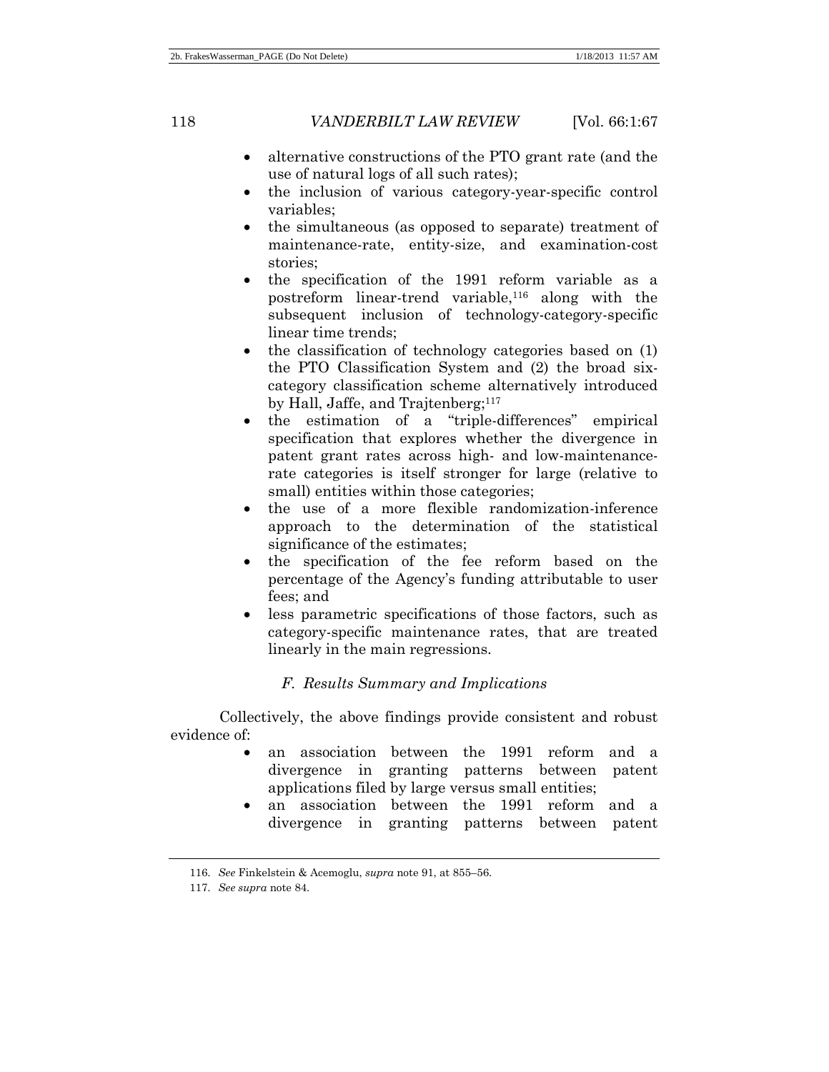- alternative constructions of the PTO grant rate (and the use of natural logs of all such rates);
- the inclusion of various category-year-specific control variables;
- the simultaneous (as opposed to separate) treatment of maintenance-rate, entity-size, and examination-cost stories;
- the specification of the 1991 reform variable as a postreform linear-trend variable,[116] along with the subsequent inclusion of technology-category-specific linear time trends;
- the classification of technology categories based on (1) the PTO Classification System and (2) the broad six-category classification scheme alternatively introduced by Hall, Jaffe, and Trajtenberg;[117]
- the estimation of a "triple-differences" empirical specification that explores whether the divergence in patent grant rates across high- and low-maintenance-rate categories is itself stronger for large (relative to small) entities within those categories;
- the use of a more flexible randomization-inference approach to the determination of the statistical significance of the estimates;
- the specification of the fee reform based on the percentage of the Agency's funding attributable to user fees; and
- less parametric specifications of those factors, such as category-specific maintenance rates, that are treated linearly in the main regressions.

### *F. Results Summary and Implications*

Collectively, the above findings provide consistent and robust evidence of:

- an association between the 1991 reform and a divergence in granting patterns between patent applications filed by large versus small entities;
- an association between the 1991 reform and a divergence in granting patterns between patent

---

116. *See* Finkelstein & Acemoglu, *supra* note 91, at 855–56.

117. *See supra* note 84.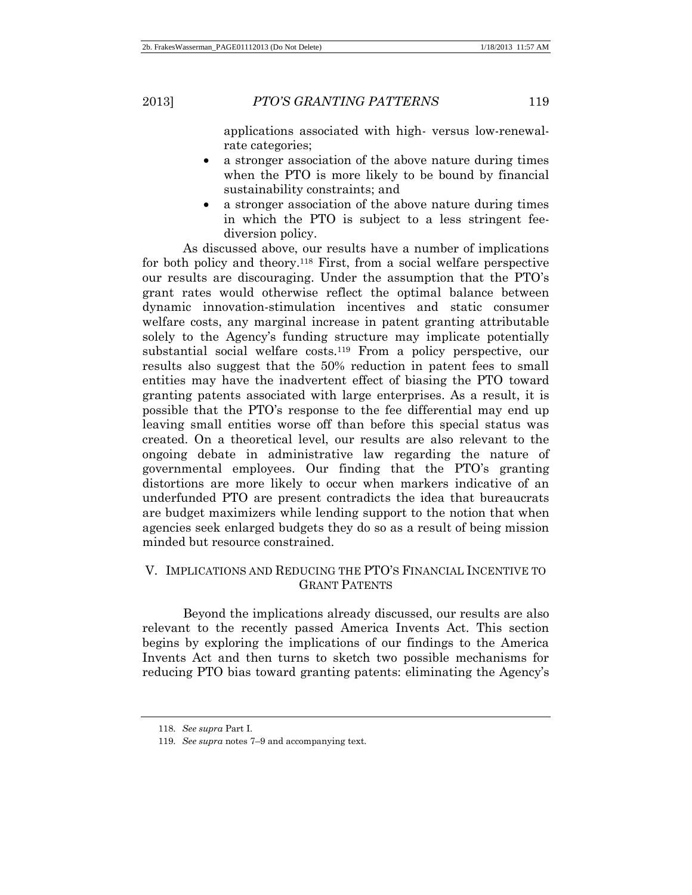applications associated with high- versus low-renewal-rate categories;

- a stronger association of the above nature during times when the PTO is more likely to be bound by financial sustainability constraints; and
- a stronger association of the above nature during times in which the PTO is subject to a less stringent fee-diversion policy.

As discussed above, our results have a number of implications for both policy and theory.[118] First, from a social welfare perspective our results are discouraging. Under the assumption that the PTO's grant rates would otherwise reflect the optimal balance between dynamic innovation-stimulation incentives and static consumer welfare costs, any marginal increase in patent granting attributable solely to the Agency's funding structure may implicate potentially substantial social welfare costs.[119] From a policy perspective, our results also suggest that the 50% reduction in patent fees to small entities may have the inadvertent effect of biasing the PTO toward granting patents associated with large enterprises. As a result, it is possible that the PTO's response to the fee differential may end up leaving small entities worse off than before this special status was created. On a theoretical level, our results are also relevant to the ongoing debate in administrative law regarding the nature of governmental employees. Our finding that the PTO's granting distortions are more likely to occur when markers indicative of an underfunded PTO are present contradicts the idea that bureaucrats are budget maximizers while lending support to the notion that when agencies seek enlarged budgets they do so as a result of being mission minded but resource constrained.

## V. IMPLICATIONS AND REDUCING THE PTO'S FINANCIAL INCENTIVE TO GRANT PATENTS

Beyond the implications already discussed, our results are also relevant to the recently passed America Invents Act. This section begins by exploring the implications of our findings to the America Invents Act and then turns to sketch two possible mechanisms for reducing PTO bias toward granting patents: eliminating the Agency's

---

118. *See supra* Part I.

119. *See supra* notes 7–9 and accompanying text.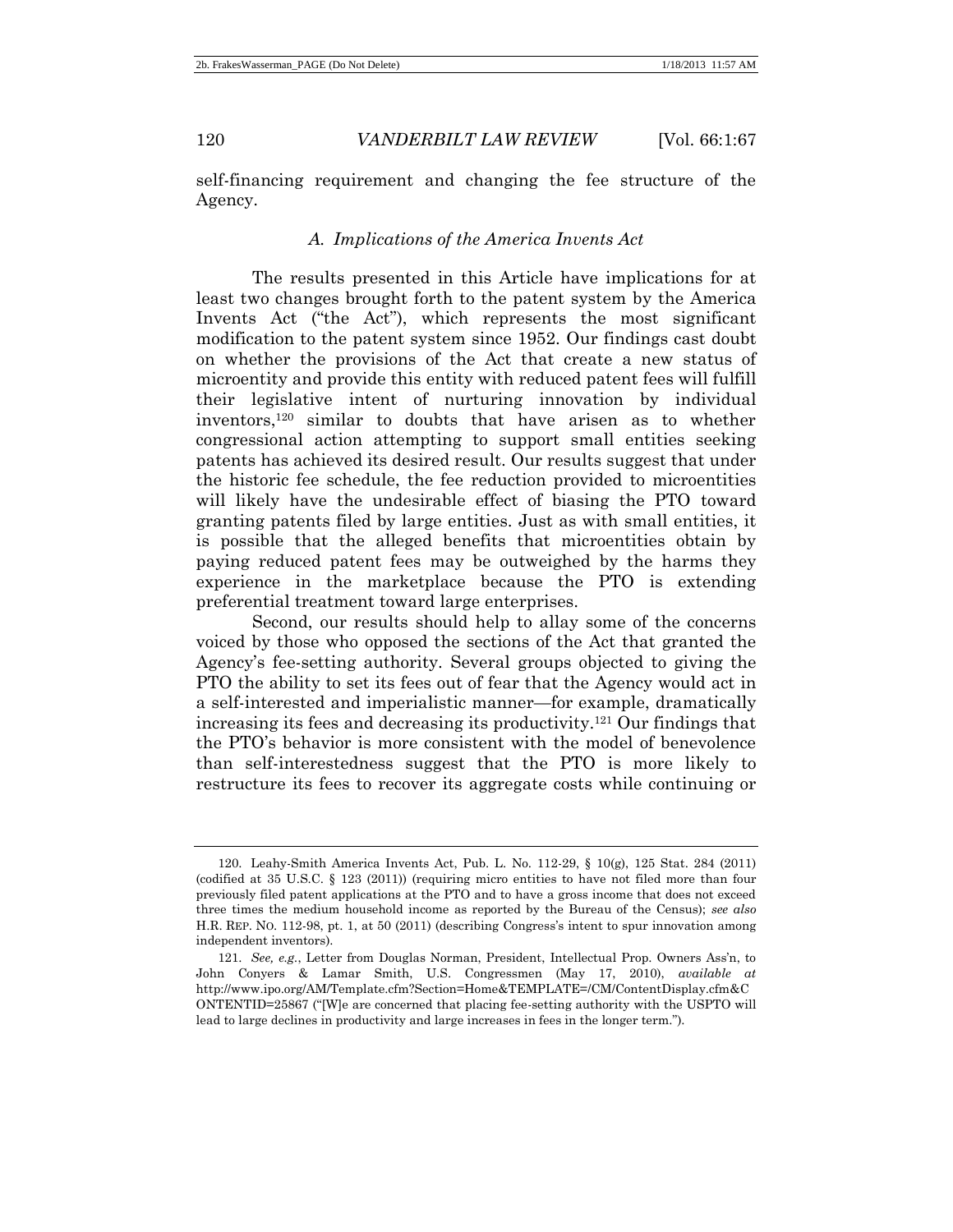self-financing requirement and changing the fee structure of the Agency.

### *A. Implications of the America Invents Act*

The results presented in this Article have implications for at least two changes brought forth to the patent system by the America Invents Act ("the Act"), which represents the most significant modification to the patent system since 1952. Our findings cast doubt on whether the provisions of the Act that create a new status of microentity and provide this entity with reduced patent fees will fulfill their legislative intent of nurturing innovation by individual inventors,[120] similar to doubts that have arisen as to whether congressional action attempting to support small entities seeking patents has achieved its desired result. Our results suggest that under the historic fee schedule, the fee reduction provided to microentities will likely have the undesirable effect of biasing the PTO toward granting patents filed by large entities. Just as with small entities, it is possible that the alleged benefits that microentities obtain by paying reduced patent fees may be outweighed by the harms they experience in the marketplace because the PTO is extending preferential treatment toward large enterprises.

Second, our results should help to allay some of the concerns voiced by those who opposed the sections of the Act that granted the Agency's fee-setting authority. Several groups objected to giving the PTO the ability to set its fees out of fear that the Agency would act in a self-interested and imperialistic manner—for example, dramatically increasing its fees and decreasing its productivity.[121] Our findings that the PTO's behavior is more consistent with the model of benevolence than self-interestedness suggest that the PTO is more likely to restructure its fees to recover its aggregate costs while continuing or

---

120. Leahy-Smith America Invents Act, Pub. L. No. 112-29, § 10(g), 125 Stat. 284 (2011) (codified at 35 U.S.C. § 123 (2011)) (requiring micro entities to have not filed more than four previously filed patent applications at the PTO and to have a gross income that does not exceed three times the medium household income as reported by the Bureau of the Census); *see also* H.R. REP. NO. 112-98, pt. 1, at 50 (2011) (describing Congress's intent to spur innovation among independent inventors).

121. *See, e.g.*, Letter from Douglas Norman, President, Intellectual Prop. Owners Ass'n, to John Conyers & Lamar Smith, U.S. Congressmen (May 17, 2010), *available at* http://www.ipo.org/AM/Template.cfm?Section=Home&TEMPLATE=/CM/ContentDisplay.cfm&CONTENTID=25867 ("[W]e are concerned that placing fee-setting authority with the USPTO will lead to large declines in productivity and large increases in fees in the longer term.").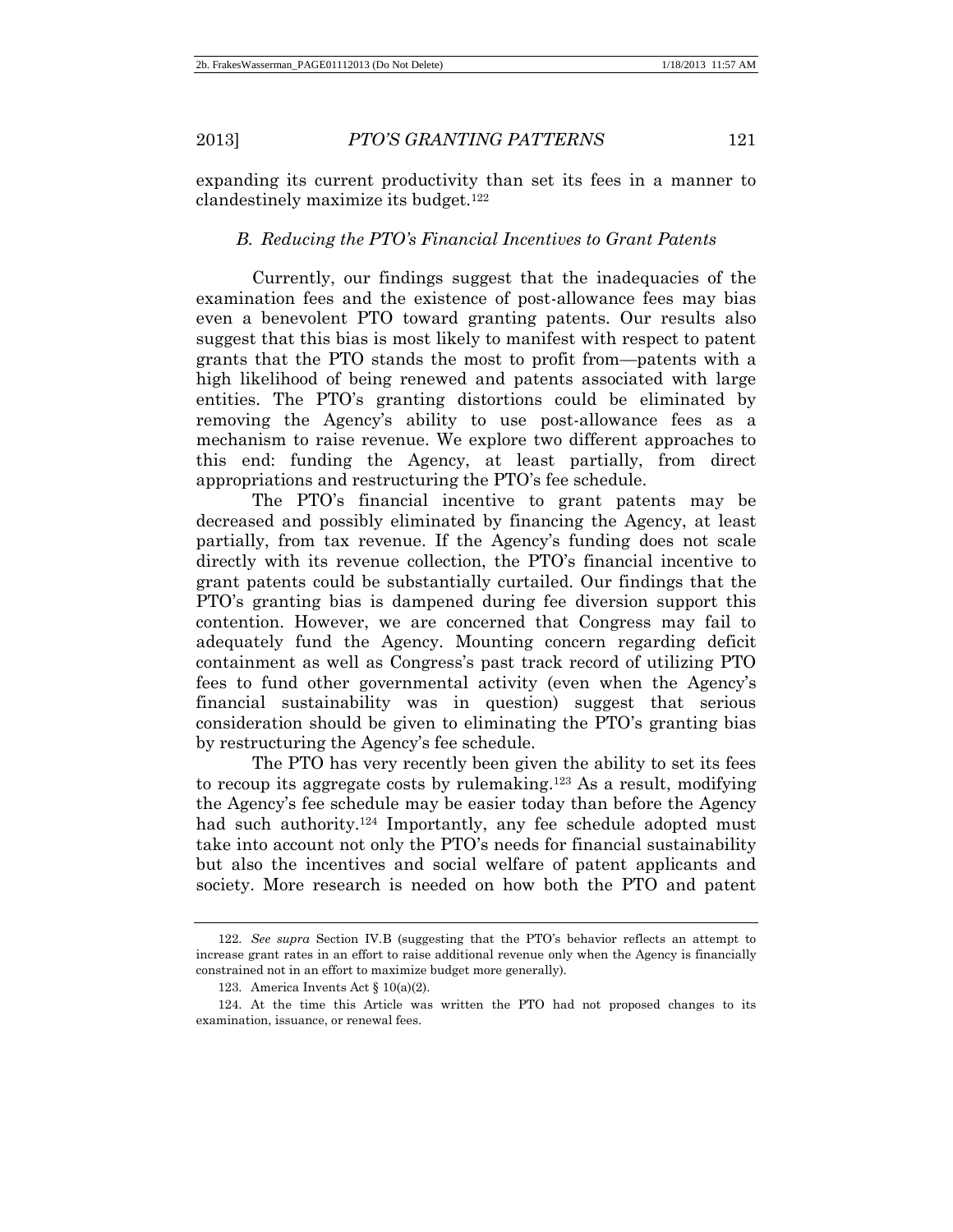expanding its current productivity than set its fees in a manner to clandestinely maximize its budget.[122]

### *B. Reducing the PTO's Financial Incentives to Grant Patents*

Currently, our findings suggest that the inadequacies of the examination fees and the existence of post-allowance fees may bias even a benevolent PTO toward granting patents. Our results also suggest that this bias is most likely to manifest with respect to patent grants that the PTO stands the most to profit from—patents with a high likelihood of being renewed and patents associated with large entities. The PTO's granting distortions could be eliminated by removing the Agency's ability to use post-allowance fees as a mechanism to raise revenue. We explore two different approaches to this end: funding the Agency, at least partially, from direct appropriations and restructuring the PTO's fee schedule.

The PTO's financial incentive to grant patents may be decreased and possibly eliminated by financing the Agency, at least partially, from tax revenue. If the Agency's funding does not scale directly with its revenue collection, the PTO's financial incentive to grant patents could be substantially curtailed. Our findings that the PTO's granting bias is dampened during fee diversion support this contention. However, we are concerned that Congress may fail to adequately fund the Agency. Mounting concern regarding deficit containment as well as Congress's past track record of utilizing PTO fees to fund other governmental activity (even when the Agency's financial sustainability was in question) suggest that serious consideration should be given to eliminating the PTO's granting bias by restructuring the Agency's fee schedule.

The PTO has very recently been given the ability to set its fees to recoup its aggregate costs by rulemaking.[123] As a result, modifying the Agency's fee schedule may be easier today than before the Agency had such authority.[124] Importantly, any fee schedule adopted must take into account not only the PTO's needs for financial sustainability but also the incentives and social welfare of patent applicants and society. More research is needed on how both the PTO and patent

---

122. *See supra* Section IV.B (suggesting that the PTO's behavior reflects an attempt to increase grant rates in an effort to raise additional revenue only when the Agency is financially constrained not in an effort to maximize budget more generally).

123. America Invents Act § 10(a)(2).

124. At the time this Article was written the PTO had not proposed changes to its examination, issuance, or renewal fees.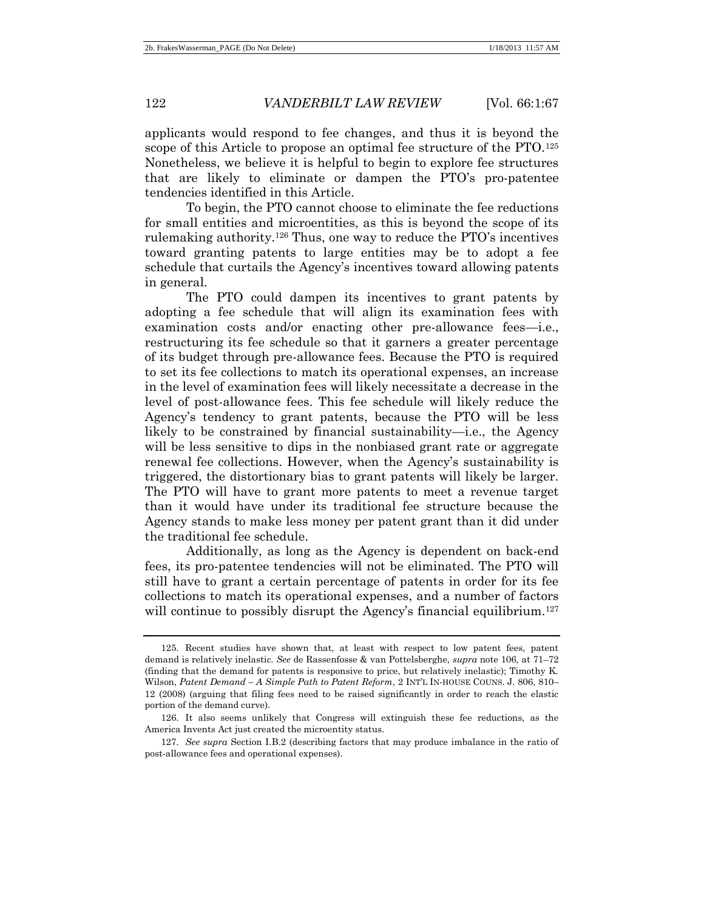applicants would respond to fee changes, and thus it is beyond the scope of this Article to propose an optimal fee structure of the PTO.[125] Nonetheless, we believe it is helpful to begin to explore fee structures that are likely to eliminate or dampen the PTO's pro-patentee tendencies identified in this Article.

To begin, the PTO cannot choose to eliminate the fee reductions for small entities and microentities, as this is beyond the scope of its rulemaking authority.[126] Thus, one way to reduce the PTO's incentives toward granting patents to large entities may be to adopt a fee schedule that curtails the Agency's incentives toward allowing patents in general.

The PTO could dampen its incentives to grant patents by adopting a fee schedule that will align its examination fees with examination costs and/or enacting other pre-allowance fees—i.e., restructuring its fee schedule so that it garners a greater percentage of its budget through pre-allowance fees. Because the PTO is required to set its fee collections to match its operational expenses, an increase in the level of examination fees will likely necessitate a decrease in the level of post-allowance fees. This fee schedule will likely reduce the Agency's tendency to grant patents, because the PTO will be less likely to be constrained by financial sustainability—i.e., the Agency will be less sensitive to dips in the nonbiased grant rate or aggregate renewal fee collections. However, when the Agency's sustainability is triggered, the distortionary bias to grant patents will likely be larger. The PTO will have to grant more patents to meet a revenue target than it would have under its traditional fee structure because the Agency stands to make less money per patent grant than it did under the traditional fee schedule.

Additionally, as long as the Agency is dependent on back-end fees, its pro-patentee tendencies will not be eliminated. The PTO will still have to grant a certain percentage of patents in order for its fee collections to match its operational expenses, and a number of factors will continue to possibly disrupt the Agency's financial equilibrium.[127]

---

125. Recent studies have shown that, at least with respect to low patent fees, patent demand is relatively inelastic. *See* de Rassenfosse & van Pottelsberghe, *supra* note 106, at 71–72 (finding that the demand for patents is responsive to price, but relatively inelastic); Timothy K. Wilson, *Patent Demand – A Simple Path to Patent Reform*, 2 INT'L IN-HOUSE COUNS. J. 806, 810–12 (2008) (arguing that filing fees need to be raised significantly in order to reach the elastic portion of the demand curve).

126. It also seems unlikely that Congress will extinguish these fee reductions, as the America Invents Act just created the microentity status.

127. *See supra* Section I.B.2 (describing factors that may produce imbalance in the ratio of post-allowance fees and operational expenses).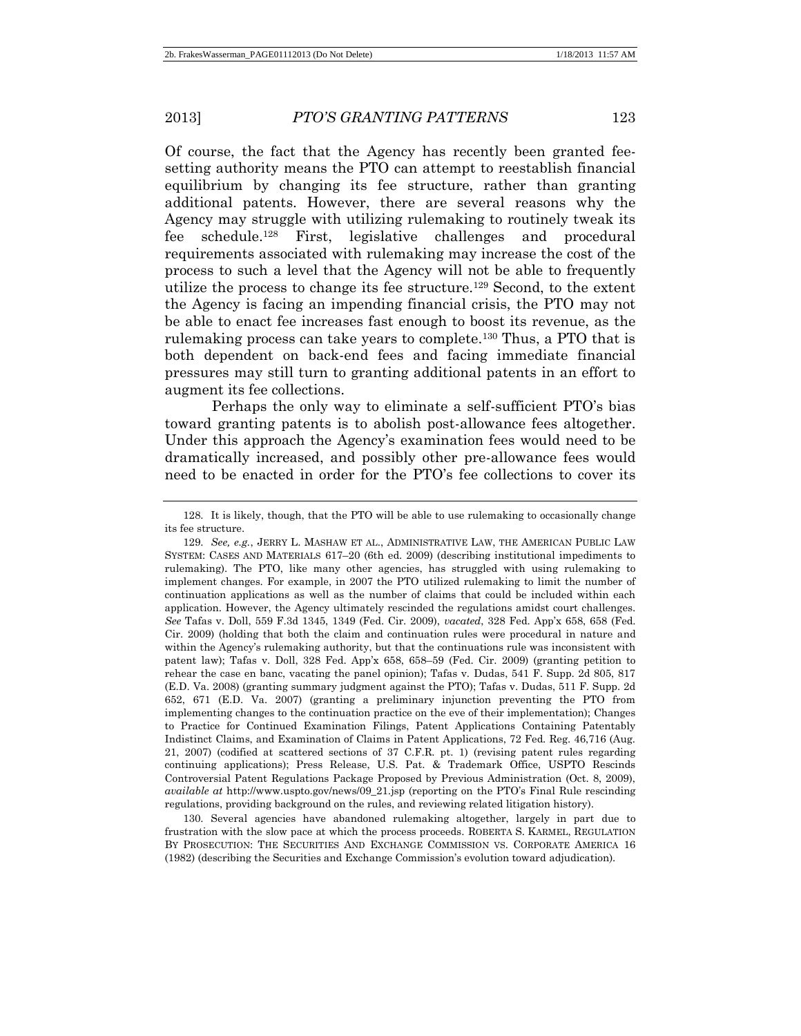Of course, the fact that the Agency has recently been granted fee-setting authority means the PTO can attempt to reestablish financial equilibrium by changing its fee structure, rather than granting additional patents. However, there are several reasons why the Agency may struggle with utilizing rulemaking to routinely tweak its fee schedule.[128] First, legislative challenges and procedural requirements associated with rulemaking may increase the cost of the process to such a level that the Agency will not be able to frequently utilize the process to change its fee structure.[129] Second, to the extent the Agency is facing an impending financial crisis, the PTO may not be able to enact fee increases fast enough to boost its revenue, as the rulemaking process can take years to complete.[130] Thus, a PTO that is both dependent on back-end fees and facing immediate financial pressures may still turn to granting additional patents in an effort to augment its fee collections.

Perhaps the only way to eliminate a self-sufficient PTO's bias toward granting patents is to abolish post-allowance fees altogether. Under this approach the Agency's examination fees would need to be dramatically increased, and possibly other pre-allowance fees would need to be enacted in order for the PTO's fee collections to cover its

---

128. It is likely, though, that the PTO will be able to use rulemaking to occasionally change its fee structure.

129. *See, e.g.*, JERRY L. MASHAW ET AL., ADMINISTRATIVE LAW, THE AMERICAN PUBLIC LAW SYSTEM: CASES AND MATERIALS 617–20 (6th ed. 2009) (describing institutional impediments to rulemaking). The PTO, like many other agencies, has struggled with using rulemaking to implement changes. For example, in 2007 the PTO utilized rulemaking to limit the number of continuation applications as well as the number of claims that could be included within each application. However, the Agency ultimately rescinded the regulations amidst court challenges. *See* Tafas v. Doll, 559 F.3d 1345, 1349 (Fed. Cir. 2009), *vacated*, 328 Fed. App'x 658, 658 (Fed. Cir. 2009) (holding that both the claim and continuation rules were procedural in nature and within the Agency's rulemaking authority, but that the continuations rule was inconsistent with patent law); Tafas v. Doll, 328 Fed. App'x 658, 658–59 (Fed. Cir. 2009) (granting petition to rehear the case en banc, vacating the panel opinion); Tafas v. Dudas, 541 F. Supp. 2d 805, 817 (E.D. Va. 2008) (granting summary judgment against the PTO); Tafas v. Dudas, 511 F. Supp. 2d 652, 671 (E.D. Va. 2007) (granting a preliminary injunction preventing the PTO from implementing changes to the continuation practice on the eve of their implementation); Changes to Practice for Continued Examination Filings, Patent Applications Containing Patentably Indistinct Claims, and Examination of Claims in Patent Applications, 72 Fed. Reg. 46,716 (Aug. 21, 2007) (codified at scattered sections of 37 C.F.R. pt. 1) (revising patent rules regarding continuing applications); Press Release, U.S. Pat. & Trademark Office, USPTO Rescinds Controversial Patent Regulations Package Proposed by Previous Administration (Oct. 8, 2009), *available at* http://www.uspto.gov/news/09_21.jsp (reporting on the PTO's Final Rule rescinding regulations, providing background on the rules, and reviewing related litigation history).

130. Several agencies have abandoned rulemaking altogether, largely in part due to frustration with the slow pace at which the process proceeds. ROBERTA S. KARMEL, REGULATION BY PROSECUTION: THE SECURITIES AND EXCHANGE COMMISSION VS. CORPORATE AMERICA 16 (1982) (describing the Securities and Exchange Commission's evolution toward adjudication).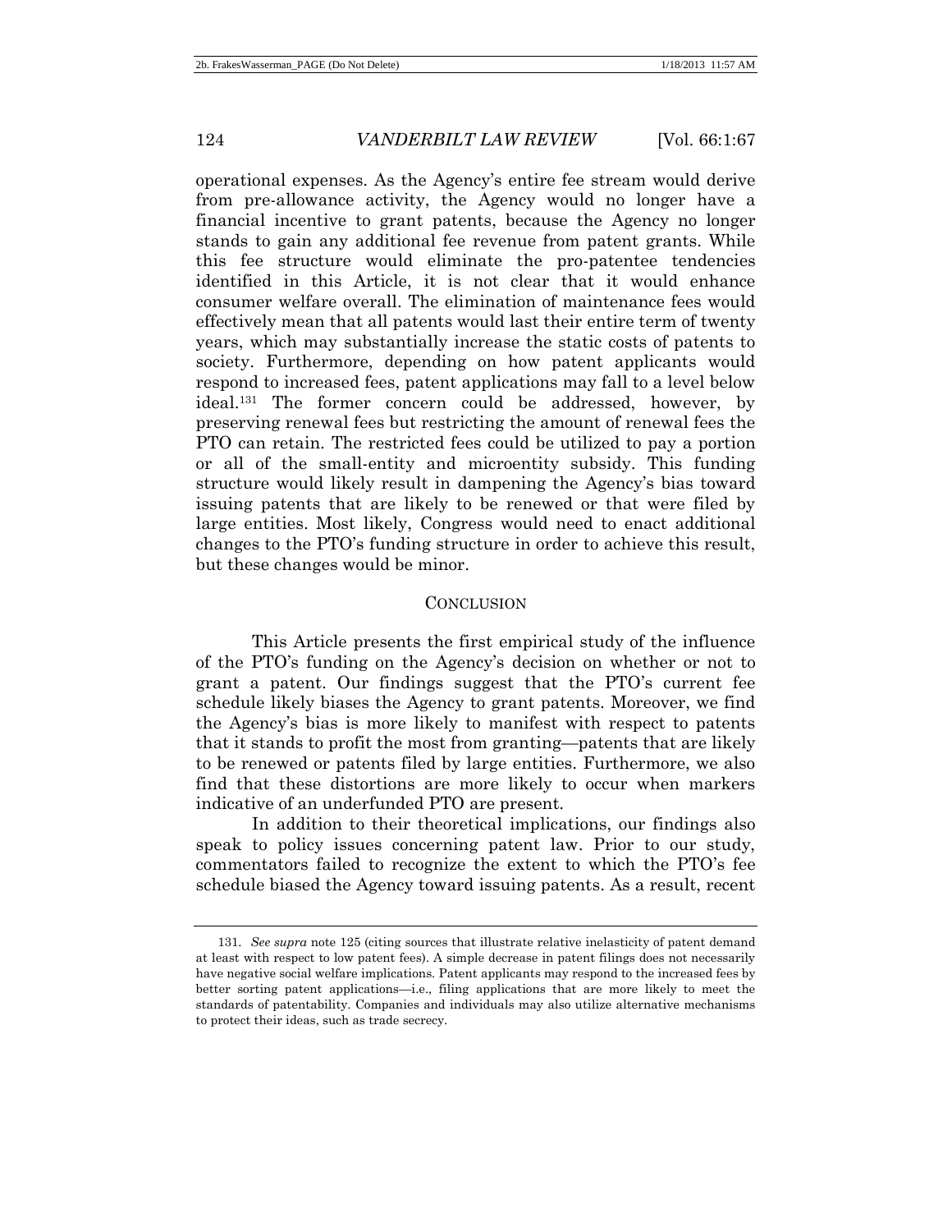operational expenses. As the Agency's entire fee stream would derive from pre-allowance activity, the Agency would no longer have a financial incentive to grant patents, because the Agency no longer stands to gain any additional fee revenue from patent grants. While this fee structure would eliminate the pro-patentee tendencies identified in this Article, it is not clear that it would enhance consumer welfare overall. The elimination of maintenance fees would effectively mean that all patents would last their entire term of twenty years, which may substantially increase the static costs of patents to society. Furthermore, depending on how patent applicants would respond to increased fees, patent applications may fall to a level below ideal.[131] The former concern could be addressed, however, by preserving renewal fees but restricting the amount of renewal fees the PTO can retain. The restricted fees could be utilized to pay a portion or all of the small-entity and microentity subsidy. This funding structure would likely result in dampening the Agency's bias toward issuing patents that are likely to be renewed or that were filed by large entities. Most likely, Congress would need to enact additional changes to the PTO's funding structure in order to achieve this result, but these changes would be minor.

## CONCLUSION

This Article presents the first empirical study of the influence of the PTO's funding on the Agency's decision on whether or not to grant a patent. Our findings suggest that the PTO's current fee schedule likely biases the Agency to grant patents. Moreover, we find the Agency's bias is more likely to manifest with respect to patents that it stands to profit the most from granting—patents that are likely to be renewed or patents filed by large entities. Furthermore, we also find that these distortions are more likely to occur when markers indicative of an underfunded PTO are present.

In addition to their theoretical implications, our findings also speak to policy issues concerning patent law. Prior to our study, commentators failed to recognize the extent to which the PTO's fee schedule biased the Agency toward issuing patents. As a result, recent

---

131. *See supra* note 125 (citing sources that illustrate relative inelasticity of patent demand at least with respect to low patent fees). A simple decrease in patent filings does not necessarily have negative social welfare implications. Patent applicants may respond to the increased fees by better sorting patent applications—i.e., filing applications that are more likely to meet the standards of patentability. Companies and individuals may also utilize alternative mechanisms to protect their ideas, such as trade secrecy.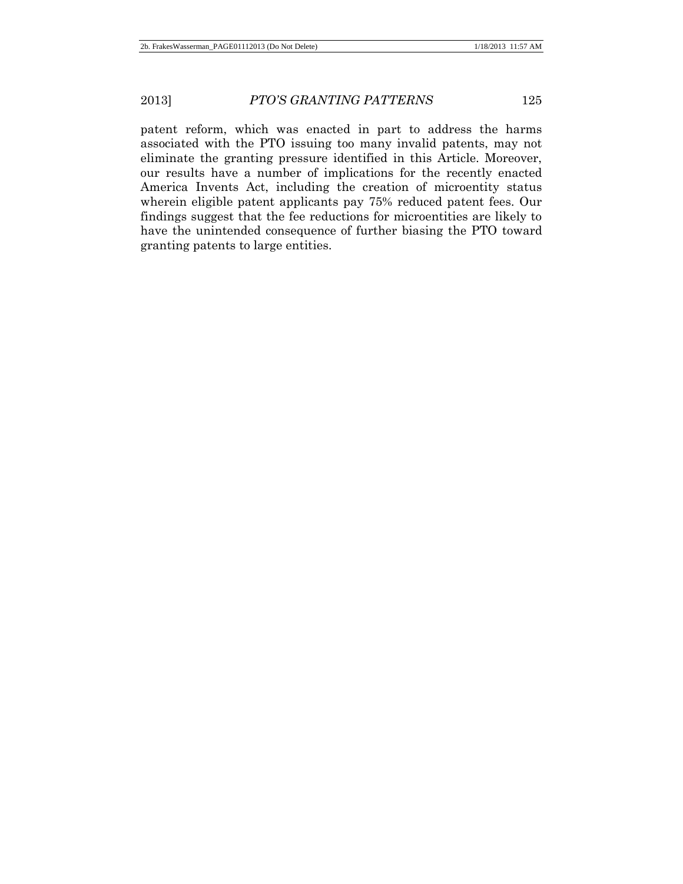patent reform, which was enacted in part to address the harms associated with the PTO issuing too many invalid patents, may not eliminate the granting pressure identified in this Article. Moreover, our results have a number of implications for the recently enacted America Invents Act, including the creation of microentity status wherein eligible patent applicants pay 75% reduced patent fees. Our findings suggest that the fee reductions for microentities are likely to have the unintended consequence of further biasing the PTO toward granting patents to large entities.